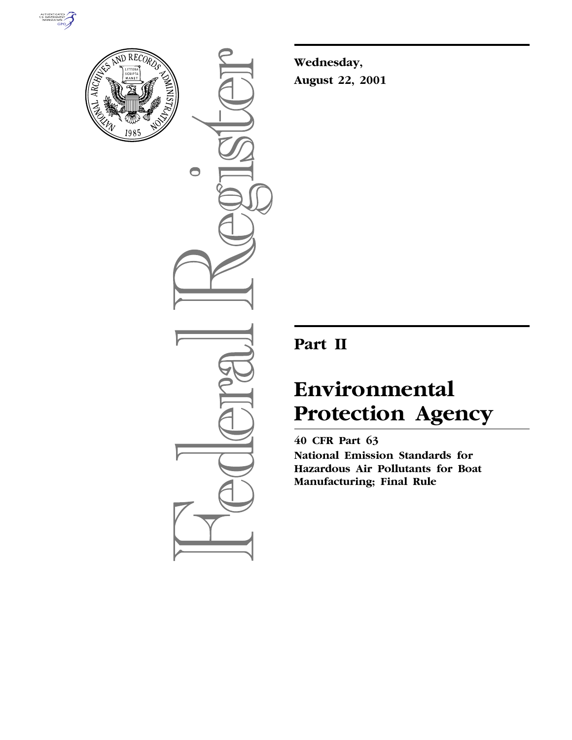**Wednesday,**
**August 22, 2001**

## Part II

# Environmental Protection Agency

**40 CFR Part 63**
**National Emission Standards for Hazardous Air Pollutants for Boat Manufacturing; Final Rule**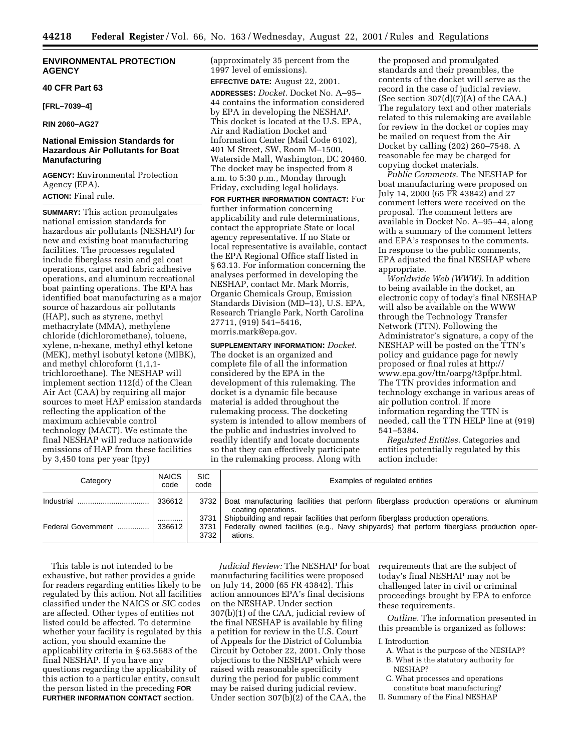**ENVIRONMENTAL PROTECTION AGENCY**

**40 CFR Part 63**

**[FRL–7039–4]**

**RIN 2060–AG27**

## National Emission Standards for Hazardous Air Pollutants for Boat Manufacturing

**AGENCY:** Environmental Protection Agency (EPA).

**ACTION:** Final rule.

**SUMMARY:** This action promulgates national emission standards for hazardous air pollutants (NESHAP) for new and existing boat manufacturing facilities. The processes regulated include fiberglass resin and gel coat operations, carpet and fabric adhesive operations, and aluminum recreational boat painting operations. The EPA has identified boat manufacturing as a major source of hazardous air pollutants (HAP), such as styrene, methyl methacrylate (MMA), methylene chloride (dichloromethane), toluene, xylene, n-hexane, methyl ethyl ketone (MEK), methyl isobutyl ketone (MIBK), and methyl chloroform (1,1,1-trichloroethane). The NESHAP will implement section 112(d) of the Clean Air Act (CAA) by requiring all major sources to meet HAP emission standards reflecting the application of the maximum achievable control technology (MACT). We estimate the final NESHAP will reduce nationwide emissions of HAP from these facilities by 3,450 tons per year (tpy) (approximately 35 percent from the 1997 level of emissions).

**EFFECTIVE DATE:** August 22, 2001.

**ADDRESSES:** *Docket.* Docket No. A–95–44 contains the information considered by EPA in developing the NESHAP. This docket is located at the U.S. EPA, Air and Radiation Docket and Information Center (Mail Code 6102), 401 M Street, SW, Room M–1500, Waterside Mall, Washington, DC 20460. The docket may be inspected from 8 a.m. to 5:30 p.m., Monday through Friday, excluding legal holidays.

**FOR FURTHER INFORMATION CONTACT:** For further information concerning applicability and rule determinations, contact the appropriate State or local agency representative. If no State or local representative is available, contact the EPA Regional Office staff listed in § 63.13. For information concerning the analyses performed in developing the NESHAP, contact Mr. Mark Morris, Organic Chemicals Group, Emission Standards Division (MD–13), U.S. EPA, Research Triangle Park, North Carolina 27711, (919) 541–5416, morris.mark@epa.gov.

**SUPPLEMENTARY INFORMATION:** *Docket.* The docket is an organized and complete file of all the information considered by the EPA in the development of this rulemaking. The docket is a dynamic file because material is added throughout the rulemaking process. The docketing system is intended to allow members of the public and industries involved to readily identify and locate documents so that they can effectively participate in the rulemaking process. Along with the proposed and promulgated standards and their preambles, the contents of the docket will serve as the record in the case of judicial review. (See section 307(d)(7)(A) of the CAA.) The regulatory text and other materials related to this rulemaking are available for review in the docket or copies may be mailed on request from the Air Docket by calling (202) 260–7548. A reasonable fee may be charged for copying docket materials.

*Public Comments.* The NESHAP for boat manufacturing were proposed on July 14, 2000 (65 FR 43842) and 27 comment letters were received on the proposal. The comment letters are available in Docket No. A–95–44, along with a summary of the comment letters and EPA's responses to the comments. In response to the public comments, EPA adjusted the final NESHAP where appropriate.

*Worldwide Web (WWW).* In addition to being available in the docket, an electronic copy of today's final NESHAP will also be available on the WWW through the Technology Transfer Network (TTN). Following the Administrator's signature, a copy of the NESHAP will be posted on the TTN's policy and guidance page for newly proposed or final rules at http://www.epa.gov/ttn/oarpg/t3pfpr.html. The TTN provides information and technology exchange in various areas of air pollution control. If more information regarding the TTN is needed, call the TTN HELP line at (919) 541–5384.

*Regulated Entities.* Categories and entities potentially regulated by this action include:

| Category | NAICS code | SIC code | Examples of regulated entities |
|---|---|---|---|
| Industrial | 336612 | 3732 | Boat manufacturing facilities that perform fiberglass production operations or aluminum coating operations. |
| | ............ | 3731 | Shipbuilding and repair facilities that perform fiberglass production operations. |
| Federal Government | 336612 | 3731<br>3732 | Federally owned facilities (e.g., Navy shipyards) that perform fiberglass production operations. |

This table is not intended to be exhaustive, but rather provides a guide for readers regarding entities likely to be regulated by this action. Not all facilities classified under the NAICS or SIC codes are affected. Other types of entities not listed could be affected. To determine whether your facility is regulated by this action, you should examine the applicability criteria in § 63.5683 of the final NESHAP. If you have any questions regarding the applicability of this action to a particular entity, consult the person listed in the preceding **FOR FURTHER INFORMATION CONTACT** section.

*Judicial Review:* The NESHAP for boat manufacturing facilities were proposed on July 14, 2000 (65 FR 43842). This action announces EPA's final decisions on the NESHAP. Under section 307(b)(1) of the CAA, judicial review of the final NESHAP is available by filing a petition for review in the U.S. Court of Appeals for the District of Columbia Circuit by October 22, 2001. Only those objections to the NESHAP which were raised with reasonable specificity during the period for public comment may be raised during judicial review. Under section 307(b)(2) of the CAA, the requirements that are the subject of today's final NESHAP may not be challenged later in civil or criminal proceedings brought by EPA to enforce these requirements.

*Outline.* The information presented in this preamble is organized as follows:

- I. Introduction
  - A. What is the purpose of the NESHAP?
  - B. What is the statutory authority for NESHAP?
  - C. What processes and operations constitute boat manufacturing?
- II. Summary of the Final NESHAP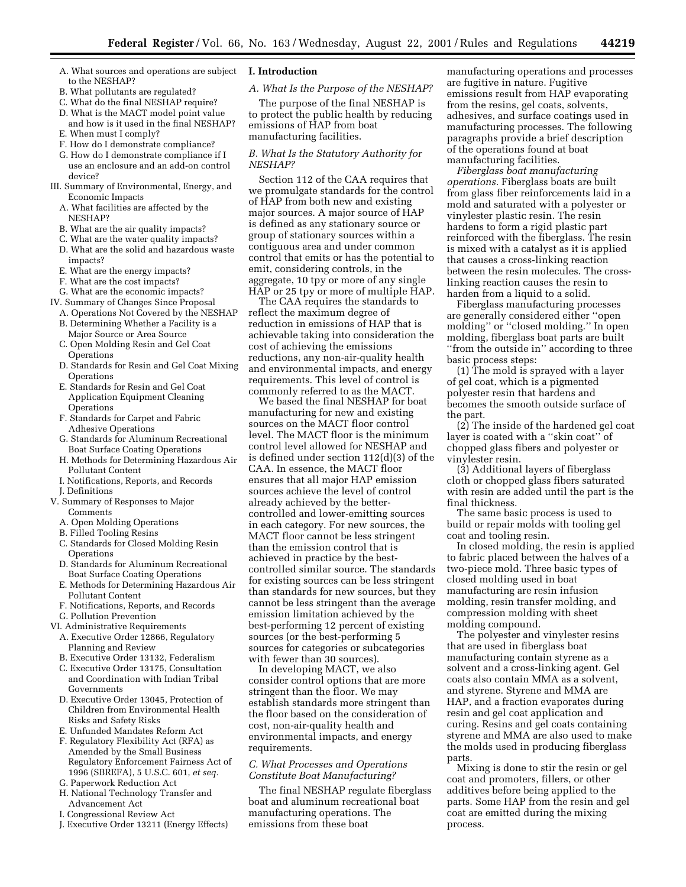A. What sources and operations are subject to the NESHAP?
B. What pollutants are regulated?
C. What do the final NESHAP require?
D. What is the MACT model point value and how is it used in the final NESHAP?
E. When must I comply?
F. How do I demonstrate compliance?
G. How do I demonstrate compliance if I use an enclosure and an add-on control device?

III. Summary of Environmental, Energy, and Economic Impacts
A. What facilities are affected by the NESHAP?
B. What are the air quality impacts?
C. What are the water quality impacts?
D. What are the solid and hazardous waste impacts?
E. What are the energy impacts?
F. What are the cost impacts?
G. What are the economic impacts?

IV. Summary of Changes Since Proposal
A. Operations Not Covered by the NESHAP
B. Determining Whether a Facility is a Major Source or Area Source
C. Open Molding Resin and Gel Coat Operations
D. Standards for Resin and Gel Coat Mixing Operations
E. Standards for Resin and Gel Coat Application Equipment Cleaning Operations
F. Standards for Carpet and Fabric Adhesive Operations
G. Standards for Aluminum Recreational Boat Surface Coating Operations
H. Methods for Determining Hazardous Air Pollutant Content
I. Notifications, Reports, and Records
J. Definitions

V. Summary of Responses to Major Comments
A. Open Molding Operations
B. Filled Tooling Resins
C. Standards for Closed Molding Resin Operations
D. Standards for Aluminum Recreational Boat Surface Coating Operations
E. Methods for Determining Hazardous Air Pollutant Content
F. Notifications, Reports, and Records
G. Pollution Prevention

VI. Administrative Requirements
A. Executive Order 12866, Regulatory Planning and Review
B. Executive Order 13132, Federalism
C. Executive Order 13175, Consultation and Coordination with Indian Tribal Governments
D. Executive Order 13045, Protection of Children from Environmental Health Risks and Safety Risks
E. Unfunded Mandates Reform Act
F. Regulatory Flexibility Act (RFA) as Amended by the Small Business Regulatory Enforcement Fairness Act of 1996 (SBREFA), 5 U.S.C. 601, *et seq.*
G. Paperwork Reduction Act
H. National Technology Transfer and Advancement Act
I. Congressional Review Act
J. Executive Order 13211 (Energy Effects)

## I. Introduction

### *A. What Is the Purpose of the NESHAP?*

The purpose of the final NESHAP is to protect the public health by reducing emissions of HAP from boat manufacturing facilities.

### *B. What Is the Statutory Authority for NESHAP?*

Section 112 of the CAA requires that we promulgate standards for the control of HAP from both new and existing major sources. A major source of HAP is defined as any stationary source or group of stationary sources within a contiguous area and under common control that emits or has the potential to emit, considering controls, in the aggregate, 10 tpy or more of any single HAP or 25 tpy or more of multiple HAP.

The CAA requires the standards to reflect the maximum degree of reduction in emissions of HAP that is achievable taking into consideration the cost of achieving the emissions reductions, any non-air-quality health and environmental impacts, and energy requirements. This level of control is commonly referred to as the MACT.

We based the final NESHAP for boat manufacturing for new and existing sources on the MACT floor control level. The MACT floor is the minimum control level allowed for NESHAP and is defined under section 112(d)(3) of the CAA. In essence, the MACT floor ensures that all major HAP emission sources achieve the level of control already achieved by the better-controlled and lower-emitting sources in each category. For new sources, the MACT floor cannot be less stringent than the emission control that is achieved in practice by the best-controlled similar source. The standards for existing sources can be less stringent than standards for new sources, but they cannot be less stringent than the average emission limitation achieved by the best-performing 12 percent of existing sources (or the best-performing 5 sources for categories or subcategories with fewer than 30 sources).

In developing MACT, we also consider control options that are more stringent than the floor. We may establish standards more stringent than the floor based on the consideration of cost, non-air-quality health and environmental impacts, and energy requirements.

### *C. What Processes and Operations Constitute Boat Manufacturing?*

The final NESHAP regulate fiberglass boat and aluminum recreational boat manufacturing operations. The emissions from these boat manufacturing operations and processes are fugitive in nature. Fugitive emissions result from HAP evaporating from the resins, gel coats, solvents, adhesives, and surface coatings used in manufacturing processes. The following paragraphs provide a brief description of the operations found at boat manufacturing facilities.

*Fiberglass boat manufacturing operations.* Fiberglass boats are built from glass fiber reinforcements laid in a mold and saturated with a polyester or vinylester plastic resin. The resin hardens to form a rigid plastic part reinforced with the fiberglass. The resin is mixed with a catalyst as it is applied that causes a cross-linking reaction between the resin molecules. The cross-linking reaction causes the resin to harden from a liquid to a solid.

Fiberglass manufacturing processes are generally considered either "open molding" or "closed molding." In open molding, fiberglass boat parts are built "from the outside in" according to three basic process steps:

(1) The mold is sprayed with a layer of gel coat, which is a pigmented polyester resin that hardens and becomes the smooth outside surface of the part.

(2) The inside of the hardened gel coat layer is coated with a "skin coat" of chopped glass fibers and polyester or vinylester resin.

(3) Additional layers of fiberglass cloth or chopped glass fibers saturated with resin are added until the part is the final thickness.

The same basic process is used to build or repair molds with tooling gel coat and tooling resin.

In closed molding, the resin is applied to fabric placed between the halves of a two-piece mold. Three basic types of closed molding used in boat manufacturing are resin infusion molding, resin transfer molding, and compression molding with sheet molding compound.

The polyester and vinylester resins that are used in fiberglass boat manufacturing contain styrene as a solvent and a cross-linking agent. Gel coats also contain MMA as a solvent, and styrene. Styrene and MMA are HAP, and a fraction evaporates during resin and gel coat application and curing. Resins and gel coats containing styrene and MMA are also used to make the molds used in producing fiberglass parts.

Mixing is done to stir the resin or gel coat and promoters, fillers, or other additives before being applied to the parts. Some HAP from the resin and gel coat are emitted during the mixing process.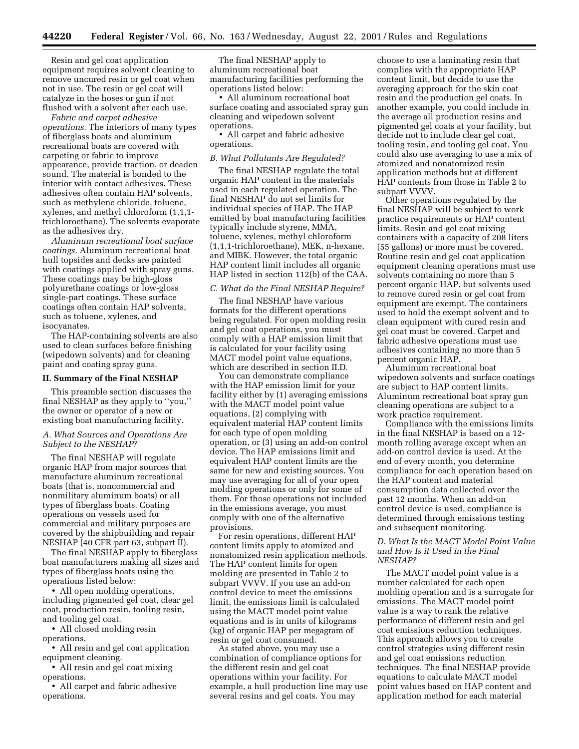Resin and gel coat application equipment requires solvent cleaning to remove uncured resin or gel coat when not in use. The resin or gel coat will catalyze in the hoses or gun if not flushed with a solvent after each use.

*Fabric and carpet adhesive operations.* The interiors of many types of fiberglass boats and aluminum recreational boats are covered with carpeting or fabric to improve appearance, provide traction, or deaden sound. The material is bonded to the interior with contact adhesives. These adhesives often contain HAP solvents, such as methylene chloride, toluene, xylenes, and methyl chloroform (1,1,1-trichloroethane). The solvents evaporate as the adhesives dry.

*Aluminum recreational boat surface coatings.* Aluminum recreational boat hull topsides and decks are painted with coatings applied with spray guns. These coatings may be high-gloss polyurethane coatings or low-gloss single-part coatings. These surface coatings often contain HAP solvents, such as toluene, xylenes, and isocyanates.

The HAP-containing solvents are also used to clean surfaces before finishing (wipedown solvents) and for cleaning paint and coating spray guns.

## II. Summary of the Final NESHAP

This preamble section discusses the final NESHAP as they apply to ''you,'' the owner or operator of a new or existing boat manufacturing facility.

### A. What Sources and Operations Are Subject to the NESHAP?

The final NESHAP will regulate organic HAP from major sources that manufacture aluminum recreational boats (that is, noncommercial and nonmilitary aluminum boats) or all types of fiberglass boats. Coating operations on vessels used for commercial and military purposes are covered by the shipbuilding and repair NESHAP (40 CFR part 63, subpart II).

The final NESHAP apply to fiberglass boat manufacturers making all sizes and types of fiberglass boats using the operations listed below:

- All open molding operations, including pigmented gel coat, clear gel coat, production resin, tooling resin, and tooling gel coat.
- All closed molding resin operations.
- All resin and gel coat application equipment cleaning.
- All resin and gel coat mixing operations.
- All carpet and fabric adhesive operations.

The final NESHAP apply to aluminum recreational boat manufacturing facilities performing the operations listed below:

- All aluminum recreational boat surface coating and associated spray gun cleaning and wipedown solvent operations.
- All carpet and fabric adhesive operations.

### B. What Pollutants Are Regulated?

The final NESHAP regulate the total organic HAP content in the materials used in each regulated operation. The final NESHAP do not set limits for individual species of HAP. The HAP emitted by boat manufacturing facilities typically include styrene, MMA, toluene, xylenes, methyl chloroform (1,1,1-trichloroethane), MEK, n-hexane, and MIBK. However, the total organic HAP content limit includes all organic HAP listed in section 112(b) of the CAA.

### C. What do the Final NESHAP Require?

The final NESHAP have various formats for the different operations being regulated. For open molding resin and gel coat operations, you must comply with a HAP emission limit that is calculated for your facility using MACT model point value equations, which are described in section II.D.

You can demonstrate compliance with the HAP emission limit for your facility either by (1) averaging emissions with the MACT model point value equations, (2) complying with equivalent material HAP content limits for each type of open molding operation, or (3) using an add-on control device. The HAP emissions limit and equivalent HAP content limits are the same for new and existing sources. You may use averaging for all of your open molding operations or only for some of them. For those operations not included in the emissions average, you must comply with one of the alternative provisions.

For resin operations, different HAP content limits apply to atomized and nonatomized resin application methods. The HAP content limits for open molding are presented in Table 2 to subpart VVVV. If you use an add-on control device to meet the emissions limit, the emissions limit is calculated using the MACT model point value equations and is in units of kilograms (kg) of organic HAP per megagram of resin or gel coat consumed.

As stated above, you may use a combination of compliance options for the different resin and gel coat operations within your facility. For example, a hull production line may use several resins and gel coats. You may choose to use a laminating resin that complies with the appropriate HAP content limit, but decide to use the averaging approach for the skin coat resin and the production gel coats. In another example, you could include in the average all production resins and pigmented gel coats at your facility, but decide not to include clear gel coat, tooling resin, and tooling gel coat. You could also use averaging to use a mix of atomized and nonatomized resin application methods but at different HAP contents from those in Table 2 to subpart VVVV.

Other operations regulated by the final NESHAP will be subject to work practice requirements or HAP content limits. Resin and gel coat mixing containers with a capacity of 208 liters (55 gallons) or more must be covered. Routine resin and gel coat application equipment cleaning operations must use solvents containing no more than 5 percent organic HAP, but solvents used to remove cured resin or gel coat from equipment are exempt. The containers used to hold the exempt solvent and to clean equipment with cured resin and gel coat must be covered. Carpet and fabric adhesive operations must use adhesives containing no more than 5 percent organic HAP.

Aluminum recreational boat wipedown solvents and surface coatings are subject to HAP content limits. Aluminum recreational boat spray gun cleaning operations are subject to a work practice requirement.

Compliance with the emissions limits in the final NESHAP is based on a 12-month rolling average except when an add-on control device is used. At the end of every month, you determine compliance for each operation based on the HAP content and material consumption data collected over the past 12 months. When an add-on control device is used, compliance is determined through emissions testing and subsequent monitoring.

### D. What Is the MACT Model Point Value and How Is it Used in the Final NESHAP?

The MACT model point value is a number calculated for each open molding operation and is a surrogate for emissions. The MACT model point value is a way to rank the relative performance of different resin and gel coat emissions reduction techniques. This approach allows you to create control strategies using different resin and gel coat emissions reduction techniques. The final NESHAP provide equations to calculate MACT model point values based on HAP content and application method for each material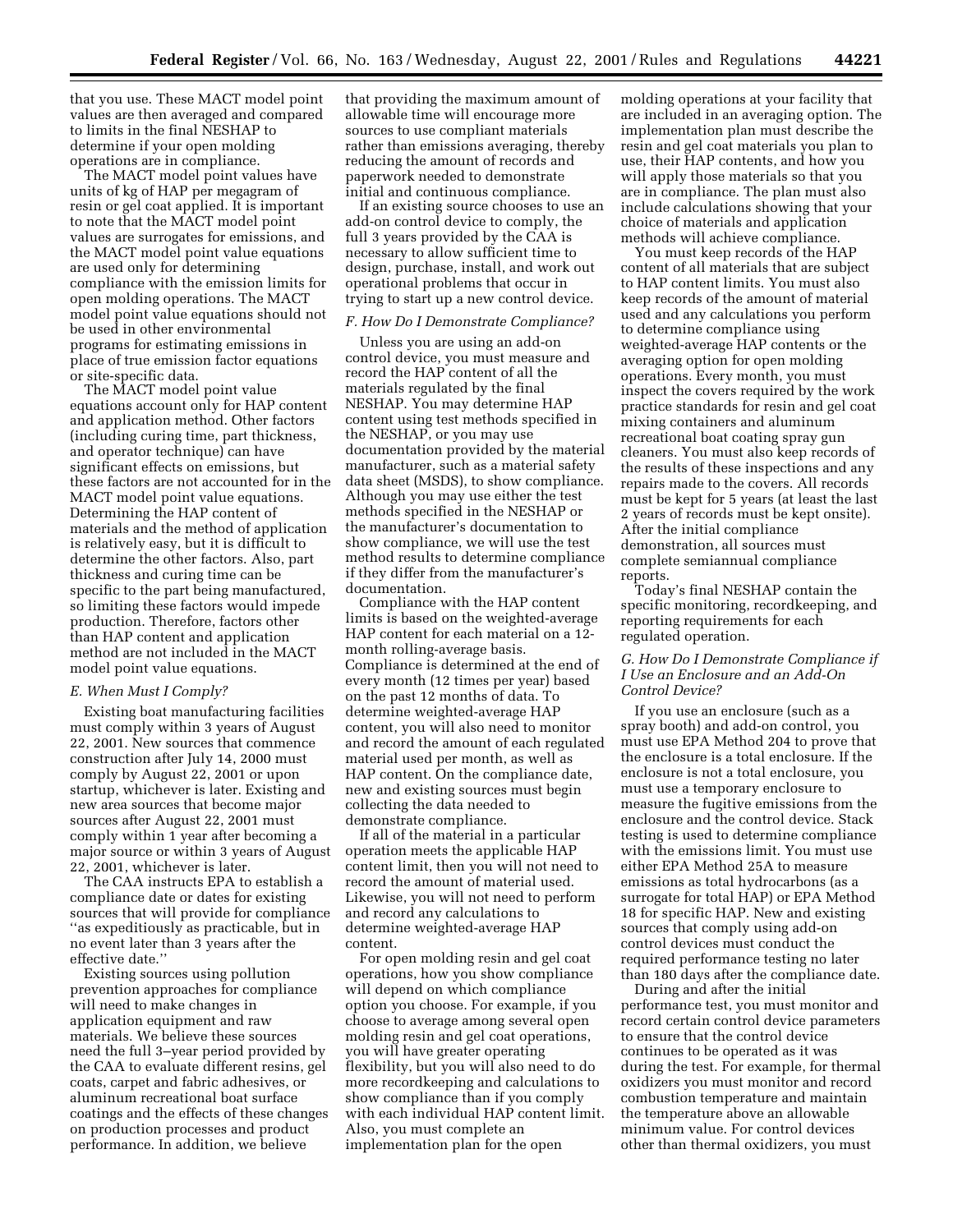that you use. These MACT model point values are then averaged and compared to limits in the final NESHAP to determine if your open molding operations are in compliance.

The MACT model point values have units of kg of HAP per megagram of resin or gel coat applied. It is important to note that the MACT model point values are surrogates for emissions, and the MACT model point value equations are used only for determining compliance with the emission limits for open molding operations. The MACT model point value equations should not be used in other environmental programs for estimating emissions in place of true emission factor equations or site-specific data.

The MACT model point value equations account only for HAP content and application method. Other factors (including curing time, part thickness, and operator technique) can have significant effects on emissions, but these factors are not accounted for in the MACT model point value equations. Determining the HAP content of materials and the method of application is relatively easy, but it is difficult to determine the other factors. Also, part thickness and curing time can be specific to the part being manufactured, so limiting these factors would impede production. Therefore, factors other than HAP content and application method are not included in the MACT model point value equations.

### *E. When Must I Comply?*

Existing boat manufacturing facilities must comply within 3 years of August 22, 2001. New sources that commence construction after July 14, 2000 must comply by August 22, 2001 or upon startup, whichever is later. Existing and new area sources that become major sources after August 22, 2001 must comply within 1 year after becoming a major source or within 3 years of August 22, 2001, whichever is later.

The CAA instructs EPA to establish a compliance date or dates for existing sources that will provide for compliance ''as expeditiously as practicable, but in no event later than 3 years after the effective date.''

Existing sources using pollution prevention approaches for compliance will need to make changes in application equipment and raw materials. We believe these sources need the full 3–year period provided by the CAA to evaluate different resins, gel coats, carpet and fabric adhesives, or aluminum recreational boat surface coatings and the effects of these changes on production processes and product performance. In addition, we believe that providing the maximum amount of allowable time will encourage more sources to use compliant materials rather than emissions averaging, thereby reducing the amount of records and paperwork needed to demonstrate initial and continuous compliance.

If an existing source chooses to use an add-on control device to comply, the full 3 years provided by the CAA is necessary to allow sufficient time to design, purchase, install, and work out operational problems that occur in trying to start up a new control device.

### *F. How Do I Demonstrate Compliance?*

Unless you are using an add-on control device, you must measure and record the HAP content of all the materials regulated by the final NESHAP. You may determine HAP content using test methods specified in the NESHAP, or you may use documentation provided by the material manufacturer, such as a material safety data sheet (MSDS), to show compliance. Although you may use either the test methods specified in the NESHAP or the manufacturer's documentation to show compliance, we will use the test method results to determine compliance if they differ from the manufacturer's documentation.

Compliance with the HAP content limits is based on the weighted-average HAP content for each material on a 12-month rolling-average basis. Compliance is determined at the end of every month (12 times per year) based on the past 12 months of data. To determine weighted-average HAP content, you will also need to monitor and record the amount of each regulated material used per month, as well as HAP content. On the compliance date, new and existing sources must begin collecting the data needed to demonstrate compliance.

If all of the material in a particular operation meets the applicable HAP content limit, then you will not need to record the amount of material used. Likewise, you will not need to perform and record any calculations to determine weighted-average HAP content.

For open molding resin and gel coat operations, how you show compliance will depend on which compliance option you choose. For example, if you choose to average among several open molding resin and gel coat operations, you will have greater operating flexibility, but you will also need to do more recordkeeping and calculations to show compliance than if you comply with each individual HAP content limit. Also, you must complete an implementation plan for the open molding operations at your facility that are included in an averaging option. The implementation plan must describe the resin and gel coat materials you plan to use, their HAP contents, and how you will apply those materials so that you are in compliance. The plan must also include calculations showing that your choice of materials and application methods will achieve compliance.

You must keep records of the HAP content of all materials that are subject to HAP content limits. You must also keep records of the amount of material used and any calculations you perform to determine compliance using weighted-average HAP contents or the averaging option for open molding operations. Every month, you must inspect the covers required by the work practice standards for resin and gel coat mixing containers and aluminum recreational boat coating spray gun cleaners. You must also keep records of the results of these inspections and any repairs made to the covers. All records must be kept for 5 years (at least the last 2 years of records must be kept onsite). After the initial compliance demonstration, all sources must complete semiannual compliance reports.

Today's final NESHAP contain the specific monitoring, recordkeeping, and reporting requirements for each regulated operation.

### *G. How Do I Demonstrate Compliance if I Use an Enclosure and an Add-On Control Device?*

If you use an enclosure (such as a spray booth) and add-on control, you must use EPA Method 204 to prove that the enclosure is a total enclosure. If the enclosure is not a total enclosure, you must use a temporary enclosure to measure the fugitive emissions from the enclosure and the control device. Stack testing is used to determine compliance with the emissions limit. You must use either EPA Method 25A to measure emissions as total hydrocarbons (as a surrogate for total HAP) or EPA Method 18 for specific HAP. New and existing sources that comply using add-on control devices must conduct the required performance testing no later than 180 days after the compliance date.

During and after the initial performance test, you must monitor and record certain control device parameters to ensure that the control device continues to be operated as it was during the test. For example, for thermal oxidizers you must monitor and record combustion temperature and maintain the temperature above an allowable minimum value. For control devices other than thermal oxidizers, you must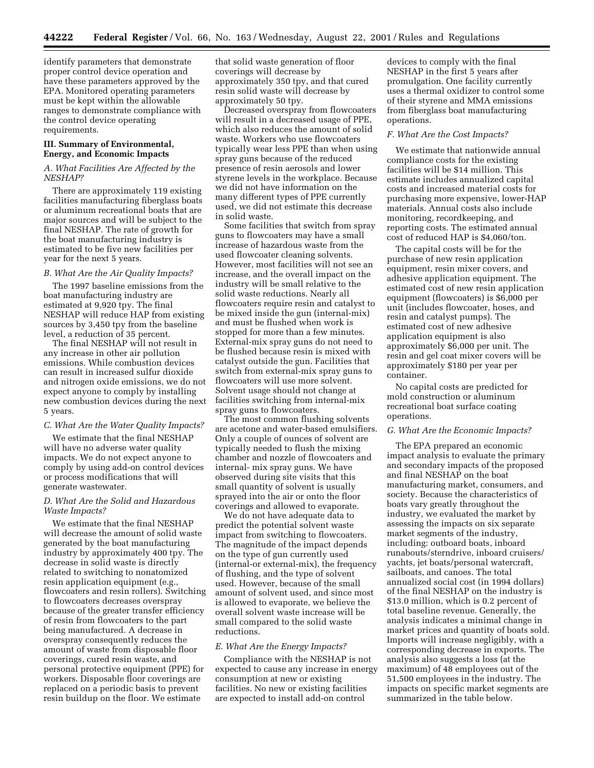identify parameters that demonstrate proper control device operation and have these parameters approved by the EPA. Monitored operating parameters must be kept within the allowable ranges to demonstrate compliance with the control device operating requirements.

## III. Summary of Environmental, Energy, and Economic Impacts

### *A. What Facilities Are Affected by the NESHAP?*

There are approximately 119 existing facilities manufacturing fiberglass boats or aluminum recreational boats that are major sources and will be subject to the final NESHAP. The rate of growth for the boat manufacturing industry is estimated to be five new facilities per year for the next 5 years.

### *B. What Are the Air Quality Impacts?*

The 1997 baseline emissions from the boat manufacturing industry are estimated at 9,920 tpy. The final NESHAP will reduce HAP from existing sources by 3,450 tpy from the baseline level, a reduction of 35 percent.

The final NESHAP will not result in any increase in other air pollution emissions. While combustion devices can result in increased sulfur dioxide and nitrogen oxide emissions, we do not expect anyone to comply by installing new combustion devices during the next 5 years.

### *C. What Are the Water Quality Impacts?*

We estimate that the final NESHAP will have no adverse water quality impacts. We do not expect anyone to comply by using add-on control devices or process modifications that will generate wastewater.

### *D. What Are the Solid and Hazardous Waste Impacts?*

We estimate that the final NESHAP will decrease the amount of solid waste generated by the boat manufacturing industry by approximately 400 tpy. The decrease in solid waste is directly related to switching to nonatomized resin application equipment (e.g., flowcoaters and resin rollers). Switching to flowcoaters decreases overspray because of the greater transfer efficiency of resin from flowcoaters to the part being manufactured. A decrease in overspray consequently reduces the amount of waste from disposable floor coverings, cured resin waste, and personal protective equipment (PPE) for workers. Disposable floor coverings are replaced on a periodic basis to prevent resin buildup on the floor. We estimate that solid waste generation of floor coverings will decrease by approximately 350 tpy, and that cured resin solid waste will decrease by approximately 50 tpy.

Decreased overspray from flowcoaters will result in a decreased usage of PPE, which also reduces the amount of solid waste. Workers who use flowcoaters typically wear less PPE than when using spray guns because of the reduced presence of resin aerosols and lower styrene levels in the workplace. Because we did not have information on the many different types of PPE currently used, we did not estimate this decrease in solid waste.

Some facilities that switch from spray guns to flowcoaters may have a small increase of hazardous waste from the used flowcoater cleaning solvents. However, most facilities will not see an increase, and the overall impact on the industry will be small relative to the solid waste reductions. Nearly all flowcoaters require resin and catalyst to be mixed inside the gun (internal-mix) and must be flushed when work is stopped for more than a few minutes. External-mix spray guns do not need to be flushed because resin is mixed with catalyst outside the gun. Facilities that switch from external-mix spray guns to flowcoaters will use more solvent. Solvent usage should not change at facilities switching from internal-mix spray guns to flowcoaters.

The most common flushing solvents are acetone and water-based emulsifiers. Only a couple of ounces of solvent are typically needed to flush the mixing chamber and nozzle of flowcoaters and internal- mix spray guns. We have observed during site visits that this small quantity of solvent is usually sprayed into the air or onto the floor coverings and allowed to evaporate.

We do not have adequate data to predict the potential solvent waste impact from switching to flowcoaters. The magnitude of the impact depends on the type of gun currently used (internal-or external-mix), the frequency of flushing, and the type of solvent used. However, because of the small amount of solvent used, and since most is allowed to evaporate, we believe the overall solvent waste increase will be small compared to the solid waste reductions.

### *E. What Are the Energy Impacts?*

Compliance with the NESHAP is not expected to cause any increase in energy consumption at new or existing facilities. No new or existing facilities are expected to install add-on control devices to comply with the final NESHAP in the first 5 years after promulgation. One facility currently uses a thermal oxidizer to control some of their styrene and MMA emissions from fiberglass boat manufacturing operations.

### *F. What Are the Cost Impacts?*

We estimate that nationwide annual compliance costs for the existing facilities will be $14 million. This estimate includes annualized capital costs and increased material costs for purchasing more expensive, lower-HAP materials. Annual costs also include monitoring, recordkeeping, and reporting costs. The estimated annual cost of reduced HAP is $4,060/ton.

The capital costs will be for the purchase of new resin application equipment, resin mixer covers, and adhesive application equipment. The estimated cost of new resin application equipment (flowcoaters) is $6,000 per unit (includes flowcoater, hoses, and resin and catalyst pumps). The estimated cost of new adhesive application equipment is also approximately $6,000 per unit. The resin and gel coat mixer covers will be approximately $180 per year per container.

No capital costs are predicted for mold construction or aluminum recreational boat surface coating operations.

### *G. What Are the Economic Impacts?*

The EPA prepared an economic impact analysis to evaluate the primary and secondary impacts of the proposed and final NESHAP on the boat manufacturing market, consumers, and society. Because the characteristics of boats vary greatly throughout the industry, we evaluated the market by assessing the impacts on six separate market segments of the industry, including: outboard boats, inboard runabouts/sterndrive, inboard cruisers/yachts, jet boats/personal watercraft, sailboats, and canoes. The total annualized social cost (in 1994 dollars) of the final NESHAP on the industry is $13.0 million, which is 0.2 percent of total baseline revenue. Generally, the analysis indicates a minimal change in market prices and quantity of boats sold. Imports will increase negligibly, with a corresponding decrease in exports. The analysis also suggests a loss (at the maximum) of 48 employees out of the 51,500 employees in the industry. The impacts on specific market segments are summarized in the table below.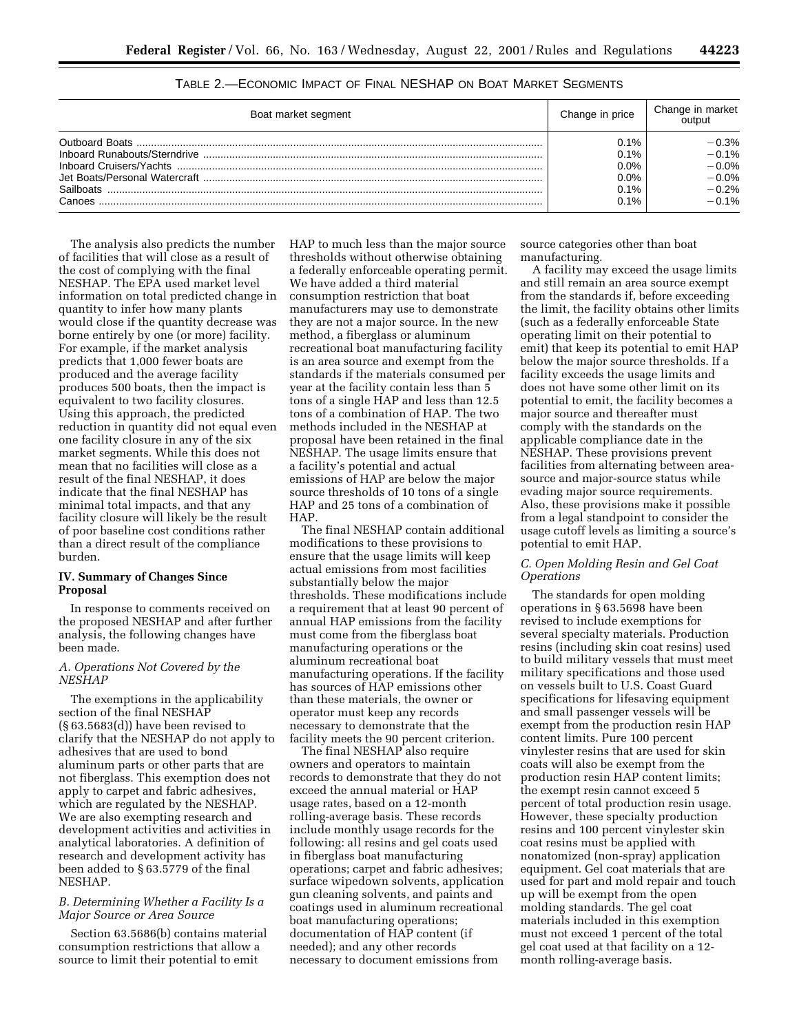TABLE 2.—ECONOMIC IMPACT OF FINAL NESHAP ON BOAT MARKET SEGMENTS

| Boat market segment | Change in price | Change in market output |
|---|---|---|
| Outboard Boats | 0.1% | −0.3% |
| Inboard Runabouts/Sterndrive | 0.1% | −0.1% |
| Inboard Cruisers/Yachts | 0.0% | −0.0% |
| Jet Boats/Personal Watercraft | 0.0% | −0.0% |
| Sailboats | 0.1% | −0.2% |
| Canoes | 0.1% | −0.1% |

The analysis also predicts the number of facilities that will close as a result of the cost of complying with the final NESHAP. The EPA used market level information on total predicted change in quantity to infer how many plants would close if the quantity decrease was borne entirely by one (or more) facility. For example, if the market analysis predicts that 1,000 fewer boats are produced and the average facility produces 500 boats, then the impact is equivalent to two facility closures. Using this approach, the predicted reduction in quantity did not equal even one facility closure in any of the six market segments. While this does not mean that no facilities will close as a result of the final NESHAP, it does indicate that the final NESHAP has minimal total impacts, and that any facility closure will likely be the result of poor baseline cost conditions rather than a direct result of the compliance burden.

## IV. Summary of Changes Since Proposal

In response to comments received on the proposed NESHAP and after further analysis, the following changes have been made.

### *A. Operations Not Covered by the NESHAP*

The exemptions in the applicability section of the final NESHAP (§ 63.5683(d)) have been revised to clarify that the NESHAP do not apply to adhesives that are used to bond aluminum parts or other parts that are not fiberglass. This exemption does not apply to carpet and fabric adhesives, which are regulated by the NESHAP. We are also exempting research and development activities and activities in analytical laboratories. A definition of research and development activity has been added to § 63.5779 of the final NESHAP.

### *B. Determining Whether a Facility Is a Major Source or Area Source*

Section 63.5686(b) contains material consumption restrictions that allow a source to limit their potential to emit HAP to much less than the major source thresholds without otherwise obtaining a federally enforceable operating permit. We have added a third material consumption restriction that boat manufacturers may use to demonstrate they are not a major source. In the new method, a fiberglass or aluminum recreational boat manufacturing facility is an area source and exempt from the standards if the materials consumed per year at the facility contain less than 5 tons of a single HAP and less than 12.5 tons of a combination of HAP. The two methods included in the NESHAP at proposal have been retained in the final NESHAP. The usage limits ensure that a facility's potential and actual emissions of HAP are below the major source thresholds of 10 tons of a single HAP and 25 tons of a combination of HAP.

The final NESHAP contain additional modifications to these provisions to ensure that the usage limits will keep actual emissions from most facilities substantially below the major thresholds. These modifications include a requirement that at least 90 percent of annual HAP emissions from the facility must come from the fiberglass boat manufacturing operations or the aluminum recreational boat manufacturing operations. If the facility has sources of HAP emissions other than these materials, the owner or operator must keep any records necessary to demonstrate that the facility meets the 90 percent criterion.

The final NESHAP also require owners and operators to maintain records to demonstrate that they do not exceed the annual material or HAP usage rates, based on a 12-month rolling-average basis. These records include monthly usage records for the following: all resins and gel coats used in fiberglass boat manufacturing operations; carpet and fabric adhesives; surface wipedown solvents, application gun cleaning solvents, and paints and coatings used in aluminum recreational boat manufacturing operations; documentation of HAP content (if needed); and any other records necessary to document emissions from source categories other than boat manufacturing.

A facility may exceed the usage limits and still remain an area source exempt from the standards if, before exceeding the limit, the facility obtains other limits (such as a federally enforceable State operating limit on their potential to emit) that keep its potential to emit HAP below the major source thresholds. If a facility exceeds the usage limits and does not have some other limit on its potential to emit, the facility becomes a major source and thereafter must comply with the standards on the applicable compliance date in the NESHAP. These provisions prevent facilities from alternating between area-source and major-source status while evading major source requirements. Also, these provisions make it possible from a legal standpoint to consider the usage cutoff levels as limiting a source's potential to emit HAP.

### *C. Open Molding Resin and Gel Coat Operations*

The standards for open molding operations in § 63.5698 have been revised to include exemptions for several specialty materials. Production resins (including skin coat resins) used to build military vessels that must meet military specifications and those used on vessels built to U.S. Coast Guard specifications for lifesaving equipment and small passenger vessels will be exempt from the production resin HAP content limits. Pure 100 percent vinylester resins that are used for skin coats will also be exempt from the production resin HAP content limits; the exempt resin cannot exceed 5 percent of total production resin usage. However, these specialty production resins and 100 percent vinylester skin coat resins must be applied with nonatomized (non-spray) application equipment. Gel coat materials that are used for part and mold repair and touch up will be exempt from the open molding standards. The gel coat materials included in this exemption must not exceed 1 percent of the total gel coat used at that facility on a 12-month rolling-average basis.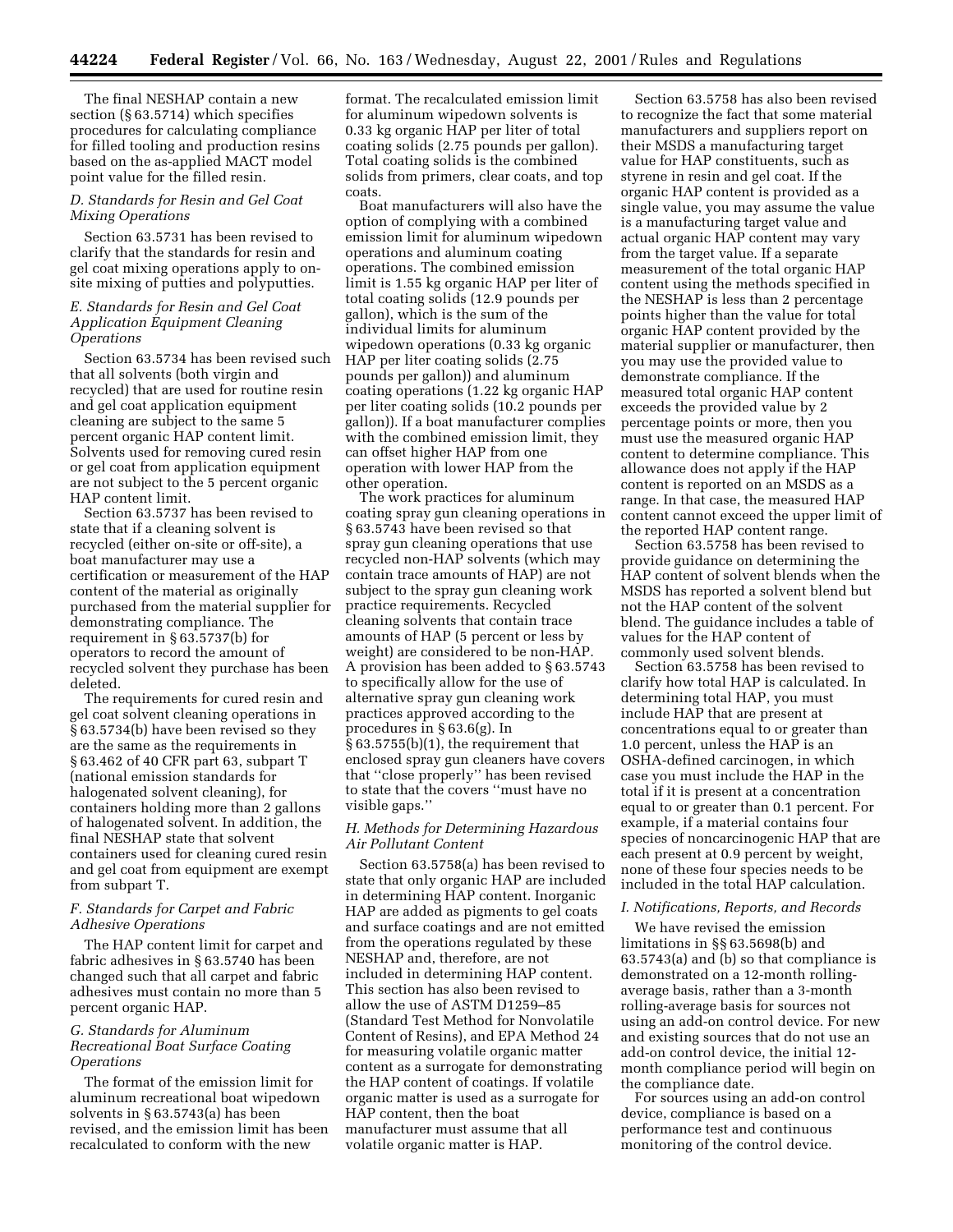The final NESHAP contain a new section (§ 63.5714) which specifies procedures for calculating compliance for filled tooling and production resins based on the as-applied MACT model point value for the filled resin.

*D. Standards for Resin and Gel Coat Mixing Operations*

Section 63.5731 has been revised to clarify that the standards for resin and gel coat mixing operations apply to on-site mixing of putties and polyputties.

*E. Standards for Resin and Gel Coat Application Equipment Cleaning Operations*

Section 63.5734 has been revised such that all solvents (both virgin and recycled) that are used for routine resin and gel coat application equipment cleaning are subject to the same 5 percent organic HAP content limit. Solvents used for removing cured resin or gel coat from application equipment are not subject to the 5 percent organic HAP content limit.

Section 63.5737 has been revised to state that if a cleaning solvent is recycled (either on-site or off-site), a boat manufacturer may use a certification or measurement of the HAP content of the material as originally purchased from the material supplier for demonstrating compliance. The requirement in § 63.5737(b) for operators to record the amount of recycled solvent they purchase has been deleted.

The requirements for cured resin and gel coat solvent cleaning operations in § 63.5734(b) have been revised so they are the same as the requirements in § 63.462 of 40 CFR part 63, subpart T (national emission standards for halogenated solvent cleaning), for containers holding more than 2 gallons of halogenated solvent. In addition, the final NESHAP state that solvent containers used for cleaning cured resin and gel coat from equipment are exempt from subpart T.

*F. Standards for Carpet and Fabric Adhesive Operations*

The HAP content limit for carpet and fabric adhesives in § 63.5740 has been changed such that all carpet and fabric adhesives must contain no more than 5 percent organic HAP.

*G. Standards for Aluminum Recreational Boat Surface Coating Operations*

The format of the emission limit for aluminum recreational boat wipedown solvents in § 63.5743(a) has been revised, and the emission limit has been recalculated to conform with the new format. The recalculated emission limit for aluminum wipedown solvents is 0.33 kg organic HAP per liter of total coating solids (2.75 pounds per gallon). Total coating solids is the combined solids from primers, clear coats, and top coats.

Boat manufacturers will also have the option of complying with a combined emission limit for aluminum wipedown operations and aluminum coating operations. The combined emission limit is 1.55 kg organic HAP per liter of total coating solids (12.9 pounds per gallon), which is the sum of the individual limits for aluminum wipedown operations (0.33 kg organic HAP per liter coating solids (2.75 pounds per gallon)) and aluminum coating operations (1.22 kg organic HAP per liter coating solids (10.2 pounds per gallon)). If a boat manufacturer complies with the combined emission limit, they can offset higher HAP from one operation with lower HAP from the other operation.

The work practices for aluminum coating spray gun cleaning operations in § 63.5743 have been revised so that spray gun cleaning operations that use recycled non-HAP solvents (which may contain trace amounts of HAP) are not subject to the spray gun cleaning work practice requirements. Recycled cleaning solvents that contain trace amounts of HAP (5 percent or less by weight) are considered to be non-HAP. A provision has been added to § 63.5743 to specifically allow for the use of alternative spray gun cleaning work practices approved according to the procedures in § 63.6(g). In § 63.5755(b)(1), the requirement that enclosed spray gun cleaners have covers that "close properly" has been revised to state that the covers "must have no visible gaps."

*H. Methods for Determining Hazardous Air Pollutant Content*

Section 63.5758(a) has been revised to state that only organic HAP are included in determining HAP content. Inorganic HAP are added as pigments to gel coats and surface coatings and are not emitted from the operations regulated by these NESHAP and, therefore, are not included in determining HAP content. This section has also been revised to allow the use of ASTM D1259–85 (Standard Test Method for Nonvolatile Content of Resins), and EPA Method 24 for measuring volatile organic matter content as a surrogate for demonstrating the HAP content of coatings. If volatile organic matter is used as a surrogate for HAP content, then the boat manufacturer must assume that all volatile organic matter is HAP.

Section 63.5758 has also been revised to recognize the fact that some material manufacturers and suppliers report on their MSDS a manufacturing target value for HAP constituents, such as styrene in resin and gel coat. If the organic HAP content is provided as a single value, you may assume the value is a manufacturing target value and actual organic HAP content may vary from the target value. If a separate measurement of the total organic HAP content using the methods specified in the NESHAP is less than 2 percentage points higher than the value for total organic HAP content provided by the material supplier or manufacturer, then you may use the provided value to demonstrate compliance. If the measured total organic HAP content exceeds the provided value by 2 percentage points or more, then you must use the measured organic HAP content to determine compliance. This allowance does not apply if the HAP content is reported on an MSDS as a range. In that case, the measured HAP content cannot exceed the upper limit of the reported HAP content range.

Section 63.5758 has been revised to provide guidance on determining the HAP content of solvent blends when the MSDS has reported a solvent blend but not the HAP content of the solvent blend. The guidance includes a table of values for the HAP content of commonly used solvent blends.

Section 63.5758 has been revised to clarify how total HAP is calculated. In determining total HAP, you must include HAP that are present at concentrations equal to or greater than 1.0 percent, unless the HAP is an OSHA-defined carcinogen, in which case you must include the HAP in the total if it is present at a concentration equal to or greater than 0.1 percent. For example, if a material contains four species of noncarcinogenic HAP that are each present at 0.9 percent by weight, none of these four species needs to be included in the total HAP calculation.

*I. Notifications, Reports, and Records*

We have revised the emission limitations in §§ 63.5698(b) and 63.5743(a) and (b) so that compliance is demonstrated on a 12-month rolling-average basis, rather than a 3-month rolling-average basis for sources not using an add-on control device. For new and existing sources that do not use an add-on control device, the initial 12-month compliance period will begin on the compliance date.

For sources using an add-on control device, compliance is based on a performance test and continuous monitoring of the control device.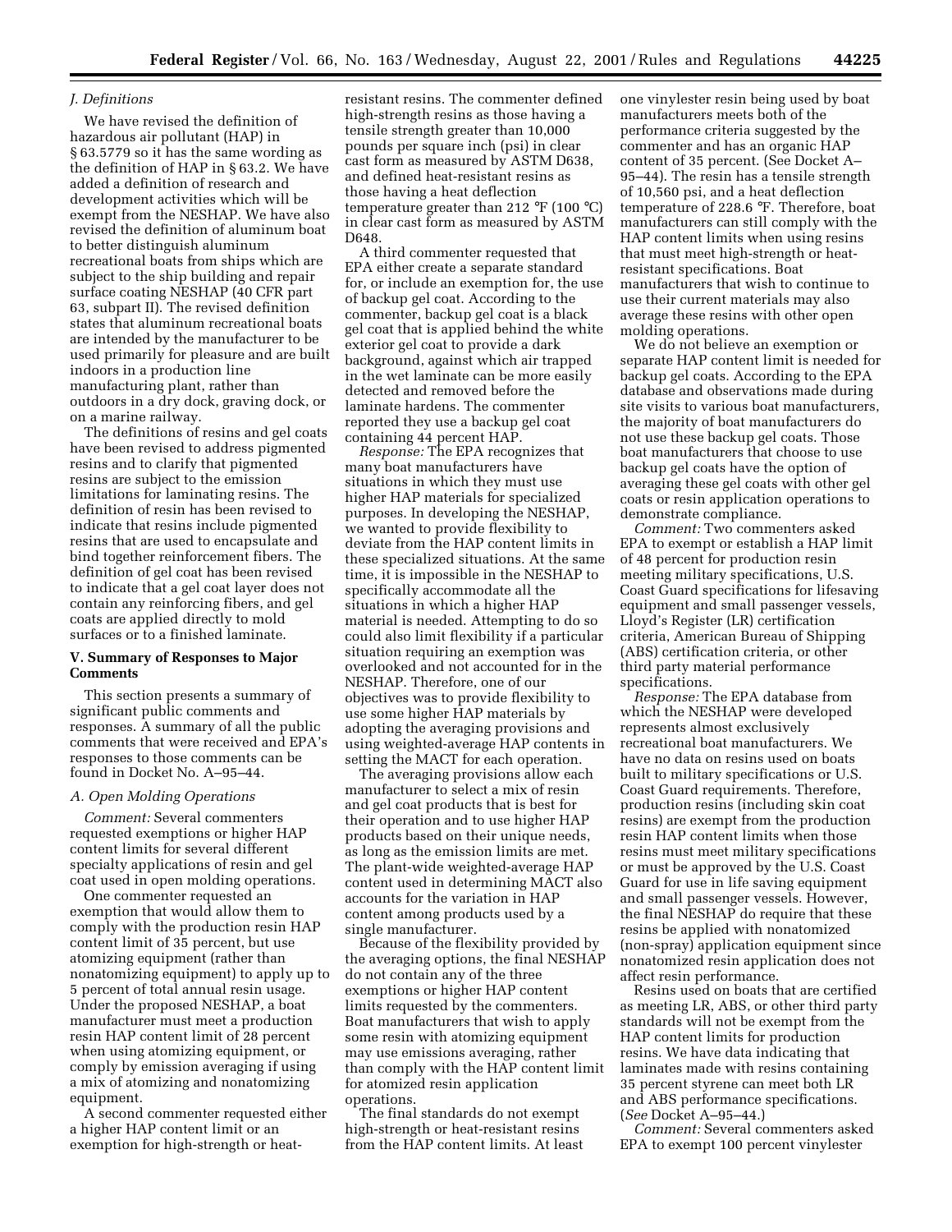### *J. Definitions*

We have revised the definition of hazardous air pollutant (HAP) in § 63.5779 so it has the same wording as the definition of HAP in § 63.2. We have added a definition of research and development activities which will be exempt from the NESHAP. We have also revised the definition of aluminum boat to better distinguish aluminum recreational boats from ships which are subject to the ship building and repair surface coating NESHAP (40 CFR part 63, subpart II). The revised definition states that aluminum recreational boats are intended by the manufacturer to be used primarily for pleasure and are built indoors in a production line manufacturing plant, rather than outdoors in a dry dock, graving dock, or on a marine railway.

The definitions of resins and gel coats have been revised to address pigmented resins and to clarify that pigmented resins are subject to the emission limitations for laminating resins. The definition of resin has been revised to indicate that resins include pigmented resins that are used to encapsulate and bind together reinforcement fibers. The definition of gel coat has been revised to indicate that a gel coat layer does not contain any reinforcing fibers, and gel coats are applied directly to mold surfaces or to a finished laminate.

## V. Summary of Responses to Major Comments

This section presents a summary of significant public comments and responses. A summary of all the public comments that were received and EPA's responses to those comments can be found in Docket No. A–95–44.

### *A. Open Molding Operations*

*Comment:* Several commenters requested exemptions or higher HAP content limits for several different specialty applications of resin and gel coat used in open molding operations.

One commenter requested an exemption that would allow them to comply with the production resin HAP content limit of 35 percent, but use atomizing equipment (rather than nonatomizing equipment) to apply up to 5 percent of total annual resin usage. Under the proposed NESHAP, a boat manufacturer must meet a production resin HAP content limit of 28 percent when using atomizing equipment, or comply by emission averaging if using a mix of atomizing and nonatomizing equipment.

A second commenter requested either a higher HAP content limit or an exemption for high-strength or heat-resistant resins. The commenter defined high-strength resins as those having a tensile strength greater than 10,000 pounds per square inch (psi) in clear cast form as measured by ASTM D638, and defined heat-resistant resins as those having a heat deflection temperature greater than 212 °F (100 °C) in clear cast form as measured by ASTM D648.

A third commenter requested that EPA either create a separate standard for, or include an exemption for, the use of backup gel coat. According to the commenter, backup gel coat is a black gel coat that is applied behind the white exterior gel coat to provide a dark background, against which air trapped in the wet laminate can be more easily detected and removed before the laminate hardens. The commenter reported they use a backup gel coat containing 44 percent HAP.

*Response:* The EPA recognizes that many boat manufacturers have situations in which they must use higher HAP materials for specialized purposes. In developing the NESHAP, we wanted to provide flexibility to deviate from the HAP content limits in these specialized situations. At the same time, it is impossible in the NESHAP to specifically accommodate all the situations in which a higher HAP material is needed. Attempting to do so could also limit flexibility if a particular situation requiring an exemption was overlooked and not accounted for in the NESHAP. Therefore, one of our objectives was to provide flexibility to use some higher HAP materials by adopting the averaging provisions and using weighted-average HAP contents in setting the MACT for each operation.

The averaging provisions allow each manufacturer to select a mix of resin and gel coat products that is best for their operation and to use higher HAP products based on their unique needs, as long as the emission limits are met. The plant-wide weighted-average HAP content used in determining MACT also accounts for the variation in HAP content among products used by a single manufacturer.

Because of the flexibility provided by the averaging options, the final NESHAP do not contain any of the three exemptions or higher HAP content limits requested by the commenters. Boat manufacturers that wish to apply some resin with atomizing equipment may use emissions averaging, rather than comply with the HAP content limit for atomized resin application operations.

The final standards do not exempt high-strength or heat-resistant resins from the HAP content limits. At least one vinylester resin being used by boat manufacturers meets both of the performance criteria suggested by the commenter and has an organic HAP content of 35 percent. (See Docket A–95–44). The resin has a tensile strength of 10,560 psi, and a heat deflection temperature of 228.6 °F. Therefore, boat manufacturers can still comply with the HAP content limits when using resins that must meet high-strength or heat-resistant specifications. Boat manufacturers that wish to continue to use their current materials may also average these resins with other open molding operations.

We do not believe an exemption or separate HAP content limit is needed for backup gel coats. According to the EPA database and observations made during site visits to various boat manufacturers, the majority of boat manufacturers do not use these backup gel coats. Those boat manufacturers that choose to use backup gel coats have the option of averaging these gel coats with other gel coats or resin application operations to demonstrate compliance.

*Comment:* Two commenters asked EPA to exempt or establish a HAP limit of 48 percent for production resin meeting military specifications, U.S. Coast Guard specifications for lifesaving equipment and small passenger vessels, Lloyd's Register (LR) certification criteria, American Bureau of Shipping (ABS) certification criteria, or other third party material performance specifications.

*Response:* The EPA database from which the NESHAP were developed represents almost exclusively recreational boat manufacturers. We have no data on resins used on boats built to military specifications or U.S. Coast Guard requirements. Therefore, production resins (including skin coat resins) are exempt from the production resin HAP content limits when those resins must meet military specifications or must be approved by the U.S. Coast Guard for use in life saving equipment and small passenger vessels. However, the final NESHAP do require that these resins be applied with nonatomized (non-spray) application equipment since nonatomized resin application does not affect resin performance.

Resins used on boats that are certified as meeting LR, ABS, or other third party standards will not be exempt from the HAP content limits for production resins. We have data indicating that laminates made with resins containing 35 percent styrene can meet both LR and ABS performance specifications. (*See* Docket A–95–44.)

*Comment:* Several commenters asked EPA to exempt 100 percent vinylester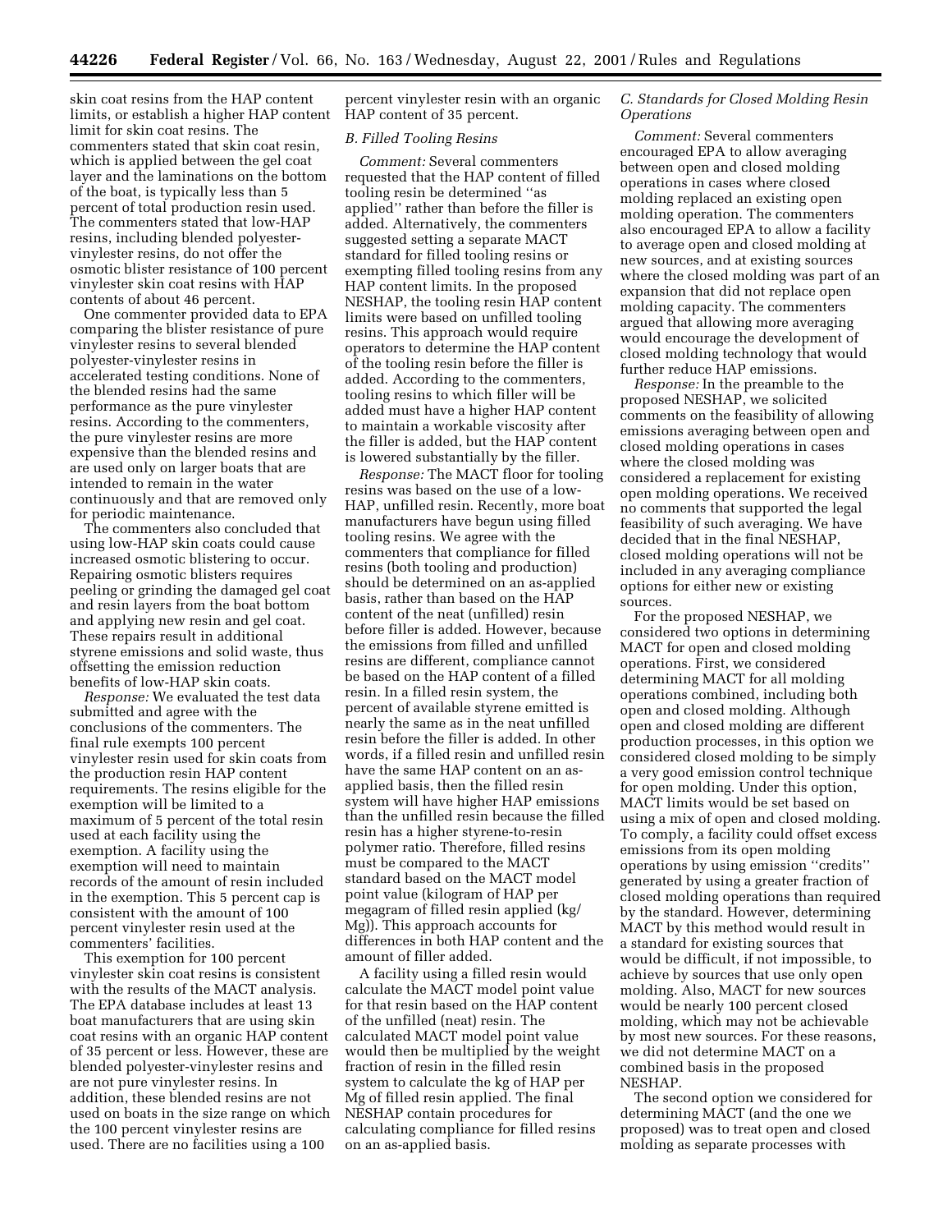skin coat resins from the HAP content limits, or establish a higher HAP content limit for skin coat resins. The commenters stated that skin coat resin, which is applied between the gel coat layer and the laminations on the bottom of the boat, is typically less than 5 percent of total production resin used. The commenters stated that low-HAP resins, including blended polyester-vinylester resins, do not offer the osmotic blister resistance of 100 percent vinylester skin coat resins with HAP contents of about 46 percent.

One commenter provided data to EPA comparing the blister resistance of pure vinylester resins to several blended polyester-vinylester resins in accelerated testing conditions. None of the blended resins had the same performance as the pure vinylester resins. According to the commenters, the pure vinylester resins are more expensive than the blended resins and are used only on larger boats that are intended to remain in the water continuously and that are removed only for periodic maintenance.

The commenters also concluded that using low-HAP skin coats could cause increased osmotic blistering to occur. Repairing osmotic blisters requires peeling or grinding the damaged gel coat and resin layers from the boat bottom and applying new resin and gel coat. These repairs result in additional styrene emissions and solid waste, thus offsetting the emission reduction benefits of low-HAP skin coats.

*Response:* We evaluated the test data submitted and agree with the conclusions of the commenters. The final rule exempts 100 percent vinylester resin used for skin coats from the production resin HAP content requirements. The resins eligible for the exemption will be limited to a maximum of 5 percent of the total resin used at each facility using the exemption. A facility using the exemption will need to maintain records of the amount of resin included in the exemption. This 5 percent cap is consistent with the amount of 100 percent vinylester resin used at the commenters' facilities.

This exemption for 100 percent vinylester skin coat resins is consistent with the results of the MACT analysis. The EPA database includes at least 13 boat manufacturers that are using skin coat resins with an organic HAP content of 35 percent or less. However, these are blended polyester-vinylester resins and are not pure vinylester resins. In addition, these blended resins are not used on boats in the size range on which the 100 percent vinylester resins are used. There are no facilities using a 100 percent vinylester resin with an organic HAP content of 35 percent.

### B. Filled Tooling Resins

*Comment:* Several commenters requested that the HAP content of filled tooling resin be determined "as applied" rather than before the filler is added. Alternatively, the commenters suggested setting a separate MACT standard for filled tooling resins or exempting filled tooling resins from any HAP content limits. In the proposed NESHAP, the tooling resin HAP content limits were based on unfilled tooling resins. This approach would require operators to determine the HAP content of the tooling resin before the filler is added. According to the commenters, tooling resins to which filler will be added must have a higher HAP content to maintain a workable viscosity after the filler is added, but the HAP content is lowered substantially by the filler.

*Response:* The MACT floor for tooling resins was based on the use of a low-HAP, unfilled resin. Recently, more boat manufacturers have begun using filled tooling resins. We agree with the commenters that compliance for filled resins (both tooling and production) should be determined on an as-applied basis, rather than based on the HAP content of the neat (unfilled) resin before filler is added. However, because the emissions from filled and unfilled resins are different, compliance cannot be based on the HAP content of a filled resin. In a filled resin system, the percent of available styrene emitted is nearly the same as in the neat unfilled resin before the filler is added. In other words, if a filled resin and unfilled resin have the same HAP content on an as-applied basis, then the filled resin system will have higher HAP emissions than the unfilled resin because the filled resin has a higher styrene-to-resin polymer ratio. Therefore, filled resins must be compared to the MACT standard based on the MACT model point value (kilogram of HAP per megagram of filled resin applied (kg/Mg)). This approach accounts for differences in both HAP content and the amount of filler added.

A facility using a filled resin would calculate the MACT model point value for that resin based on the HAP content of the unfilled (neat) resin. The calculated MACT model point value would then be multiplied by the weight fraction of resin in the filled resin system to calculate the kg of HAP per Mg of filled resin applied. The final NESHAP contain procedures for calculating compliance for filled resins on an as-applied basis.

### C. Standards for Closed Molding Resin Operations

*Comment:* Several commenters encouraged EPA to allow averaging between open and closed molding operations in cases where closed molding replaced an existing open molding operation. The commenters also encouraged EPA to allow a facility to average open and closed molding at new sources, and at existing sources where the closed molding was part of an expansion that did not replace open molding capacity. The commenters argued that allowing more averaging would encourage the development of closed molding technology that would further reduce HAP emissions.

*Response:* In the preamble to the proposed NESHAP, we solicited comments on the feasibility of allowing emissions averaging between open and closed molding operations in cases where the closed molding was considered a replacement for existing open molding operations. We received no comments that supported the legal feasibility of such averaging. We have decided that in the final NESHAP, closed molding operations will not be included in any averaging compliance options for either new or existing sources.

For the proposed NESHAP, we considered two options in determining MACT for open and closed molding operations. First, we considered determining MACT for all molding operations combined, including both open and closed molding. Although open and closed molding are different production processes, in this option we considered closed molding to be simply a very good emission control technique for open molding. Under this option, MACT limits would be set based on using a mix of open and closed molding. To comply, a facility could offset excess emissions from its open molding operations by using emission "credits" generated by using a greater fraction of closed molding operations than required by the standard. However, determining MACT by this method would result in a standard for existing sources that would be difficult, if not impossible, to achieve by sources that use only open molding. Also, MACT for new sources would be nearly 100 percent closed molding, which may not be achievable by most new sources. For these reasons, we did not determine MACT on a combined basis in the proposed NESHAP.

The second option we considered for determining MACT (and the one we proposed) was to treat open and closed molding as separate processes with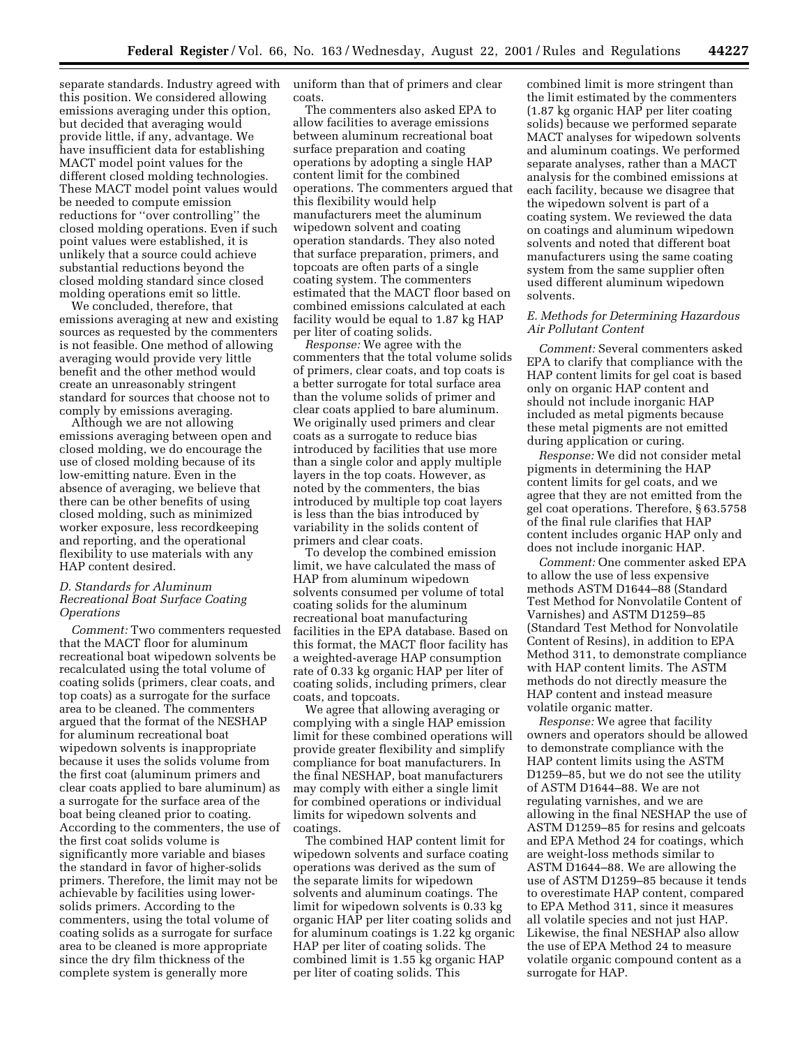separate standards. Industry agreed with this position. We considered allowing emissions averaging under this option, but decided that averaging would provide little, if any, advantage. We have insufficient data for establishing MACT model point values for the different closed molding technologies. These MACT model point values would be needed to compute emission reductions for ''over controlling'' the closed molding operations. Even if such point values were established, it is unlikely that a source could achieve substantial reductions beyond the closed molding standard since closed molding operations emit so little.

We concluded, therefore, that emissions averaging at new and existing sources as requested by the commenters is not feasible. One method of allowing averaging would provide very little benefit and the other method would create an unreasonably stringent standard for sources that choose not to comply by emissions averaging.

Although we are not allowing emissions averaging between open and closed molding, we do encourage the use of closed molding because of its low-emitting nature. Even in the absence of averaging, we believe that there can be other benefits of using closed molding, such as minimized worker exposure, less recordkeeping and reporting, and the operational flexibility to use materials with any HAP content desired.

### *D. Standards for Aluminum Recreational Boat Surface Coating Operations*

*Comment:* Two commenters requested that the MACT floor for aluminum recreational boat wipedown solvents be recalculated using the total volume of coating solids (primers, clear coats, and top coats) as a surrogate for the surface area to be cleaned. The commenters argued that the format of the NESHAP for aluminum recreational boat wipedown solvents is inappropriate because it uses the solids volume from the first coat (aluminum primers and clear coats applied to bare aluminum) as a surrogate for the surface area of the boat being cleaned prior to coating. According to the commenters, the use of the first coat solids volume is significantly more variable and biases the standard in favor of higher-solids primers. Therefore, the limit may not be achievable by facilities using lower-solids primers. According to the commenters, using the total volume of coating solids as a surrogate for surface area to be cleaned is more appropriate since the dry film thickness of the complete system is generally more uniform than that of primers and clear coats.

The commenters also asked EPA to allow facilities to average emissions between aluminum recreational boat surface preparation and coating operations by adopting a single HAP content limit for the combined operations. The commenters argued that this flexibility would help manufacturers meet the aluminum wipedown solvent and coating operation standards. They also noted that surface preparation, primers, and topcoats are often parts of a single coating system. The commenters estimated that the MACT floor based on combined emissions calculated at each facility would be equal to 1.87 kg HAP per liter of coating solids.

*Response:* We agree with the commenters that the total volume solids of primers, clear coats, and top coats is a better surrogate for total surface area than the volume solids of primer and clear coats applied to bare aluminum. We originally used primers and clear coats as a surrogate to reduce bias introduced by facilities that use more than a single color and apply multiple layers in the top coats. However, as noted by the commenters, the bias introduced by multiple top coat layers is less than the bias introduced by variability in the solids content of primers and clear coats.

To develop the combined emission limit, we have calculated the mass of HAP from aluminum wipedown solvents consumed per volume of total coating solids for the aluminum recreational boat manufacturing facilities in the EPA database. Based on this format, the MACT floor facility has a weighted-average HAP consumption rate of 0.33 kg organic HAP per liter of coating solids, including primers, clear coats, and topcoats.

We agree that allowing averaging or complying with a single HAP emission limit for these combined operations will provide greater flexibility and simplify compliance for boat manufacturers. In the final NESHAP, boat manufacturers may comply with either a single limit for combined operations or individual limits for wipedown solvents and coatings.

The combined HAP content limit for wipedown solvents and surface coating operations was derived as the sum of the separate limits for wipedown solvents and aluminum coatings. The limit for wipedown solvents is 0.33 kg organic HAP per liter coating solids and for aluminum coatings is 1.22 kg organic HAP per liter of coating solids. The combined limit is 1.55 kg organic HAP per liter of coating solids. This combined limit is more stringent than the limit estimated by the commenters (1.87 kg organic HAP per liter coating solids) because we performed separate MACT analyses for wipedown solvents and aluminum coatings. We performed separate analyses, rather than a MACT analysis for the combined emissions at each facility, because we disagree that the wipedown solvent is part of a coating system. We reviewed the data on coatings and aluminum wipedown solvents and noted that different boat manufacturers using the same coating system from the same supplier often used different aluminum wipedown solvents.

### *E. Methods for Determining Hazardous Air Pollutant Content*

*Comment:* Several commenters asked EPA to clarify that compliance with the HAP content limits for gel coat is based only on organic HAP content and should not include inorganic HAP included as metal pigments because these metal pigments are not emitted during application or curing.

*Response:* We did not consider metal pigments in determining the HAP content limits for gel coats, and we agree that they are not emitted from the gel coat operations. Therefore, § 63.5758 of the final rule clarifies that HAP content includes organic HAP only and does not include inorganic HAP.

*Comment:* One commenter asked EPA to allow the use of less expensive methods ASTM D1644–88 (Standard Test Method for Nonvolatile Content of Varnishes) and ASTM D1259–85 (Standard Test Method for Nonvolatile Content of Resins), in addition to EPA Method 311, to demonstrate compliance with HAP content limits. The ASTM methods do not directly measure the HAP content and instead measure volatile organic matter.

*Response:* We agree that facility owners and operators should be allowed to demonstrate compliance with the HAP content limits using the ASTM D1259–85, but we do not see the utility of ASTM D1644–88. We are not regulating varnishes, and we are allowing in the final NESHAP the use of ASTM D1259–85 for resins and gelcoats and EPA Method 24 for coatings, which are weight-loss methods similar to ASTM D1644–88. We are allowing the use of ASTM D1259–85 because it tends to overestimate HAP content, compared to EPA Method 311, since it measures all volatile species and not just HAP. Likewise, the final NESHAP also allow the use of EPA Method 24 to measure volatile organic compound content as a surrogate for HAP.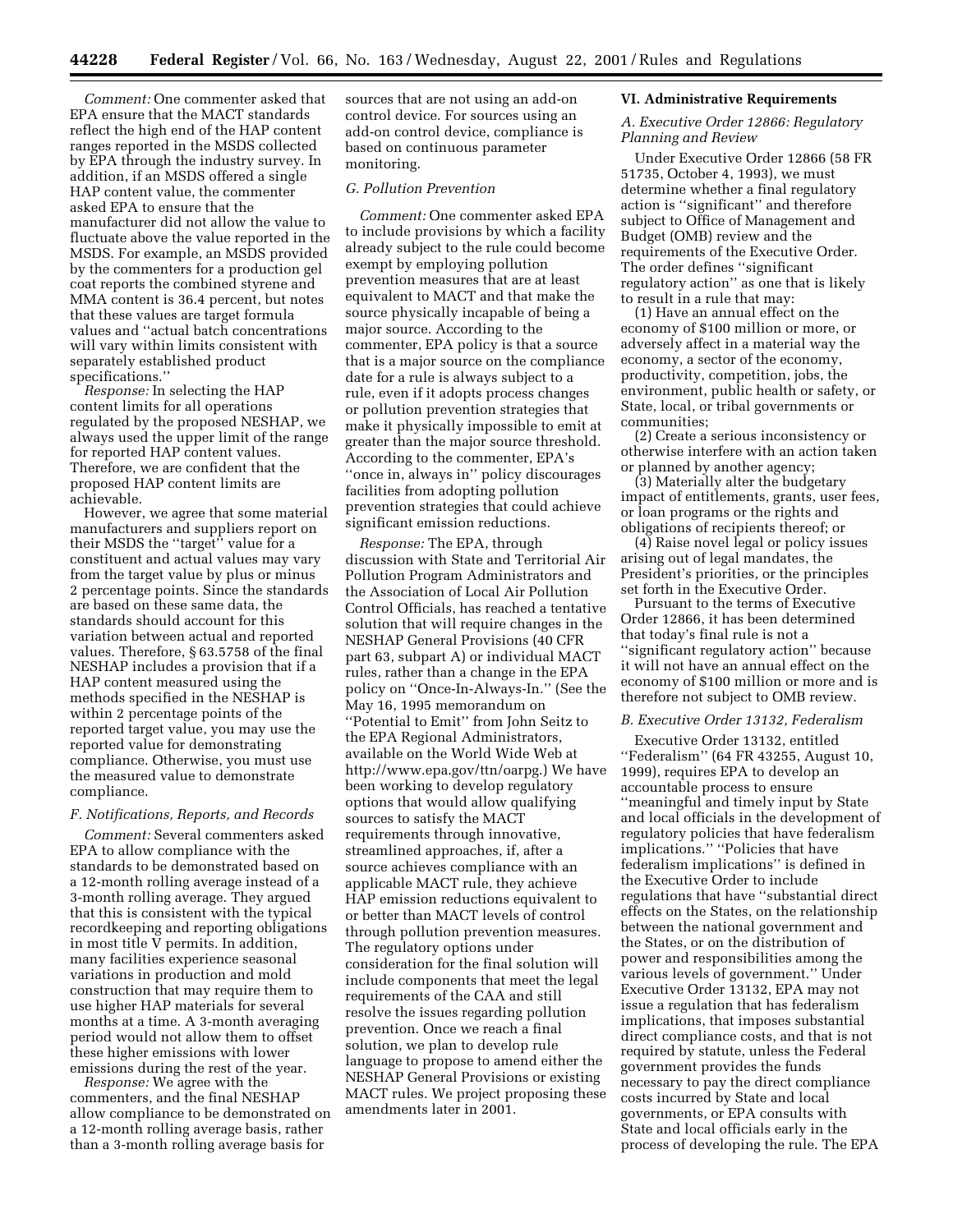*Comment:* One commenter asked that EPA ensure that the MACT standards reflect the high end of the HAP content ranges reported in the MSDS collected by EPA through the industry survey. In addition, if an MSDS offered a single HAP content value, the commenter asked EPA to ensure that the manufacturer did not allow the value to fluctuate above the value reported in the MSDS. For example, an MSDS provided by the commenters for a production gel coat reports the combined styrene and MMA content is 36.4 percent, but notes that these values are target formula values and ''actual batch concentrations will vary within limits consistent with separately established product specifications.''

*Response:* In selecting the HAP content limits for all operations regulated by the proposed NESHAP, we always used the upper limit of the range for reported HAP content values. Therefore, we are confident that the proposed HAP content limits are achievable.

However, we agree that some material manufacturers and suppliers report on their MSDS the ''target'' value for a constituent and actual values may vary from the target value by plus or minus 2 percentage points. Since the standards are based on these same data, the standards should account for this variation between actual and reported values. Therefore, § 63.5758 of the final NESHAP includes a provision that if a HAP content measured using the methods specified in the NESHAP is within 2 percentage points of the reported target value, you may use the reported value for demonstrating compliance. Otherwise, you must use the measured value to demonstrate compliance.

### F. Notifications, Reports, and Records

*Comment:* Several commenters asked EPA to allow compliance with the standards to be demonstrated based on a 12-month rolling average instead of a 3-month rolling average. They argued that this is consistent with the typical recordkeeping and reporting obligations in most title V permits. In addition, many facilities experience seasonal variations in production and mold construction that may require them to use higher HAP materials for several months at a time. A 3-month averaging period would not allow them to offset these higher emissions with lower emissions during the rest of the year.

*Response:* We agree with the commenters, and the final NESHAP allow compliance to be demonstrated on a 12-month rolling average basis, rather than a 3-month rolling average basis for sources that are not using an add-on control device. For sources using an add-on control device, compliance is based on continuous parameter monitoring.

### G. Pollution Prevention

*Comment:* One commenter asked EPA to include provisions by which a facility already subject to the rule could become exempt by employing pollution prevention measures that are at least equivalent to MACT and that make the source physically incapable of being a major source. According to the commenter, EPA policy is that a source that is a major source on the compliance date for a rule is always subject to a rule, even if it adopts process changes or pollution prevention strategies that make it physically impossible to emit at greater than the major source threshold. According to the commenter, EPA's ''once in, always in'' policy discourages facilities from adopting pollution prevention strategies that could achieve significant emission reductions.

*Response:* The EPA, through discussion with State and Territorial Air Pollution Program Administrators and the Association of Local Air Pollution Control Officials, has reached a tentative solution that will require changes in the NESHAP General Provisions (40 CFR part 63, subpart A) or individual MACT rules, rather than a change in the EPA policy on ''Once-In-Always-In.'' (See the May 16, 1995 memorandum on ''Potential to Emit'' from John Seitz to the EPA Regional Administrators, available on the World Wide Web at http://www.epa.gov/ttn/oarpg.) We have been working to develop regulatory options that would allow qualifying sources to satisfy the MACT requirements through innovative, streamlined approaches, if, after a source achieves compliance with an applicable MACT rule, they achieve HAP emission reductions equivalent to or better than MACT levels of control through pollution prevention measures. The regulatory options under consideration for the final solution will include components that meet the legal requirements of the CAA and still resolve the issues regarding pollution prevention. Once we reach a final solution, we plan to develop rule language to propose to amend either the NESHAP General Provisions or existing MACT rules. We project proposing these amendments later in 2001.

## VI. Administrative Requirements

### A. Executive Order 12866: Regulatory Planning and Review

Under Executive Order 12866 (58 FR 51735, October 4, 1993), we must determine whether a final regulatory action is ''significant'' and therefore subject to Office of Management and Budget (OMB) review and the requirements of the Executive Order. The order defines ''significant regulatory action'' as one that is likely to result in a rule that may:

(1) Have an annual effect on the economy of $100 million or more, or adversely affect in a material way the economy, a sector of the economy, productivity, competition, jobs, the environment, public health or safety, or State, local, or tribal governments or communities;

(2) Create a serious inconsistency or otherwise interfere with an action taken or planned by another agency;

(3) Materially alter the budgetary impact of entitlements, grants, user fees, or loan programs or the rights and obligations of recipients thereof; or

(4) Raise novel legal or policy issues arising out of legal mandates, the President's priorities, or the principles set forth in the Executive Order.

Pursuant to the terms of Executive Order 12866, it has been determined that today's final rule is not a ''significant regulatory action'' because it will not have an annual effect on the economy of $100 million or more and is therefore not subject to OMB review.

### B. Executive Order 13132, Federalism

Executive Order 13132, entitled ''Federalism'' (64 FR 43255, August 10, 1999), requires EPA to develop an accountable process to ensure ''meaningful and timely input by State and local officials in the development of regulatory policies that have federalism implications.'' ''Policies that have federalism implications'' is defined in the Executive Order to include regulations that have ''substantial direct effects on the States, on the relationship between the national government and the States, or on the distribution of power and responsibilities among the various levels of government.'' Under Executive Order 13132, EPA may not issue a regulation that has federalism implications, that imposes substantial direct compliance costs, and that is not required by statute, unless the Federal government provides the funds necessary to pay the direct compliance costs incurred by State and local governments, or EPA consults with State and local officials early in the process of developing the rule. The EPA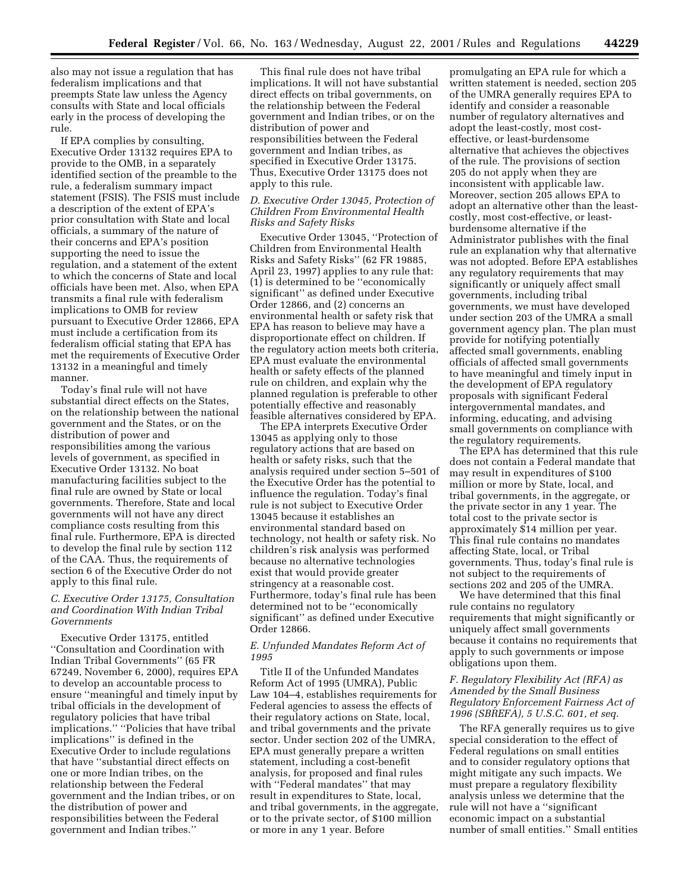also may not issue a regulation that has federalism implications and that preempts State law unless the Agency consults with State and local officials early in the process of developing the rule.

If EPA complies by consulting, Executive Order 13132 requires EPA to provide to the OMB, in a separately identified section of the preamble to the rule, a federalism summary impact statement (FSIS). The FSIS must include a description of the extent of EPA's prior consultation with State and local officials, a summary of the nature of their concerns and EPA's position supporting the need to issue the regulation, and a statement of the extent to which the concerns of State and local officials have been met. Also, when EPA transmits a final rule with federalism implications to OMB for review pursuant to Executive Order 12866, EPA must include a certification from its federalism official stating that EPA has met the requirements of Executive Order 13132 in a meaningful and timely manner.

Today's final rule will not have substantial direct effects on the States, on the relationship between the national government and the States, or on the distribution of power and responsibilities among the various levels of government, as specified in Executive Order 13132. No boat manufacturing facilities subject to the final rule are owned by State or local governments. Therefore, State and local governments will not have any direct compliance costs resulting from this final rule. Furthermore, EPA is directed to develop the final rule by section 112 of the CAA. Thus, the requirements of section 6 of the Executive Order do not apply to this final rule.

### *C. Executive Order 13175, Consultation and Coordination With Indian Tribal Governments*

Executive Order 13175, entitled ''Consultation and Coordination with Indian Tribal Governments'' (65 FR 67249, November 6, 2000), requires EPA to develop an accountable process to ensure ''meaningful and timely input by tribal officials in the development of regulatory policies that have tribal implications.'' ''Policies that have tribal implications'' is defined in the Executive Order to include regulations that have ''substantial direct effects on one or more Indian tribes, on the relationship between the Federal government and the Indian tribes, or on the distribution of power and responsibilities between the Federal government and Indian tribes.''

This final rule does not have tribal implications. It will not have substantial direct effects on tribal governments, on the relationship between the Federal government and Indian tribes, or on the distribution of power and responsibilities between the Federal government and Indian tribes, as specified in Executive Order 13175. Thus, Executive Order 13175 does not apply to this rule.

### *D. Executive Order 13045, Protection of Children From Environmental Health Risks and Safety Risks*

Executive Order 13045, ''Protection of Children from Environmental Health Risks and Safety Risks'' (62 FR 19885, April 23, 1997) applies to any rule that: (1) is determined to be ''economically significant'' as defined under Executive Order 12866, and (2) concerns an environmental health or safety risk that EPA has reason to believe may have a disproportionate effect on children. If the regulatory action meets both criteria, EPA must evaluate the environmental health or safety effects of the planned rule on children, and explain why the planned regulation is preferable to other potentially effective and reasonably feasible alternatives considered by EPA.

The EPA interprets Executive Order 13045 as applying only to those regulatory actions that are based on health or safety risks, such that the analysis required under section 5–501 of the Executive Order has the potential to influence the regulation. Today's final rule is not subject to Executive Order 13045 because it establishes an environmental standard based on technology, not health or safety risk. No children's risk analysis was performed because no alternative technologies exist that would provide greater stringency at a reasonable cost. Furthermore, today's final rule has been determined not to be ''economically significant'' as defined under Executive Order 12866.

### *E. Unfunded Mandates Reform Act of 1995*

Title II of the Unfunded Mandates Reform Act of 1995 (UMRA), Public Law 104–4, establishes requirements for Federal agencies to assess the effects of their regulatory actions on State, local, and tribal governments and the private sector. Under section 202 of the UMRA, EPA must generally prepare a written statement, including a cost-benefit analysis, for proposed and final rules with ''Federal mandates'' that may result in expenditures to State, local, and tribal governments, in the aggregate, or to the private sector, of $100 million or more in any 1 year. Before promulgating an EPA rule for which a written statement is needed, section 205 of the UMRA generally requires EPA to identify and consider a reasonable number of regulatory alternatives and adopt the least-costly, most cost-effective, or least-burdensome alternative that achieves the objectives of the rule. The provisions of section 205 do not apply when they are inconsistent with applicable law. Moreover, section 205 allows EPA to adopt an alternative other than the least-costly, most cost-effective, or least-burdensome alternative if the Administrator publishes with the final rule an explanation why that alternative was not adopted. Before EPA establishes any regulatory requirements that may significantly or uniquely affect small governments, including tribal governments, we must have developed under section 203 of the UMRA a small government agency plan. The plan must provide for notifying potentially affected small governments, enabling officials of affected small governments to have meaningful and timely input in the development of EPA regulatory proposals with significant Federal intergovernmental mandates, and informing, educating, and advising small governments on compliance with the regulatory requirements.

The EPA has determined that this rule does not contain a Federal mandate that may result in expenditures of $100 million or more by State, local, and tribal governments, in the aggregate, or the private sector in any 1 year. The total cost to the private sector is approximately $14 million per year. This final rule contains no mandates affecting State, local, or Tribal governments. Thus, today's final rule is not subject to the requirements of sections 202 and 205 of the UMRA.

We have determined that this final rule contains no regulatory requirements that might significantly or uniquely affect small governments because it contains no requirements that apply to such governments or impose obligations upon them.

### *F. Regulatory Flexibility Act (RFA) as Amended by the Small Business Regulatory Enforcement Fairness Act of 1996 (SBREFA), 5 U.S.C. 601, et seq.*

The RFA generally requires us to give special consideration to the effect of Federal regulations on small entities and to consider regulatory options that might mitigate any such impacts. We must prepare a regulatory flexibility analysis unless we determine that the rule will not have a ''significant economic impact on a substantial number of small entities.'' Small entities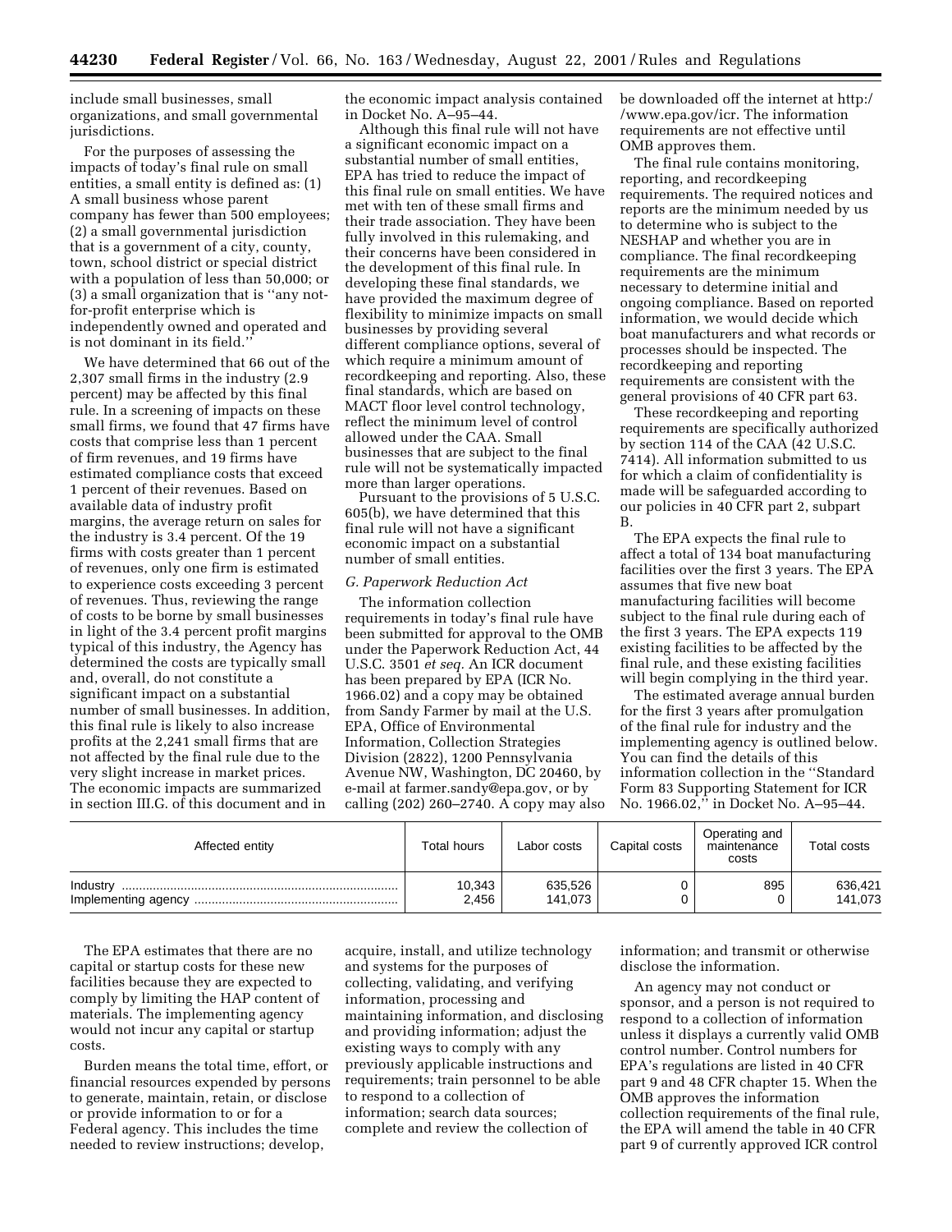include small businesses, small organizations, and small governmental jurisdictions.

For the purposes of assessing the impacts of today's final rule on small entities, a small entity is defined as: (1) A small business whose parent company has fewer than 500 employees; (2) a small governmental jurisdiction that is a government of a city, county, town, school district or special district with a population of less than 50,000; or (3) a small organization that is ''any not-for-profit enterprise which is independently owned and operated and is not dominant in its field.''

We have determined that 66 out of the 2,307 small firms in the industry (2.9 percent) may be affected by this final rule. In a screening of impacts on these small firms, we found that 47 firms have costs that comprise less than 1 percent of firm revenues, and 19 firms have estimated compliance costs that exceed 1 percent of their revenues. Based on available data of industry profit margins, the average return on sales for the industry is 3.4 percent. Of the 19 firms with costs greater than 1 percent of revenues, only one firm is estimated to experience costs exceeding 3 percent of revenues. Thus, reviewing the range of costs to be borne by small businesses in light of the 3.4 percent profit margins typical of this industry, the Agency has determined the costs are typically small and, overall, do not constitute a significant impact on a substantial number of small businesses. In addition, this final rule is likely to also increase profits at the 2,241 small firms that are not affected by the final rule due to the very slight increase in market prices. The economic impacts are summarized in section III.G. of this document and in the economic impact analysis contained in Docket No. A–95–44.

Although this final rule will not have a significant economic impact on a substantial number of small entities, EPA has tried to reduce the impact of this final rule on small entities. We have met with ten of these small firms and their trade association. They have been fully involved in this rulemaking, and their concerns have been considered in the development of this final rule. In developing these final standards, we have provided the maximum degree of flexibility to minimize impacts on small businesses by providing several different compliance options, several of which require a minimum amount of recordkeeping and reporting. Also, these final standards, which are based on MACT floor level control technology, reflect the minimum level of control allowed under the CAA. Small businesses that are subject to the final rule will not be systematically impacted more than larger operations.

Pursuant to the provisions of 5 U.S.C. 605(b), we have determined that this final rule will not have a significant economic impact on a substantial number of small entities.

*G. Paperwork Reduction Act*

The information collection requirements in today's final rule have been submitted for approval to the OMB under the Paperwork Reduction Act, 44 U.S.C. 3501 *et seq.* An ICR document has been prepared by EPA (ICR No. 1966.02) and a copy may be obtained from Sandy Farmer by mail at the U.S. EPA, Office of Environmental Information, Collection Strategies Division (2822), 1200 Pennsylvania Avenue NW, Washington, DC 20460, by e-mail at farmer.sandy@epa.gov, or by calling (202) 260–2740. A copy may also be downloaded off the internet at http://www.epa.gov/icr. The information requirements are not effective until OMB approves them.

The final rule contains monitoring, reporting, and recordkeeping requirements. The required notices and reports are the minimum needed by us to determine who is subject to the NESHAP and whether you are in compliance. The final recordkeeping requirements are the minimum necessary to determine initial and ongoing compliance. Based on reported information, we would decide which boat manufacturers and what records or processes should be inspected. The recordkeeping and reporting requirements are consistent with the general provisions of 40 CFR part 63.

These recordkeeping and reporting requirements are specifically authorized by section 114 of the CAA (42 U.S.C. 7414). All information submitted to us for which a claim of confidentiality is made will be safeguarded according to our policies in 40 CFR part 2, subpart B.

The EPA expects the final rule to affect a total of 134 boat manufacturing facilities over the first 3 years. The EPA assumes that five new boat manufacturing facilities will become subject to the final rule during each of the first 3 years. The EPA expects 119 existing facilities to be affected by the final rule, and these existing facilities will begin complying in the third year.

The estimated average annual burden for the first 3 years after promulgation of the final rule for industry and the implementing agency is outlined below. You can find the details of this information collection in the ''Standard Form 83 Supporting Statement for ICR No. 1966.02,'' in Docket No. A–95–44.

| Affected entity | Total hours | Labor costs | Capital costs | Operating and maintenance costs | Total costs |
|---|---|---|---|---|---|
| Industry | 10,343 | 635,526 | 0 | 895 | 636,421 |
| Implementing agency | 2,456 | 141,073 | 0 | 0 | 141,073 |

The EPA estimates that there are no capital or startup costs for these new facilities because they are expected to comply by limiting the HAP content of materials. The implementing agency would not incur any capital or startup costs.

Burden means the total time, effort, or financial resources expended by persons to generate, maintain, retain, or disclose or provide information to or for a Federal agency. This includes the time needed to review instructions; develop, acquire, install, and utilize technology and systems for the purposes of collecting, validating, and verifying information, processing and maintaining information, and disclosing and providing information; adjust the existing ways to comply with any previously applicable instructions and requirements; train personnel to be able to respond to a collection of information; search data sources; complete and review the collection of information; and transmit or otherwise disclose the information.

An agency may not conduct or sponsor, and a person is not required to respond to a collection of information unless it displays a currently valid OMB control number. Control numbers for EPA's regulations are listed in 40 CFR part 9 and 48 CFR chapter 15. When the OMB approves the information collection requirements of the final rule, the EPA will amend the table in 40 CFR part 9 of currently approved ICR control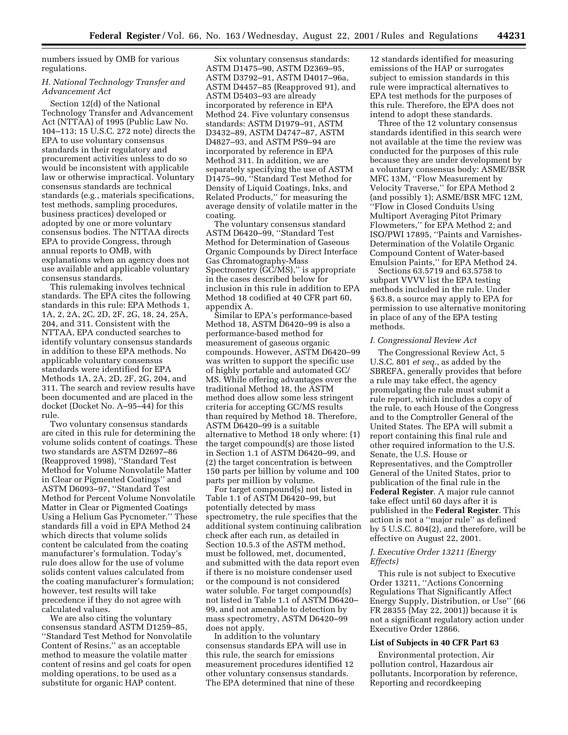numbers issued by OMB for various regulations.

### *H. National Technology Transfer and Advancement Act*

Section 12(d) of the National Technology Transfer and Advancement Act (NTTAA) of 1995 (Public Law No. 104–113; 15 U.S.C. 272 note) directs the EPA to use voluntary consensus standards in their regulatory and procurement activities unless to do so would be inconsistent with applicable law or otherwise impractical. Voluntary consensus standards are technical standards (e.g., materials specifications, test methods, sampling procedures, business practices) developed or adopted by one or more voluntary consensus bodies. The NTTAA directs EPA to provide Congress, through annual reports to OMB, with explanations when an agency does not use available and applicable voluntary consensus standards.

This rulemaking involves technical standards. The EPA cites the following standards in this rule: EPA Methods 1, 1A, 2, 2A, 2C, 2D, 2F, 2G, 18, 24, 25A, 204, and 311. Consistent with the NTTAA, EPA conducted searches to identify voluntary consensus standards in addition to these EPA methods. No applicable voluntary consensus standards were identified for EPA Methods 1A, 2A, 2D, 2F, 2G, 204, and 311. The search and review results have been documented and are placed in the docket (Docket No. A–95–44) for this rule.

Two voluntary consensus standards are cited in this rule for determining the volume solids content of coatings. These two standards are ASTM D2697–86 (Reapproved 1998), ''Standard Test Method for Volume Nonvolatile Matter in Clear or Pigmented Coatings'' and ASTM D6093–97, ''Standard Test Method for Percent Volume Nonvolatile Matter in Clear or Pigmented Coatings Using a Helium Gas Pycnometer.'' These standards fill a void in EPA Method 24 which directs that volume solids content be calculated from the coating manufacturer's formulation. Today's rule does allow for the use of volume solids content values calculated from the coating manufacturer's formulation; however, test results will take precedence if they do not agree with calculated values.

We are also citing the voluntary consensus standard ASTM D1259–85, ''Standard Test Method for Nonvolatile Content of Resins,'' as an acceptable method to measure the volatile matter content of resins and gel coats for open molding operations, to be used as a substitute for organic HAP content.

Six voluntary consensus standards: ASTM D1475–90, ASTM D2369–95, ASTM D3792–91, ASTM D4017–96a, ASTM D4457–85 (Reapproved 91), and ASTM D5403–93 are already incorporated by reference in EPA Method 24. Five voluntary consensus standards: ASTM D1979–91, ASTM D3432–89, ASTM D4747–87, ASTM D4827–93, and ASTM PS9–94 are incorporated by reference in EPA Method 311. In addition, we are separately specifying the use of ASTM D1475–90, ''Standard Test Method for Density of Liquid Coatings, Inks, and Related Products,'' for measuring the average density of volatile matter in the coating.

The voluntary consensus standard ASTM D6420–99, ''Standard Test Method for Determination of Gaseous Organic Compounds by Direct Interface Gas Chromatography-Mass Spectrometry (GC/MS),'' is appropriate in the cases described below for inclusion in this rule in addition to EPA Method 18 codified at 40 CFR part 60, appendix A.

Similar to EPA's performance-based Method 18, ASTM D6420–99 is also a performance-based method for measurement of gaseous organic compounds. However, ASTM D6420–99 was written to support the specific use of highly portable and automated GC/MS. While offering advantages over the traditional Method 18, the ASTM method does allow some less stringent criteria for accepting GC/MS results than required by Method 18. Therefore, ASTM D6420–99 is a suitable alternative to Method 18 only where: (1) the target compound(s) are those listed in Section 1.1 of ASTM D6420–99, and (2) the target concentration is between 150 parts per billion by volume and 100 parts per million by volume.

For target compound(s) not listed in Table 1.1 of ASTM D6420–99, but potentially detected by mass spectrometry, the rule specifies that the additional system continuing calibration check after each run, as detailed in Section 10.5.3 of the ASTM method, must be followed, met, documented, and submitted with the data report even if there is no moisture condenser used or the compound is not considered water soluble. For target compound(s) not listed in Table 1.1 of ASTM D6420–99, and not amenable to detection by mass spectrometry, ASTM D6420–99 does not apply.

In addition to the voluntary consensus standards EPA will use in this rule, the search for emissions measurement procedures identified 12 other voluntary consensus standards. The EPA determined that nine of these 12 standards identified for measuring emissions of the HAP or surrogates subject to emission standards in this rule were impractical alternatives to EPA test methods for the purposes of this rule. Therefore, the EPA does not intend to adopt these standards.

Three of the 12 voluntary consensus standards identified in this search were not available at the time the review was conducted for the purposes of this rule because they are under development by a voluntary consensus body: ASME/BSR MFC 13M, ''Flow Measurement by Velocity Traverse,'' for EPA Method 2 (and possibly 1); ASME/BSR MFC 12M, ''Flow in Closed Conduits Using Multiport Averaging Pitot Primary Flowmeters,'' for EPA Method 2; and ISO/PWI 17895, ''Paints and Varnishes-Determination of the Volatile Organic Compound Content of Water-based Emulsion Paints,'' for EPA Method 24.

Sections 63.5719 and 63.5758 to subpart VVVV list the EPA testing methods included in the rule. Under § 63.8, a source may apply to EPA for permission to use alternative monitoring in place of any of the EPA testing methods.

### *I. Congressional Review Act*

The Congressional Review Act, 5 U.S.C. 801 *et seq.*, as added by the SBREFA, generally provides that before a rule may take effect, the agency promulgating the rule must submit a rule report, which includes a copy of the rule, to each House of the Congress and to the Comptroller General of the United States. The EPA will submit a report containing this final rule and other required information to the U.S. Senate, the U.S. House or Representatives, and the Comptroller General of the United States, prior to publication of the final rule in the **Federal Register**. A major rule cannot take effect until 60 days after it is published in the **Federal Register**. This action is not a ''major rule'' as defined by 5 U.S.C. 804(2), and therefore, will be effective on August 22, 2001.

### *J. Executive Order 13211 (Energy Effects)*

This rule is not subject to Executive Order 13211, ''Actions Concerning Regulations That Significantly Affect Energy Supply, Distribution, or Use'' (66 FR 28355 (May 22, 2001)) because it is not a significant regulatory action under Executive Order 12866.

**List of Subjects in 40 CFR Part 63**

Environmental protection, Air pollution control, Hazardous air pollutants, Incorporation by reference, Reporting and recordkeeping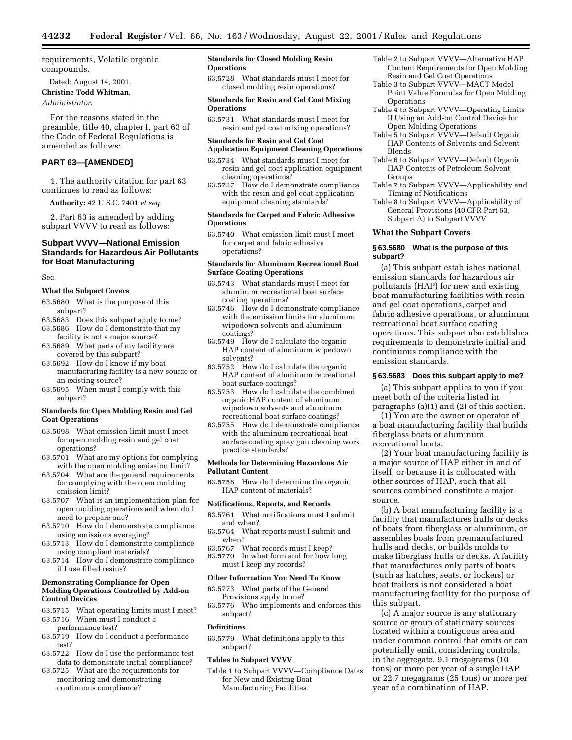requirements, Volatile organic compounds.

Dated: August 14, 2001.

**Christine Todd Whitman,**

*Administrator.*

For the reasons stated in the preamble, title 40, chapter I, part 63 of the Code of Federal Regulations is amended as follows:

## PART 63—[AMENDED]

1. The authority citation for part 63 continues to read as follows:

**Authority:** 42 U.S.C. 7401 *et seq.*

2. Part 63 is amended by adding subpart VVVV to read as follows:

## Subpart VVVV—National Emission Standards for Hazardous Air Pollutants for Boat Manufacturing

Sec.

**What the Subpart Covers**

63.5680 What is the purpose of this subpart?
63.5683 Does this subpart apply to me?
63.5686 How do I demonstrate that my facility is not a major source?
63.5689 What parts of my facility are covered by this subpart?
63.5692 How do I know if my boat manufacturing facility is a new source or an existing source?
63.5695 When must I comply with this subpart?

**Standards for Open Molding Resin and Gel Coat Operations**

63.5698 What emission limit must I meet for open molding resin and gel coat operations?
63.5701 What are my options for complying with the open molding emission limit?
63.5704 What are the general requirements for complying with the open molding emission limit?
63.5707 What is an implementation plan for open molding operations and when do I need to prepare one?
63.5710 How do I demonstrate compliance using emissions averaging?
63.5713 How do I demonstrate compliance using compliant materials?
63.5714 How do I demonstrate compliance if I use filled resins?

**Demonstrating Compliance for Open Molding Operations Controlled by Add-on Control Devices**

63.5715 What operating limits must I meet?
63.5716 When must I conduct a performance test?
63.5719 How do I conduct a performance test?
63.5722 How do I use the performance test data to demonstrate initial compliance?
63.5725 What are the requirements for monitoring and demonstrating continuous compliance?

**Standards for Closed Molding Resin Operations**

63.5728 What standards must I meet for closed molding resin operations?

**Standards for Resin and Gel Coat Mixing Operations**

63.5731 What standards must I meet for resin and gel coat mixing operations?

**Standards for Resin and Gel Coat Application Equipment Cleaning Operations**

63.5734 What standards must I meet for resin and gel coat application equipment cleaning operations?
63.5737 How do I demonstrate compliance with the resin and gel coat application equipment cleaning standards?

**Standards for Carpet and Fabric Adhesive Operations**

63.5740 What emission limit must I meet for carpet and fabric adhesive operations?

**Standards for Aluminum Recreational Boat Surface Coating Operations**

63.5743 What standards must I meet for aluminum recreational boat surface coating operations?
63.5746 How do I demonstrate compliance with the emission limits for aluminum wipedown solvents and aluminum coatings?
63.5749 How do I calculate the organic HAP content of aluminum wipedown solvents?
63.5752 How do I calculate the organic HAP content of aluminum recreational boat surface coatings?
63.5753 How do I calculate the combined organic HAP content of aluminum wipedown solvents and aluminum recreational boat surface coatings?
63.5755 How do I demonstrate compliance with the aluminum recreational boat surface coating spray gun cleaning work practice standards?

**Methods for Determining Hazardous Air Pollutant Content**

63.5758 How do I determine the organic HAP content of materials?

**Notifications, Reports, and Records**

63.5761 What notifications must I submit and when?
63.5764 What reports must I submit and when?
63.5767 What records must I keep?
63.5770 In what form and for how long must I keep my records?

**Other Information You Need To Know**

63.5773 What parts of the General Provisions apply to me?
63.5776 Who implements and enforces this subpart?

**Definitions**

63.5779 What definitions apply to this subpart?

**Tables to Subpart VVVV**

Table 1 to Subpart VVVV—Compliance Dates for New and Existing Boat Manufacturing Facilities
Table 2 to Subpart VVVV—Alternative HAP Content Requirements for Open Molding Resin and Gel Coat Operations
Table 3 to Subpart VVVV—MACT Model Point Value Formulas for Open Molding Operations
Table 4 to Subpart VVVV—Operating Limits If Using an Add-on Control Device for Open Molding Operations
Table 5 to Subpart VVVV—Default Organic HAP Contents of Solvents and Solvent Blends
Table 6 to Subpart VVVV—Default Organic HAP Contents of Petroleum Solvent Groups
Table 7 to Subpart VVVV—Applicability and Timing of Notifications
Table 8 to Subpart VVVV—Applicability of General Provisions (40 CFR Part 63, Subpart A) to Subpart VVVV

### What the Subpart Covers

#### § 63.5680 What is the purpose of this subpart?

(a) This subpart establishes national emission standards for hazardous air pollutants (HAP) for new and existing boat manufacturing facilities with resin and gel coat operations, carpet and fabric adhesive operations, or aluminum recreational boat surface coating operations. This subpart also establishes requirements to demonstrate initial and continuous compliance with the emission standards.

#### § 63.5683 Does this subpart apply to me?

(a) This subpart applies to you if you meet both of the criteria listed in paragraphs (a)(1) and (2) of this section.

(1) You are the owner or operator of a boat manufacturing facility that builds fiberglass boats or aluminum recreational boats.

(2) Your boat manufacturing facility is a major source of HAP either in and of itself, or because it is collocated with other sources of HAP, such that all sources combined constitute a major source.

(b) A boat manufacturing facility is a facility that manufactures hulls or decks of boats from fiberglass or aluminum, or assembles boats from premanufactured hulls and decks, or builds molds to make fiberglass hulls or decks. A facility that manufactures only parts of boats (such as hatches, seats, or lockers) or boat trailers is not considered a boat manufacturing facility for the purpose of this subpart.

(c) A major source is any stationary source or group of stationary sources located within a contiguous area and under common control that emits or can potentially emit, considering controls, in the aggregate, 9.1 megagrams (10 tons) or more per year of a single HAP or 22.7 megagrams (25 tons) or more per year of a combination of HAP.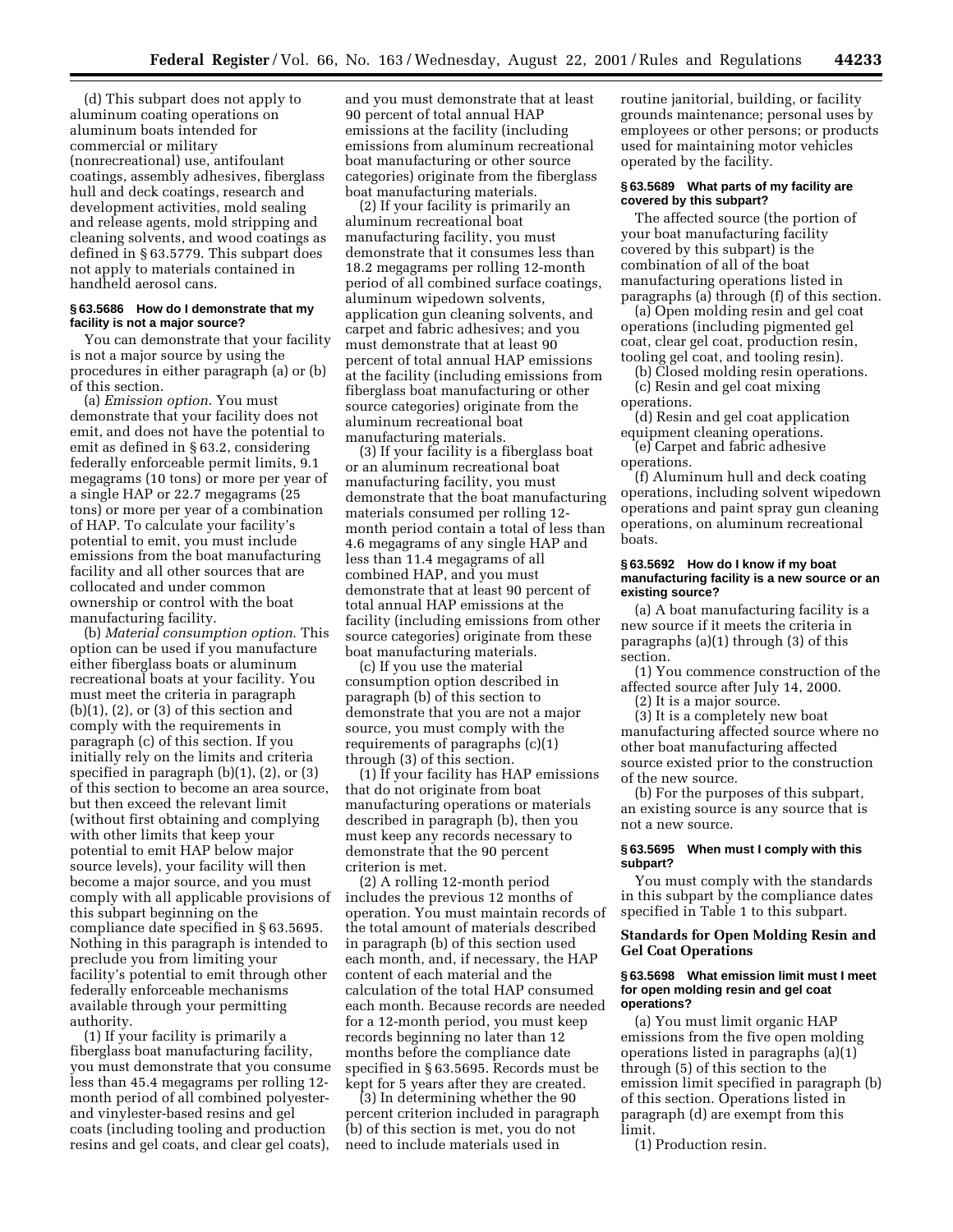(d) This subpart does not apply to aluminum coating operations on aluminum boats intended for commercial or military (nonrecreational) use, antifoulant coatings, assembly adhesives, fiberglass hull and deck coatings, research and development activities, mold sealing and release agents, mold stripping and cleaning solvents, and wood coatings as defined in § 63.5779. This subpart does not apply to materials contained in handheld aerosol cans.

### § 63.5686 How do I demonstrate that my facility is not a major source?

You can demonstrate that your facility is not a major source by using the procedures in either paragraph (a) or (b) of this section.

(a) *Emission option.* You must demonstrate that your facility does not emit, and does not have the potential to emit as defined in § 63.2, considering federally enforceable permit limits, 9.1 megagrams (10 tons) or more per year of a single HAP or 22.7 megagrams (25 tons) or more per year of a combination of HAP. To calculate your facility's potential to emit, you must include emissions from the boat manufacturing facility and all other sources that are collocated and under common ownership or control with the boat manufacturing facility.

(b) *Material consumption option.* This option can be used if you manufacture either fiberglass boats or aluminum recreational boats at your facility. You must meet the criteria in paragraph (b)(1), (2), or (3) of this section and comply with the requirements in paragraph (c) of this section. If you initially rely on the limits and criteria specified in paragraph (b)(1), (2), or (3) of this section to become an area source, but then exceed the relevant limit (without first obtaining and complying with other limits that keep your potential to emit HAP below major source levels), your facility will then become a major source, and you must comply with all applicable provisions of this subpart beginning on the compliance date specified in § 63.5695. Nothing in this paragraph is intended to preclude you from limiting your facility's potential to emit through other federally enforceable mechanisms available through your permitting authority.

(1) If your facility is primarily a fiberglass boat manufacturing facility, you must demonstrate that you consume less than 45.4 megagrams per rolling 12-month period of all combined polyester- and vinylester-based resins and gel coats (including tooling and production resins and gel coats, and clear gel coats), and you must demonstrate that at least 90 percent of total annual HAP emissions at the facility (including emissions from aluminum recreational boat manufacturing or other source categories) originate from the fiberglass boat manufacturing materials.

(2) If your facility is primarily an aluminum recreational boat manufacturing facility, you must demonstrate that it consumes less than 18.2 megagrams per rolling 12-month period of all combined surface coatings, aluminum wipedown solvents, application gun cleaning solvents, and carpet and fabric adhesives; and you must demonstrate that at least 90 percent of total annual HAP emissions at the facility (including emissions from fiberglass boat manufacturing or other source categories) originate from the aluminum recreational boat manufacturing materials.

(3) If your facility is a fiberglass boat or an aluminum recreational boat manufacturing facility, you must demonstrate that the boat manufacturing materials consumed per rolling 12-month period contain a total of less than 4.6 megagrams of any single HAP and less than 11.4 megagrams of all combined HAP, and you must demonstrate that at least 90 percent of total annual HAP emissions at the facility (including emissions from other source categories) originate from these boat manufacturing materials.

(c) If you use the material consumption option described in paragraph (b) of this section to demonstrate that you are not a major source, you must comply with the requirements of paragraphs (c)(1) through (3) of this section.

(1) If your facility has HAP emissions that do not originate from boat manufacturing operations or materials described in paragraph (b), then you must keep any records necessary to demonstrate that the 90 percent criterion is met.

(2) A rolling 12-month period includes the previous 12 months of operation. You must maintain records of the total amount of materials described in paragraph (b) of this section used each month, and, if necessary, the HAP content of each material and the calculation of the total HAP consumed each month. Because records are needed for a 12-month period, you must keep records beginning no later than 12 months before the compliance date specified in § 63.5695. Records must be kept for 5 years after they are created.

(3) In determining whether the 90 percent criterion included in paragraph (b) of this section is met, you do not need to include materials used in routine janitorial, building, or facility grounds maintenance; personal uses by employees or other persons; or products used for maintaining motor vehicles operated by the facility.

### § 63.5689 What parts of my facility are covered by this subpart?

The affected source (the portion of your boat manufacturing facility covered by this subpart) is the combination of all of the boat manufacturing operations listed in paragraphs (a) through (f) of this section.

(a) Open molding resin and gel coat operations (including pigmented gel coat, clear gel coat, production resin, tooling gel coat, and tooling resin).

(b) Closed molding resin operations.

(c) Resin and gel coat mixing operations.

(d) Resin and gel coat application equipment cleaning operations.

(e) Carpet and fabric adhesive operations.

(f) Aluminum hull and deck coating operations, including solvent wipedown operations and paint spray gun cleaning operations, on aluminum recreational boats.

### § 63.5692 How do I know if my boat manufacturing facility is a new source or an existing source?

(a) A boat manufacturing facility is a new source if it meets the criteria in paragraphs (a)(1) through (3) of this section.

(1) You commence construction of the affected source after July 14, 2000.

(2) It is a major source.

(3) It is a completely new boat manufacturing affected source where no other boat manufacturing affected source existed prior to the construction of the new source.

(b) For the purposes of this subpart, an existing source is any source that is not a new source.

### § 63.5695 When must I comply with this subpart?

You must comply with the standards in this subpart by the compliance dates specified in Table 1 to this subpart.

## Standards for Open Molding Resin and Gel Coat Operations

### § 63.5698 What emission limit must I meet for open molding resin and gel coat operations?

(a) You must limit organic HAP emissions from the five open molding operations listed in paragraphs (a)(1) through (5) of this section to the emission limit specified in paragraph (b) of this section. Operations listed in paragraph (d) are exempt from this limit.

(1) Production resin.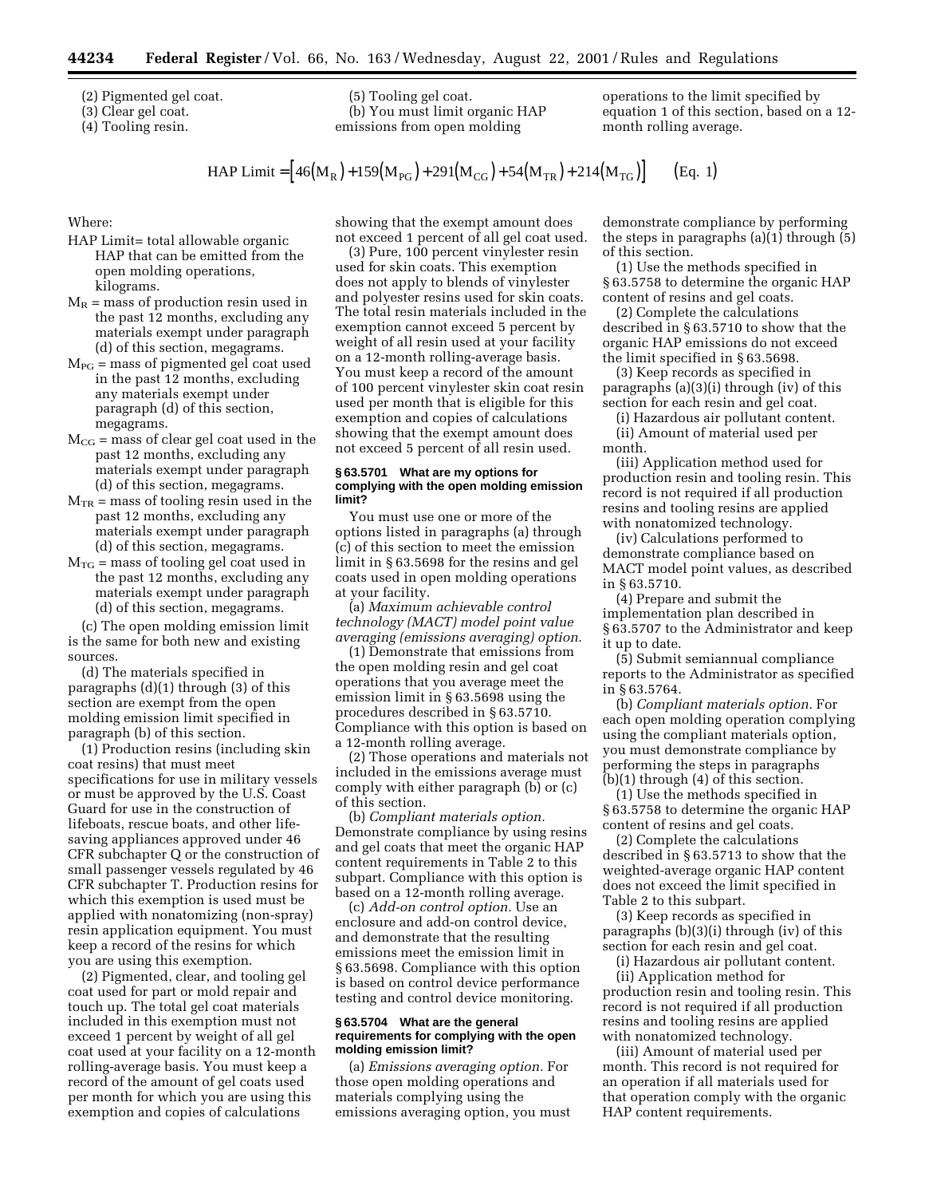(2) Pigmented gel coat.

(3) Clear gel coat.

(4) Tooling resin.

(5) Tooling gel coat.

(b) You must limit organic HAP emissions from open molding operations to the limit specified by equation 1 of this section, based on a 12-month rolling average.

$$\text{HAP Limit} = \left[46(M_R) + 159(M_{PG}) + 291(M_{CG}) + 54(M_{TR}) + 214(M_{TG})\right] \qquad \text{(Eq. 1)}$$

Where:

HAP Limit= total allowable organic HAP that can be emitted from the open molding operations, kilograms.

$M_R$ = mass of production resin used in the past 12 months, excluding any materials exempt under paragraph (d) of this section, megagrams.

$M_{PG}$ = mass of pigmented gel coat used in the past 12 months, excluding any materials exempt under paragraph (d) of this section, megagrams.

$M_{CG}$ = mass of clear gel coat used in the past 12 months, excluding any materials exempt under paragraph (d) of this section, megagrams.

$M_{TR}$ = mass of tooling resin used in the past 12 months, excluding any materials exempt under paragraph (d) of this section, megagrams.

$M_{TG}$ = mass of tooling gel coat used in the past 12 months, excluding any materials exempt under paragraph (d) of this section, megagrams.

(c) The open molding emission limit is the same for both new and existing sources.

(d) The materials specified in paragraphs (d)(1) through (3) of this section are exempt from the open molding emission limit specified in paragraph (b) of this section.

(1) Production resins (including skin coat resins) that must meet specifications for use in military vessels or must be approved by the U.S. Coast Guard for use in the construction of lifeboats, rescue boats, and other life-saving appliances approved under 46 CFR subchapter Q or the construction of small passenger vessels regulated by 46 CFR subchapter T. Production resins for which this exemption is used must be applied with nonatomizing (non-spray) resin application equipment. You must keep a record of the resins for which you are using this exemption.

(2) Pigmented, clear, and tooling gel coat used for part or mold repair and touch up. The total gel coat materials included in this exemption must not exceed 1 percent by weight of all gel coat used at your facility on a 12-month rolling-average basis. You must keep a record of the amount of gel coats used per month for which you are using this exemption and copies of calculations showing that the exempt amount does not exceed 1 percent of all gel coat used.

(3) Pure, 100 percent vinylester resin used for skin coats. This exemption does not apply to blends of vinylester and polyester resins used for skin coats. The total resin materials included in the exemption cannot exceed 5 percent by weight of all resin used at your facility on a 12-month rolling-average basis. You must keep a record of the amount of 100 percent vinylester skin coat resin used per month that is eligible for this exemption and copies of calculations showing that the exempt amount does not exceed 5 percent of all resin used.

### § 63.5701 What are my options for complying with the open molding emission limit?

You must use one or more of the options listed in paragraphs (a) through (c) of this section to meet the emission limit in § 63.5698 for the resins and gel coats used in open molding operations at your facility.

(a) *Maximum achievable control technology (MACT) model point value averaging (emissions averaging) option.*

(1) Demonstrate that emissions from the open molding resin and gel coat operations that you average meet the emission limit in § 63.5698 using the procedures described in § 63.5710. Compliance with this option is based on a 12-month rolling average.

(2) Those operations and materials not included in the emissions average must comply with either paragraph (b) or (c) of this section.

(b) *Compliant materials option.* Demonstrate compliance by using resins and gel coats that meet the organic HAP content requirements in Table 2 to this subpart. Compliance with this option is based on a 12-month rolling average.

(c) *Add-on control option.* Use an enclosure and add-on control device, and demonstrate that the resulting emissions meet the emission limit in § 63.5698. Compliance with this option is based on control device performance testing and control device monitoring.

### § 63.5704 What are the general requirements for complying with the open molding emission limit?

(a) *Emissions averaging option.* For those open molding operations and materials complying using the emissions averaging option, you must demonstrate compliance by performing the steps in paragraphs (a)(1) through (5) of this section.

(1) Use the methods specified in § 63.5758 to determine the organic HAP content of resins and gel coats.

(2) Complete the calculations described in § 63.5710 to show that the organic HAP emissions do not exceed the limit specified in § 63.5698.

(3) Keep records as specified in paragraphs (a)(3)(i) through (iv) of this section for each resin and gel coat.

(i) Hazardous air pollutant content.

(ii) Amount of material used per month.

(iii) Application method used for production resin and tooling resin. This record is not required if all production resins and tooling resins are applied with nonatomized technology.

(iv) Calculations performed to demonstrate compliance based on MACT model point values, as described in § 63.5710.

(4) Prepare and submit the implementation plan described in § 63.5707 to the Administrator and keep it up to date.

(5) Submit semiannual compliance reports to the Administrator as specified in § 63.5764.

(b) *Compliant materials option.* For each open molding operation complying using the compliant materials option, you must demonstrate compliance by performing the steps in paragraphs (b)(1) through (4) of this section.

(1) Use the methods specified in § 63.5758 to determine the organic HAP content of resins and gel coats.

(2) Complete the calculations described in § 63.5713 to show that the weighted-average organic HAP content does not exceed the limit specified in Table 2 to this subpart.

(3) Keep records as specified in paragraphs (b)(3)(i) through (iv) of this section for each resin and gel coat.

(i) Hazardous air pollutant content.

(ii) Application method for production resin and tooling resin. This record is not required if all production resins and tooling resins are applied with nonatomized technology.

(iii) Amount of material used per month. This record is not required for an operation if all materials used for that operation comply with the organic HAP content requirements.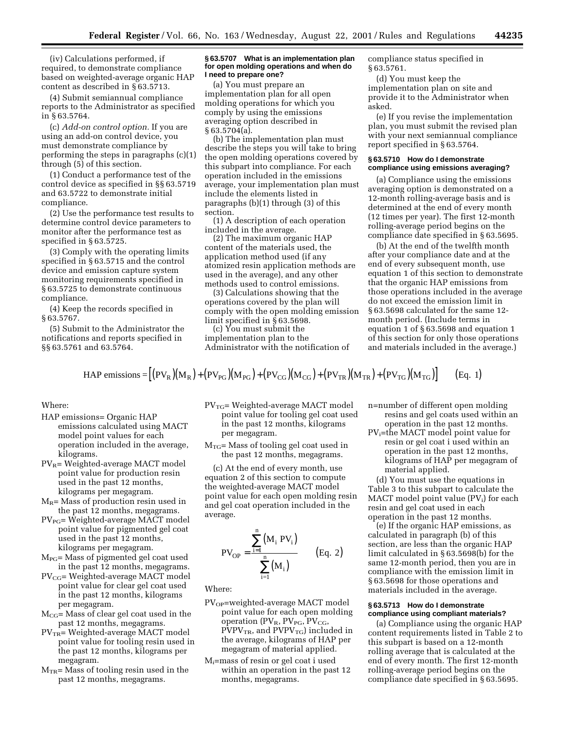(iv) Calculations performed, if required, to demonstrate compliance based on weighted-average organic HAP content as described in § 63.5713.

(4) Submit semiannual compliance reports to the Administrator as specified in § 63.5764.

(c) *Add-on control option.* If you are using an add-on control device, you must demonstrate compliance by performing the steps in paragraphs (c)(1) through (5) of this section.

(1) Conduct a performance test of the control device as specified in §§ 63.5719 and 63.5722 to demonstrate initial compliance.

(2) Use the performance test results to determine control device parameters to monitor after the performance test as specified in § 63.5725.

(3) Comply with the operating limits specified in § 63.5715 and the control device and emission capture system monitoring requirements specified in § 63.5725 to demonstrate continuous compliance.

(4) Keep the records specified in § 63.5767.

(5) Submit to the Administrator the notifications and reports specified in §§ 63.5761 and 63.5764.

**§ 63.5707 What is an implementation plan for open molding operations and when do I need to prepare one?**

(a) You must prepare an implementation plan for all open molding operations for which you comply by using the emissions averaging option described in § 63.5704(a).

(b) The implementation plan must describe the steps you will take to bring the open molding operations covered by this subpart into compliance. For each operation included in the emissions average, your implementation plan must include the elements listed in paragraphs (b)(1) through (3) of this section.

(1) A description of each operation included in the average.

(2) The maximum organic HAP content of the materials used, the application method used (if any atomized resin application methods are used in the average), and any other methods used to control emissions.

(3) Calculations showing that the operations covered by the plan will comply with the open molding emission limit specified in § 63.5698.

(c) You must submit the implementation plan to the Administrator with the notification of compliance status specified in § 63.5761.

(d) You must keep the implementation plan on site and provide it to the Administrator when asked.

(e) If you revise the implementation plan, you must submit the revised plan with your next semiannual compliance report specified in § 63.5764.

**§ 63.5710 How do I demonstrate compliance using emissions averaging?**

(a) Compliance using the emissions averaging option is demonstrated on a 12-month rolling-average basis and is determined at the end of every month (12 times per year). The first 12-month rolling-average period begins on the compliance date specified in § 63.5695.

(b) At the end of the twelfth month after your compliance date and at the end of every subsequent month, use equation 1 of this section to demonstrate that the organic HAP emissions from those operations included in the average do not exceed the emission limit in § 63.5698 calculated for the same 12-month period. (Include terms in equation 1 of § 63.5698 and equation 1 of this section for only those operations and materials included in the average.)

$$\text{HAP emissions} = \left[(PV_R)(M_R) + (PV_{PG})(M_{PG}) + (PV_{CG})(M_{CG}) + (PV_{TR})(M_{TR}) + (PV_{TG})(M_{TG})\right] \qquad \text{(Eq. 1)}$$

Where:

- HAP emissions= Organic HAP emissions calculated using MACT model point values for each operation included in the average, kilograms.
- $PV_R$= Weighted-average MACT model point value for production resin used in the past 12 months, kilograms per megagram.
- $M_R$= Mass of production resin used in the past 12 months, megagrams.
- $PV_{PG}$= Weighted-average MACT model point value for pigmented gel coat used in the past 12 months, kilograms per megagram.
- $M_{PG}$= Mass of pigmented gel coat used in the past 12 months, megagrams.
- $PV_{CG}$= Weighted-average MACT model point value for clear gel coat used in the past 12 months, kilograms per megagram.
- $M_{CG}$= Mass of clear gel coat used in the past 12 months, megagrams.
- $PV_{TR}$= Weighted-average MACT model point value for tooling resin used in the past 12 months, kilograms per megagram.
- $M_{TR}$= Mass of tooling resin used in the past 12 months, megagrams.
- $PV_{TG}$= Weighted-average MACT model point value for tooling gel coat used in the past 12 months, kilograms per megagram.
- $M_{TG}$= Mass of tooling gel coat used in the past 12 months, megagrams.

(c) At the end of every month, use equation 2 of this section to compute the weighted-average MACT model point value for each open molding resin and gel coat operation included in the average.

$$PV_{OP} = \frac{\sum_{i=1}^{n} (M_i \; PV_i)}{\sum_{i=1}^{n} (M_i)} \qquad \text{(Eq. 2)}$$

Where:

- $PV_{OP}$=weighted-average MACT model point value for each open molding operation ($PV_R$, $PV_{PG}$, $PV_{CG}$, $PVPV_{TR}$, and $PVPV_{TG}$) included in the average, kilograms of HAP per megagram of material applied.
- $M_i$=mass of resin or gel coat i used within an operation in the past 12 months, megagrams.
- n=number of different open molding resins and gel coats used within an operation in the past 12 months.
- $PV_i$=the MACT model point value for resin or gel coat i used within an operation in the past 12 months, kilograms of HAP per megagram of material applied.

(d) You must use the equations in Table 3 to this subpart to calculate the MACT model point value ($PV_i$) for each resin and gel coat used in each operation in the past 12 months.

(e) If the organic HAP emissions, as calculated in paragraph (b) of this section, are less than the organic HAP limit calculated in § 63.5698(b) for the same 12-month period, then you are in compliance with the emission limit in § 63.5698 for those operations and materials included in the average.

**§ 63.5713 How do I demonstrate compliance using compliant materials?**

(a) Compliance using the organic HAP content requirements listed in Table 2 to this subpart is based on a 12-month rolling average that is calculated at the end of every month. The first 12-month rolling-average period begins on the compliance date specified in § 63.5695.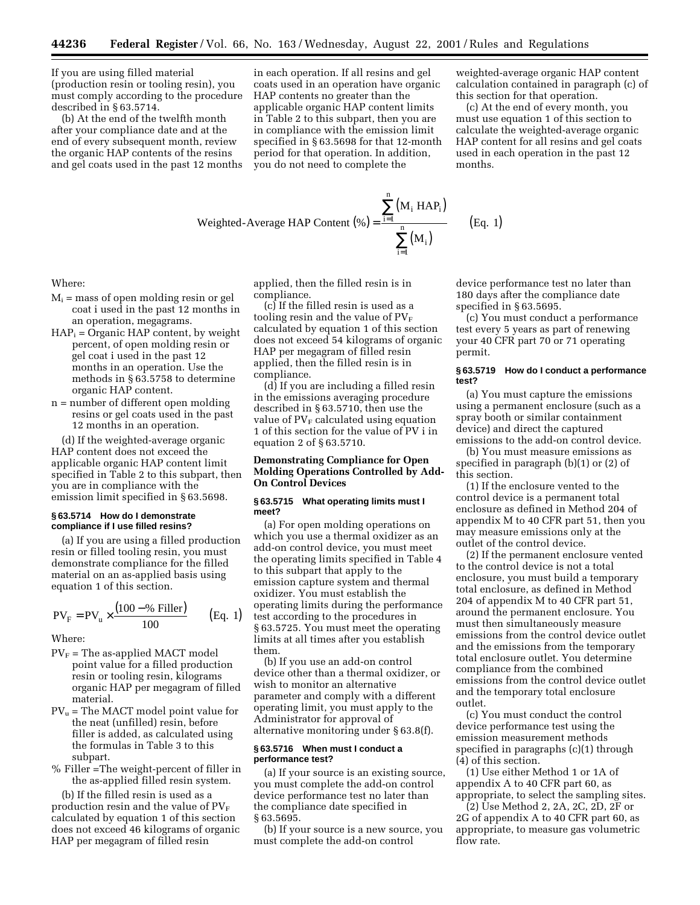If you are using filled material (production resin or tooling resin), you must comply according to the procedure described in § 63.5714.

(b) At the end of the twelfth month after your compliance date and at the end of every subsequent month, review the organic HAP contents of the resins and gel coats used in the past 12 months in each operation. If all resins and gel coats used in an operation have organic HAP contents no greater than the applicable organic HAP content limits in Table 2 to this subpart, then you are in compliance with the emission limit specified in § 63.5698 for that 12-month period for that operation. In addition, you do not need to complete the weighted-average organic HAP content calculation contained in paragraph (c) of this section for that operation.

(c) At the end of every month, you must use equation 1 of this section to calculate the weighted-average organic HAP content for all resins and gel coats used in each operation in the past 12 months.

$$\text{Weighted-Average HAP Content } (\%) = \frac{\sum_{i=1}^{n} (M_i \ HAP_i)}{\sum_{i=1}^{n} (M_i)} \qquad (\text{Eq. } 1)$$

Where:

- $M_i$ = mass of open molding resin or gel coat i used in the past 12 months in an operation, megagrams.
- $HAP_i$ = Organic HAP content, by weight percent, of open molding resin or gel coat i used in the past 12 months in an operation. Use the methods in § 63.5758 to determine organic HAP content.
- n = number of different open molding resins or gel coats used in the past 12 months in an operation.

(d) If the weighted-average organic HAP content does not exceed the applicable organic HAP content limit specified in Table 2 to this subpart, then you are in compliance with the emission limit specified in § 63.5698.

### § 63.5714 How do I demonstrate compliance if I use filled resins?

(a) If you are using a filled production resin or filled tooling resin, you must demonstrate compliance for the filled material on an as-applied basis using equation 1 of this section.

$$PV_F = PV_u \times \frac{(100 - \% \text{ Filler})}{100} \qquad (\text{Eq. } 1)$$

Where:

- $PV_F$ = The as-applied MACT model point value for a filled production resin or tooling resin, kilograms organic HAP per megagram of filled material.
- $PV_u$ = The MACT model point value for the neat (unfilled) resin, before filler is added, as calculated using the formulas in Table 3 to this subpart.
- % Filler =The weight-percent of filler in the as-applied filled resin system.

(b) If the filled resin is used as a production resin and the value of $PV_F$ calculated by equation 1 of this section does not exceed 46 kilograms of organic HAP per megagram of filled resin applied, then the filled resin is in compliance.

(c) If the filled resin is used as a tooling resin and the value of $PV_F$ calculated by equation 1 of this section does not exceed 54 kilograms of organic HAP per megagram of filled resin applied, then the filled resin is in compliance.

(d) If you are including a filled resin in the emissions averaging procedure described in § 63.5710, then use the value of $PV_F$ calculated using equation 1 of this section for the value of PV i in equation 2 of § 63.5710.

## Demonstrating Compliance for Open Molding Operations Controlled by Add-On Control Devices

### § 63.5715 What operating limits must I meet?

(a) For open molding operations on which you use a thermal oxidizer as an add-on control device, you must meet the operating limits specified in Table 4 to this subpart that apply to the emission capture system and thermal oxidizer. You must establish the operating limits during the performance test according to the procedures in § 63.5725. You must meet the operating limits at all times after you establish them.

(b) If you use an add-on control device other than a thermal oxidizer, or wish to monitor an alternative parameter and comply with a different operating limit, you must apply to the Administrator for approval of alternative monitoring under § 63.8(f).

### § 63.5716 When must I conduct a performance test?

(a) If your source is an existing source, you must complete the add-on control device performance test no later than the compliance date specified in § 63.5695.

(b) If your source is a new source, you must complete the add-on control device performance test no later than 180 days after the compliance date specified in § 63.5695.

(c) You must conduct a performance test every 5 years as part of renewing your 40 CFR part 70 or 71 operating permit.

### § 63.5719 How do I conduct a performance test?

(a) You must capture the emissions using a permanent enclosure (such as a spray booth or similar containment device) and direct the captured emissions to the add-on control device.

(b) You must measure emissions as specified in paragraph (b)(1) or (2) of this section.

(1) If the enclosure vented to the control device is a permanent total enclosure as defined in Method 204 of appendix M to 40 CFR part 51, then you may measure emissions only at the outlet of the control device.

(2) If the permanent enclosure vented to the control device is not a total enclosure, you must build a temporary total enclosure, as defined in Method 204 of appendix M to 40 CFR part 51, around the permanent enclosure. You must then simultaneously measure emissions from the control device outlet and the emissions from the temporary total enclosure outlet. You determine compliance from the combined emissions from the control device outlet and the temporary total enclosure outlet.

(c) You must conduct the control device performance test using the emission measurement methods specified in paragraphs (c)(1) through (4) of this section.

(1) Use either Method 1 or 1A of appendix A to 40 CFR part 60, as appropriate, to select the sampling sites.

(2) Use Method 2, 2A, 2C, 2D, 2F or 2G of appendix A to 40 CFR part 60, as appropriate, to measure gas volumetric flow rate.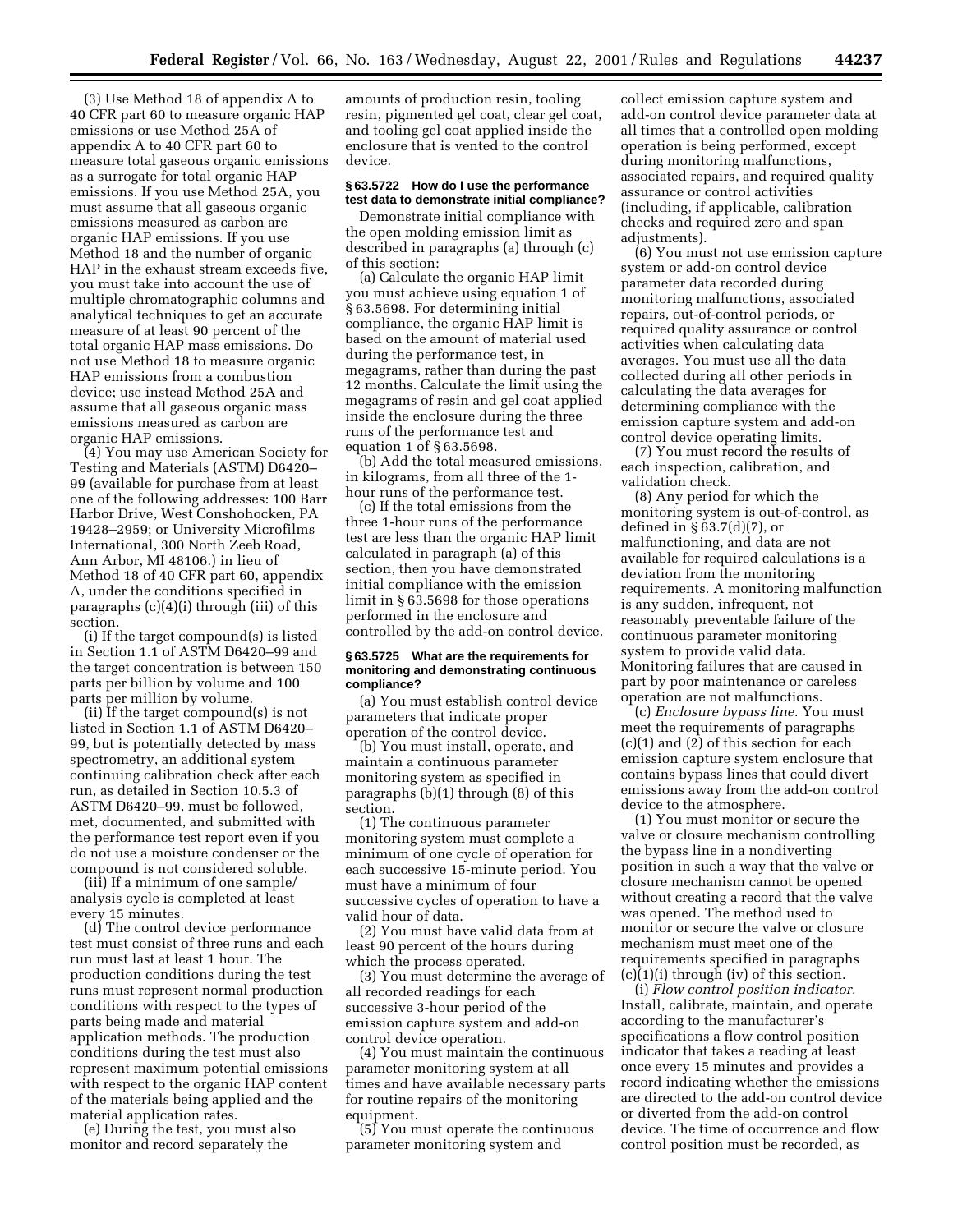(3) Use Method 18 of appendix A to 40 CFR part 60 to measure organic HAP emissions or use Method 25A of appendix A to 40 CFR part 60 to measure total gaseous organic emissions as a surrogate for total organic HAP emissions. If you use Method 25A, you must assume that all gaseous organic emissions measured as carbon are organic HAP emissions. If you use Method 18 and the number of organic HAP in the exhaust stream exceeds five, you must take into account the use of multiple chromatographic columns and analytical techniques to get an accurate measure of at least 90 percent of the total organic HAP mass emissions. Do not use Method 18 to measure organic HAP emissions from a combustion device; use instead Method 25A and assume that all gaseous organic mass emissions measured as carbon are organic HAP emissions.

(4) You may use American Society for Testing and Materials (ASTM) D6420–99 (available for purchase from at least one of the following addresses: 100 Barr Harbor Drive, West Conshohocken, PA 19428–2959; or University Microfilms International, 300 North Zeeb Road, Ann Arbor, MI 48106.) in lieu of Method 18 of 40 CFR part 60, appendix A, under the conditions specified in paragraphs (c)(4)(i) through (iii) of this section.

(i) If the target compound(s) is listed in Section 1.1 of ASTM D6420–99 and the target concentration is between 150 parts per billion by volume and 100 parts per million by volume.

(ii) If the target compound(s) is not listed in Section 1.1 of ASTM D6420–99, but is potentially detected by mass spectrometry, an additional system continuing calibration check after each run, as detailed in Section 10.5.3 of ASTM D6420–99, must be followed, met, documented, and submitted with the performance test report even if you do not use a moisture condenser or the compound is not considered soluble.

(iii) If a minimum of one sample/analysis cycle is completed at least every 15 minutes.

(d) The control device performance test must consist of three runs and each run must last at least 1 hour. The production conditions during the test runs must represent normal production conditions with respect to the types of parts being made and material application methods. The production conditions during the test must also represent maximum potential emissions with respect to the organic HAP content of the materials being applied and the material application rates.

(e) During the test, you must also monitor and record separately the amounts of production resin, tooling resin, pigmented gel coat, clear gel coat, and tooling gel coat applied inside the enclosure that is vented to the control device.

### § 63.5722 How do I use the performance test data to demonstrate initial compliance?

Demonstrate initial compliance with the open molding emission limit as described in paragraphs (a) through (c) of this section:

(a) Calculate the organic HAP limit you must achieve using equation 1 of § 63.5698. For determining initial compliance, the organic HAP limit is based on the amount of material used during the performance test, in megagrams, rather than during the past 12 months. Calculate the limit using the megagrams of resin and gel coat applied inside the enclosure during the three runs of the performance test and equation 1 of § 63.5698.

(b) Add the total measured emissions, in kilograms, from all three of the 1-hour runs of the performance test.

(c) If the total emissions from the three 1-hour runs of the performance test are less than the organic HAP limit calculated in paragraph (a) of this section, then you have demonstrated initial compliance with the emission limit in § 63.5698 for those operations performed in the enclosure and controlled by the add-on control device.

### § 63.5725 What are the requirements for monitoring and demonstrating continuous compliance?

(a) You must establish control device parameters that indicate proper operation of the control device.

(b) You must install, operate, and maintain a continuous parameter monitoring system as specified in paragraphs (b)(1) through (8) of this section.

(1) The continuous parameter monitoring system must complete a minimum of one cycle of operation for each successive 15-minute period. You must have a minimum of four successive cycles of operation to have a valid hour of data.

(2) You must have valid data from at least 90 percent of the hours during which the process operated.

(3) You must determine the average of all recorded readings for each successive 3-hour period of the emission capture system and add-on control device operation.

(4) You must maintain the continuous parameter monitoring system at all times and have available necessary parts for routine repairs of the monitoring equipment.

(5) You must operate the continuous parameter monitoring system and collect emission capture system and add-on control device parameter data at all times that a controlled open molding operation is being performed, except during monitoring malfunctions, associated repairs, and required quality assurance or control activities (including, if applicable, calibration checks and required zero and span adjustments).

(6) You must not use emission capture system or add-on control device parameter data recorded during monitoring malfunctions, associated repairs, out-of-control periods, or required quality assurance or control activities when calculating data averages. You must use all the data collected during all other periods in calculating the data averages for determining compliance with the emission capture system and add-on control device operating limits.

(7) You must record the results of each inspection, calibration, and validation check.

(8) Any period for which the monitoring system is out-of-control, as defined in § 63.7(d)(7), or malfunctioning, and data are not available for required calculations is a deviation from the monitoring requirements. A monitoring malfunction is any sudden, infrequent, not reasonably preventable failure of the continuous parameter monitoring system to provide valid data. Monitoring failures that are caused in part by poor maintenance or careless operation are not malfunctions.

(c) *Enclosure bypass line.* You must meet the requirements of paragraphs (c)(1) and (2) of this section for each emission capture system enclosure that contains bypass lines that could divert emissions away from the add-on control device to the atmosphere.

(1) You must monitor or secure the valve or closure mechanism controlling the bypass line in a nondiverting position in such a way that the valve or closure mechanism cannot be opened without creating a record that the valve was opened. The method used to monitor or secure the valve or closure mechanism must meet one of the requirements specified in paragraphs (c)(1)(i) through (iv) of this section.

(i) *Flow control position indicator.* Install, calibrate, maintain, and operate according to the manufacturer's specifications a flow control position indicator that takes a reading at least once every 15 minutes and provides a record indicating whether the emissions are directed to the add-on control device or diverted from the add-on control device. The time of occurrence and flow control position must be recorded, as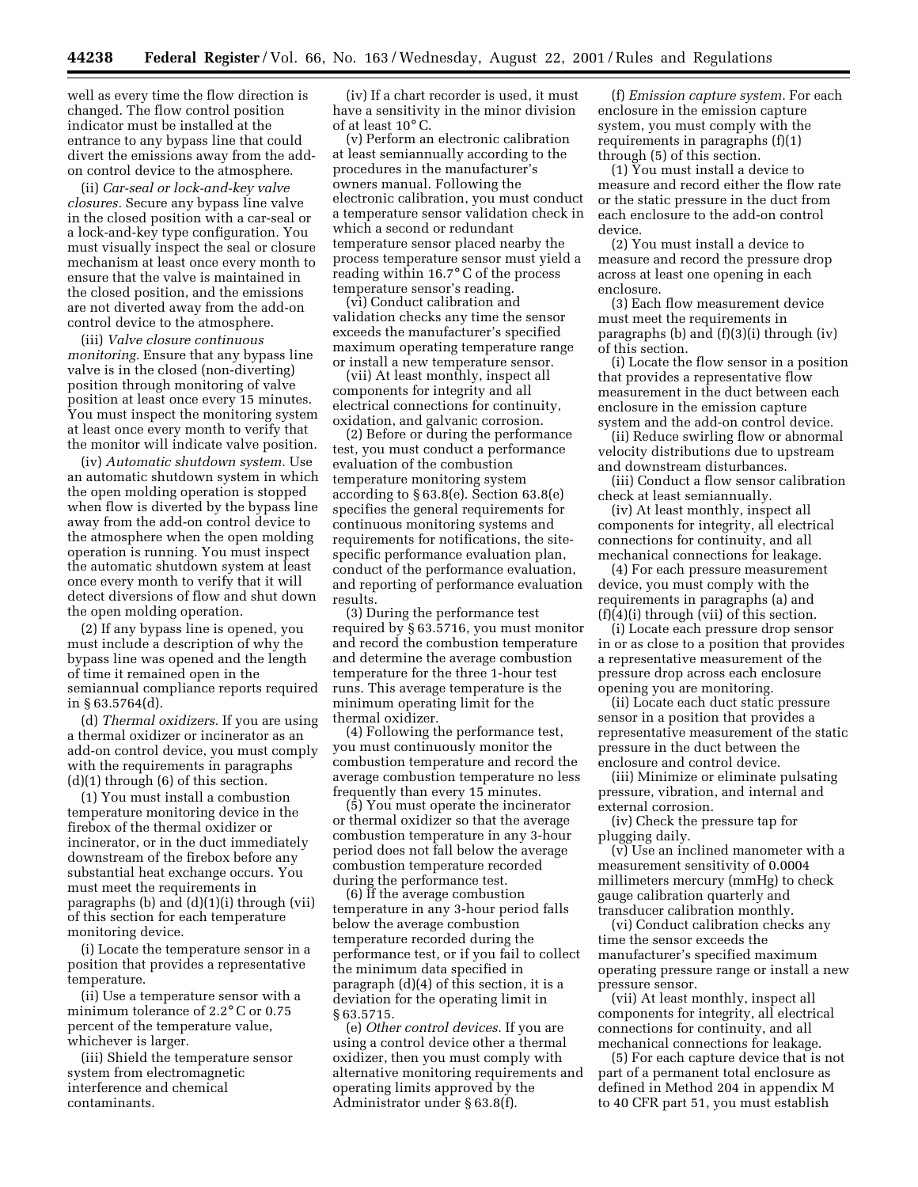well as every time the flow direction is changed. The flow control position indicator must be installed at the entrance to any bypass line that could divert the emissions away from the add-on control device to the atmosphere.

(ii) *Car-seal or lock-and-key valve closures.* Secure any bypass line valve in the closed position with a car-seal or a lock-and-key type configuration. You must visually inspect the seal or closure mechanism at least once every month to ensure that the valve is maintained in the closed position, and the emissions are not diverted away from the add-on control device to the atmosphere.

(iii) *Valve closure continuous monitoring.* Ensure that any bypass line valve is in the closed (non-diverting) position through monitoring of valve position at least once every 15 minutes. You must inspect the monitoring system at least once every month to verify that the monitor will indicate valve position.

(iv) *Automatic shutdown system.* Use an automatic shutdown system in which the open molding operation is stopped when flow is diverted by the bypass line away from the add-on control device to the atmosphere when the open molding operation is running. You must inspect the automatic shutdown system at least once every month to verify that it will detect diversions of flow and shut down the open molding operation.

(2) If any bypass line is opened, you must include a description of why the bypass line was opened and the length of time it remained open in the semiannual compliance reports required in § 63.5764(d).

(d) *Thermal oxidizers.* If you are using a thermal oxidizer or incinerator as an add-on control device, you must comply with the requirements in paragraphs (d)(1) through (6) of this section.

(1) You must install a combustion temperature monitoring device in the firebox of the thermal oxidizer or incinerator, or in the duct immediately downstream of the firebox before any substantial heat exchange occurs. You must meet the requirements in paragraphs (b) and (d)(1)(i) through (vii) of this section for each temperature monitoring device.

(i) Locate the temperature sensor in a position that provides a representative temperature.

(ii) Use a temperature sensor with a minimum tolerance of 2.2° C or 0.75 percent of the temperature value, whichever is larger.

(iii) Shield the temperature sensor system from electromagnetic interference and chemical contaminants.

(iv) If a chart recorder is used, it must have a sensitivity in the minor division of at least 10° C.

(v) Perform an electronic calibration at least semiannually according to the procedures in the manufacturer's owners manual. Following the electronic calibration, you must conduct a temperature sensor validation check in which a second or redundant temperature sensor placed nearby the process temperature sensor must yield a reading within 16.7° C of the process temperature sensor's reading.

(vi) Conduct calibration and validation checks any time the sensor exceeds the manufacturer's specified maximum operating temperature range or install a new temperature sensor.

(vii) At least monthly, inspect all components for integrity and all electrical connections for continuity, oxidation, and galvanic corrosion.

(2) Before or during the performance test, you must conduct a performance evaluation of the combustion temperature monitoring system according to § 63.8(e). Section 63.8(e) specifies the general requirements for continuous monitoring systems and requirements for notifications, the site-specific performance evaluation plan, conduct of the performance evaluation, and reporting of performance evaluation results.

(3) During the performance test required by § 63.5716, you must monitor and record the combustion temperature and determine the average combustion temperature for the three 1-hour test runs. This average temperature is the minimum operating limit for the thermal oxidizer.

(4) Following the performance test, you must continuously monitor the combustion temperature and record the average combustion temperature no less frequently than every 15 minutes.

(5) You must operate the incinerator or thermal oxidizer so that the average combustion temperature in any 3-hour period does not fall below the average combustion temperature recorded during the performance test.

(6) If the average combustion temperature in any 3-hour period falls below the average combustion temperature recorded during the performance test, or if you fail to collect the minimum data specified in paragraph (d)(4) of this section, it is a deviation for the operating limit in § 63.5715.

(e) *Other control devices.* If you are using a control device other a thermal oxidizer, then you must comply with alternative monitoring requirements and operating limits approved by the Administrator under § 63.8(f).

(f) *Emission capture system.* For each enclosure in the emission capture system, you must comply with the requirements in paragraphs (f)(1) through (5) of this section.

(1) You must install a device to measure and record either the flow rate or the static pressure in the duct from each enclosure to the add-on control device.

(2) You must install a device to measure and record the pressure drop across at least one opening in each enclosure.

(3) Each flow measurement device must meet the requirements in paragraphs (b) and (f)(3)(i) through (iv) of this section.

(i) Locate the flow sensor in a position that provides a representative flow measurement in the duct between each enclosure in the emission capture system and the add-on control device.

(ii) Reduce swirling flow or abnormal velocity distributions due to upstream and downstream disturbances.

(iii) Conduct a flow sensor calibration check at least semiannually.

(iv) At least monthly, inspect all components for integrity, all electrical connections for continuity, and all mechanical connections for leakage.

(4) For each pressure measurement device, you must comply with the requirements in paragraphs (a) and (f)(4)(i) through (vii) of this section.

(i) Locate each pressure drop sensor in or as close to a position that provides a representative measurement of the pressure drop across each enclosure opening you are monitoring.

(ii) Locate each duct static pressure sensor in a position that provides a representative measurement of the static pressure in the duct between the enclosure and control device.

(iii) Minimize or eliminate pulsating pressure, vibration, and internal and external corrosion.

(iv) Check the pressure tap for plugging daily.

(v) Use an inclined manometer with a measurement sensitivity of 0.0004 millimeters mercury (mmHg) to check gauge calibration quarterly and transducer calibration monthly.

(vi) Conduct calibration checks any time the sensor exceeds the manufacturer's specified maximum operating pressure range or install a new pressure sensor.

(vii) At least monthly, inspect all components for integrity, all electrical connections for continuity, and all mechanical connections for leakage.

(5) For each capture device that is not part of a permanent total enclosure as defined in Method 204 in appendix M to 40 CFR part 51, you must establish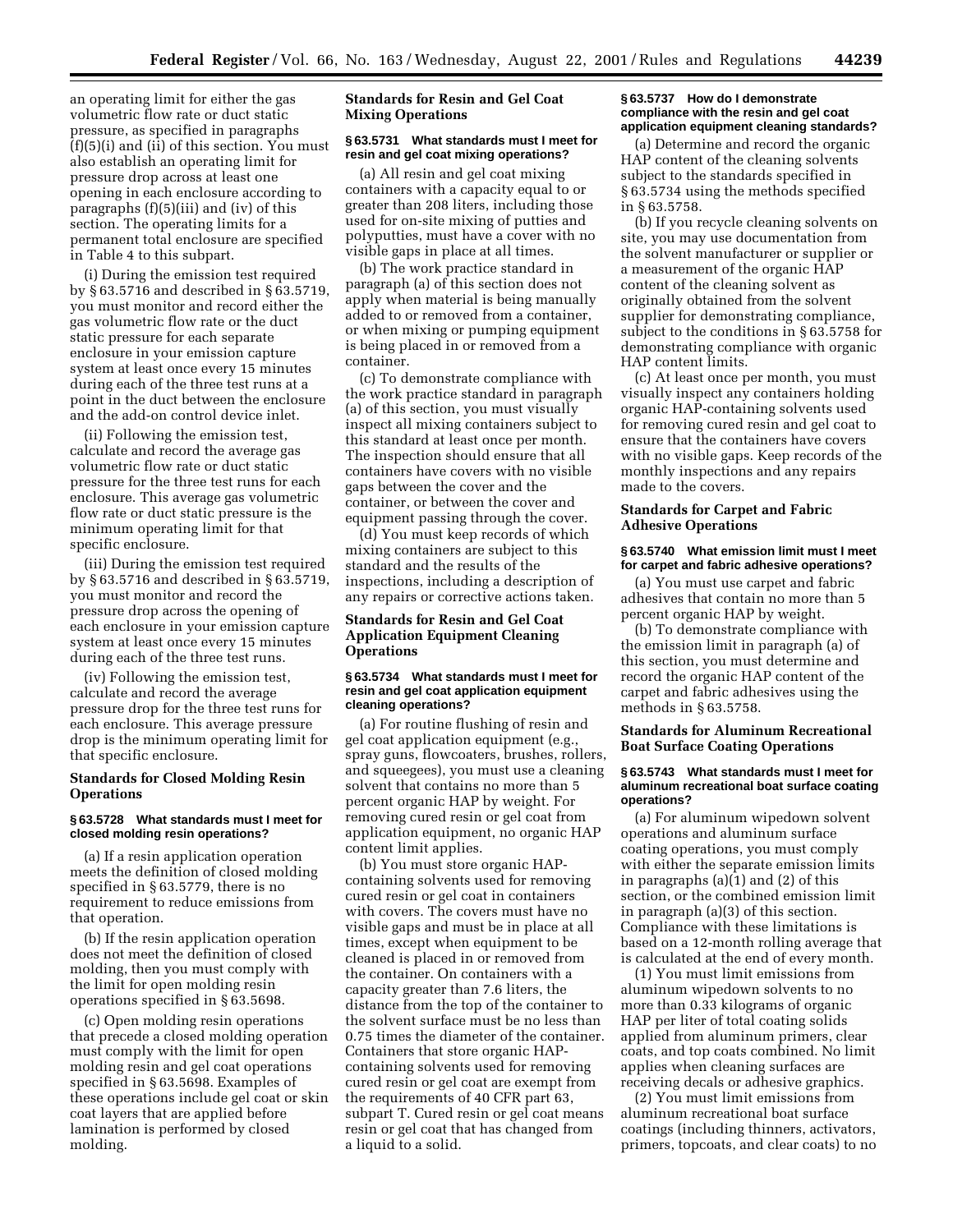an operating limit for either the gas volumetric flow rate or duct static pressure, as specified in paragraphs (f)(5)(i) and (ii) of this section. You must also establish an operating limit for pressure drop across at least one opening in each enclosure according to paragraphs (f)(5)(iii) and (iv) of this section. The operating limits for a permanent total enclosure are specified in Table 4 to this subpart.

(i) During the emission test required by § 63.5716 and described in § 63.5719, you must monitor and record either the gas volumetric flow rate or the duct static pressure for each separate enclosure in your emission capture system at least once every 15 minutes during each of the three test runs at a point in the duct between the enclosure and the add-on control device inlet.

(ii) Following the emission test, calculate and record the average gas volumetric flow rate or duct static pressure for the three test runs for each enclosure. This average gas volumetric flow rate or duct static pressure is the minimum operating limit for that specific enclosure.

(iii) During the emission test required by § 63.5716 and described in § 63.5719, you must monitor and record the pressure drop across the opening of each enclosure in your emission capture system at least once every 15 minutes during each of the three test runs.

(iv) Following the emission test, calculate and record the average pressure drop for the three test runs for each enclosure. This average pressure drop is the minimum operating limit for that specific enclosure.

## Standards for Closed Molding Resin Operations

### § 63.5728 What standards must I meet for closed molding resin operations?

(a) If a resin application operation meets the definition of closed molding specified in § 63.5779, there is no requirement to reduce emissions from that operation.

(b) If the resin application operation does not meet the definition of closed molding, then you must comply with the limit for open molding resin operations specified in § 63.5698.

(c) Open molding resin operations that precede a closed molding operation must comply with the limit for open molding resin and gel coat operations specified in § 63.5698. Examples of these operations include gel coat or skin coat layers that are applied before lamination is performed by closed molding.

## Standards for Resin and Gel Coat Mixing Operations

### § 63.5731 What standards must I meet for resin and gel coat mixing operations?

(a) All resin and gel coat mixing containers with a capacity equal to or greater than 208 liters, including those used for on-site mixing of putties and polyputties, must have a cover with no visible gaps in place at all times.

(b) The work practice standard in paragraph (a) of this section does not apply when material is being manually added to or removed from a container, or when mixing or pumping equipment is being placed in or removed from a container.

(c) To demonstrate compliance with the work practice standard in paragraph (a) of this section, you must visually inspect all mixing containers subject to this standard at least once per month. The inspection should ensure that all containers have covers with no visible gaps between the cover and the container, or between the cover and equipment passing through the cover.

(d) You must keep records of which mixing containers are subject to this standard and the results of the inspections, including a description of any repairs or corrective actions taken.

## Standards for Resin and Gel Coat Application Equipment Cleaning Operations

### § 63.5734 What standards must I meet for resin and gel coat application equipment cleaning operations?

(a) For routine flushing of resin and gel coat application equipment (e.g., spray guns, flowcoaters, brushes, rollers, and squeegees), you must use a cleaning solvent that contains no more than 5 percent organic HAP by weight. For removing cured resin or gel coat from application equipment, no organic HAP content limit applies.

(b) You must store organic HAP-containing solvents used for removing cured resin or gel coat in containers with covers. The covers must have no visible gaps and must be in place at all times, except when equipment to be cleaned is placed in or removed from the container. On containers with a capacity greater than 7.6 liters, the distance from the top of the container to the solvent surface must be no less than 0.75 times the diameter of the container. Containers that store organic HAP-containing solvents used for removing cured resin or gel coat are exempt from the requirements of 40 CFR part 63, subpart T. Cured resin or gel coat means resin or gel coat that has changed from a liquid to a solid.

### § 63.5737 How do I demonstrate compliance with the resin and gel coat application equipment cleaning standards?

(a) Determine and record the organic HAP content of the cleaning solvents subject to the standards specified in § 63.5734 using the methods specified in § 63.5758.

(b) If you recycle cleaning solvents on site, you may use documentation from the solvent manufacturer or supplier or a measurement of the organic HAP content of the cleaning solvent as originally obtained from the solvent supplier for demonstrating compliance, subject to the conditions in § 63.5758 for demonstrating compliance with organic HAP content limits.

(c) At least once per month, you must visually inspect any containers holding organic HAP-containing solvents used for removing cured resin and gel coat to ensure that the containers have covers with no visible gaps. Keep records of the monthly inspections and any repairs made to the covers.

## Standards for Carpet and Fabric Adhesive Operations

### § 63.5740 What emission limit must I meet for carpet and fabric adhesive operations?

(a) You must use carpet and fabric adhesives that contain no more than 5 percent organic HAP by weight.

(b) To demonstrate compliance with the emission limit in paragraph (a) of this section, you must determine and record the organic HAP content of the carpet and fabric adhesives using the methods in § 63.5758.

## Standards for Aluminum Recreational Boat Surface Coating Operations

### § 63.5743 What standards must I meet for aluminum recreational boat surface coating operations?

(a) For aluminum wipedown solvent operations and aluminum surface coating operations, you must comply with either the separate emission limits in paragraphs (a)(1) and (2) of this section, or the combined emission limit in paragraph (a)(3) of this section. Compliance with these limitations is based on a 12-month rolling average that is calculated at the end of every month.

(1) You must limit emissions from aluminum wipedown solvents to no more than 0.33 kilograms of organic HAP per liter of total coating solids applied from aluminum primers, clear coats, and top coats combined. No limit applies when cleaning surfaces are receiving decals or adhesive graphics.

(2) You must limit emissions from aluminum recreational boat surface coatings (including thinners, activators, primers, topcoats, and clear coats) to no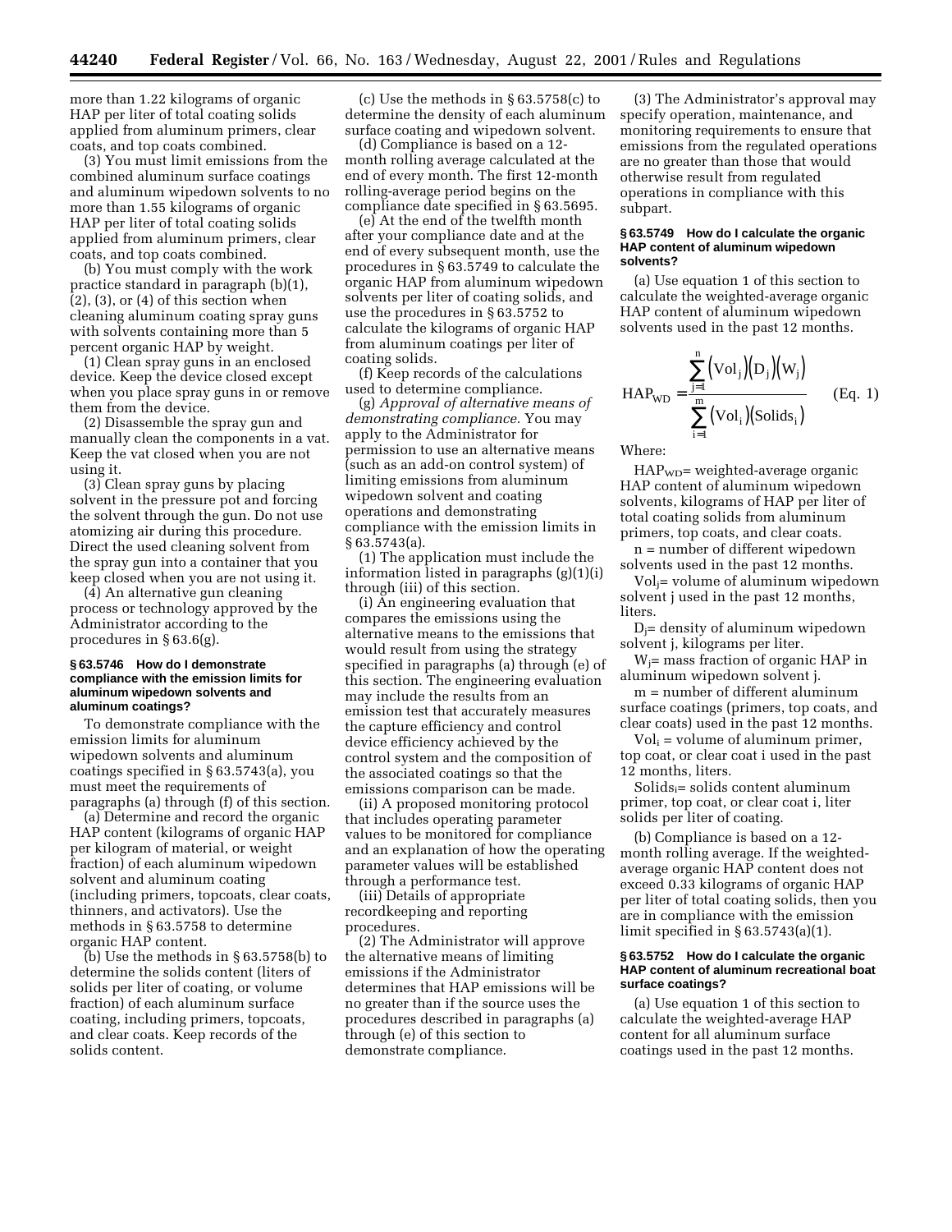more than 1.22 kilograms of organic HAP per liter of total coating solids applied from aluminum primers, clear coats, and top coats combined.

(3) You must limit emissions from the combined aluminum surface coatings and aluminum wipedown solvents to no more than 1.55 kilograms of organic HAP per liter of total coating solids applied from aluminum primers, clear coats, and top coats combined.

(b) You must comply with the work practice standard in paragraph (b)(1), (2), (3), or (4) of this section when cleaning aluminum coating spray guns with solvents containing more than 5 percent organic HAP by weight.

(1) Clean spray guns in an enclosed device. Keep the device closed except when you place spray guns in or remove them from the device.

(2) Disassemble the spray gun and manually clean the components in a vat. Keep the vat closed when you are not using it.

(3) Clean spray guns by placing solvent in the pressure pot and forcing the solvent through the gun. Do not use atomizing air during this procedure. Direct the used cleaning solvent from the spray gun into a container that you keep closed when you are not using it.

(4) An alternative gun cleaning process or technology approved by the Administrator according to the procedures in § 63.6(g).

#### § 63.5746 How do I demonstrate compliance with the emission limits for aluminum wipedown solvents and aluminum coatings?

To demonstrate compliance with the emission limits for aluminum wipedown solvents and aluminum coatings specified in § 63.5743(a), you must meet the requirements of paragraphs (a) through (f) of this section.

(a) Determine and record the organic HAP content (kilograms of organic HAP per kilogram of material, or weight fraction) of each aluminum wipedown solvent and aluminum coating (including primers, topcoats, clear coats, thinners, and activators). Use the methods in § 63.5758 to determine organic HAP content.

(b) Use the methods in § 63.5758(b) to determine the solids content (liters of solids per liter of coating, or volume fraction) of each aluminum surface coating, including primers, topcoats, and clear coats. Keep records of the solids content.

(c) Use the methods in § 63.5758(c) to determine the density of each aluminum surface coating and wipedown solvent.

(d) Compliance is based on a 12-month rolling average calculated at the end of every month. The first 12-month rolling-average period begins on the compliance date specified in § 63.5695.

(e) At the end of the twelfth month after your compliance date and at the end of every subsequent month, use the procedures in § 63.5749 to calculate the organic HAP from aluminum wipedown solvents per liter of coating solids, and use the procedures in § 63.5752 to calculate the kilograms of organic HAP from aluminum coatings per liter of coating solids.

(f) Keep records of the calculations used to determine compliance.

(g) *Approval of alternative means of demonstrating compliance.* You may apply to the Administrator for permission to use an alternative means (such as an add-on control system) of limiting emissions from aluminum wipedown solvent and coating operations and demonstrating compliance with the emission limits in § 63.5743(a).

(1) The application must include the information listed in paragraphs (g)(1)(i) through (iii) of this section.

(i) An engineering evaluation that compares the emissions using the alternative means to the emissions that would result from using the strategy specified in paragraphs (a) through (e) of this section. The engineering evaluation may include the results from an emission test that accurately measures the capture efficiency and control device efficiency achieved by the control system and the composition of the associated coatings so that the emissions comparison can be made.

(ii) A proposed monitoring protocol that includes operating parameter values to be monitored for compliance and an explanation of how the operating parameter values will be established through a performance test.

(iii) Details of appropriate recordkeeping and reporting procedures.

(2) The Administrator will approve the alternative means of limiting emissions if the Administrator determines that HAP emissions will be no greater than if the source uses the procedures described in paragraphs (a) through (e) of this section to demonstrate compliance.

(3) The Administrator's approval may specify operation, maintenance, and monitoring requirements to ensure that emissions from the regulated operations are no greater than those that would otherwise result from regulated operations in compliance with this subpart.

#### § 63.5749 How do I calculate the organic HAP content of aluminum wipedown solvents?

(a) Use equation 1 of this section to calculate the weighted-average organic HAP content of aluminum wipedown solvents used in the past 12 months.

$$HAP_{WD} = \frac{\sum_{j=1}^{n} (Vol_j)(D_j)(W_j)}{\sum_{i=1}^{m} (Vol_i)(Solids_i)} \qquad \text{(Eq. 1)}$$

Where:

$HAP_{WD}$ = weighted-average organic HAP content of aluminum wipedown solvents, kilograms of HAP per liter of total coating solids from aluminum primers, top coats, and clear coats.

n = number of different wipedown solvents used in the past 12 months.

$Vol_j$ = volume of aluminum wipedown solvent j used in the past 12 months, liters.

$D_j$ = density of aluminum wipedown solvent j, kilograms per liter.

$W_j$ = mass fraction of organic HAP in aluminum wipedown solvent j.

m = number of different aluminum surface coatings (primers, top coats, and clear coats) used in the past 12 months.

$Vol_i$ = volume of aluminum primer, top coat, or clear coat i used in the past 12 months, liters.

$Solids_i$ = solids content aluminum primer, top coat, or clear coat i, liter solids per liter of coating.

(b) Compliance is based on a 12-month rolling average. If the weighted-average organic HAP content does not exceed 0.33 kilograms of organic HAP per liter of total coating solids, then you are in compliance with the emission limit specified in § 63.5743(a)(1).

#### § 63.5752 How do I calculate the organic HAP content of aluminum recreational boat surface coatings?

(a) Use equation 1 of this section to calculate the weighted-average HAP content for all aluminum surface coatings used in the past 12 months.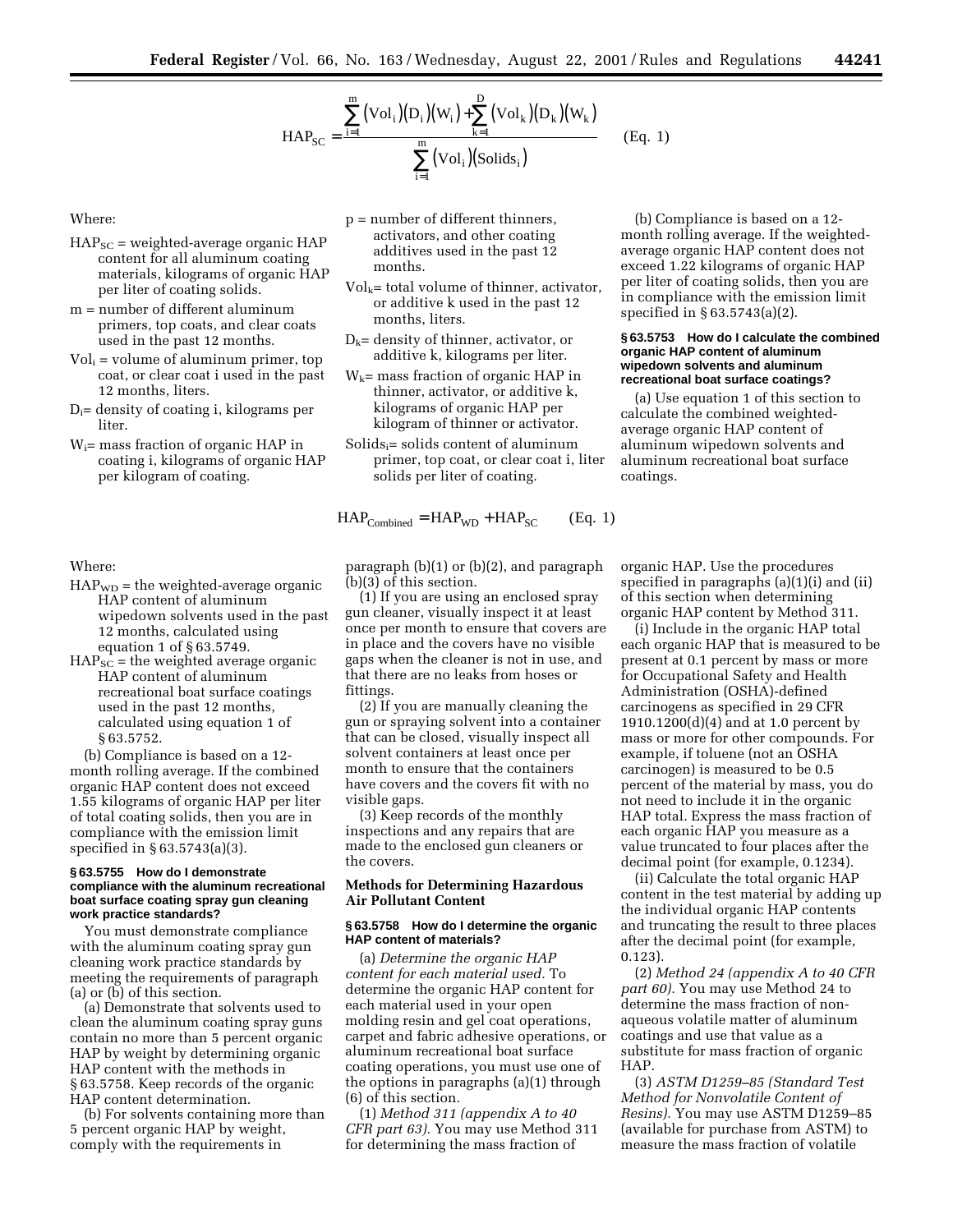$$\mathrm{HAP_{SC}} = \frac{\sum_{i=1}^{m} (\mathrm{Vol}_i)(\mathrm{D}_i)(\mathrm{W}_i) + \sum_{k=1}^{D} (\mathrm{Vol}_k)(\mathrm{D}_k)(\mathrm{W}_k)}{\sum_{i=1}^{m} (\mathrm{Vol}_i)(\mathrm{Solids}_i)} \qquad \text{(Eq. 1)}$$

Where:

$HAP_{SC}$ = weighted-average organic HAP content for all aluminum coating materials, kilograms of organic HAP per liter of coating solids.

m = number of different aluminum primers, top coats, and clear coats used in the past 12 months.

$Vol_i$ = volume of aluminum primer, top coat, or clear coat i used in the past 12 months, liters.

$D_i$= density of coating i, kilograms per liter.

$W_i$= mass fraction of organic HAP in coating i, kilograms of organic HAP per kilogram of coating.

p = number of different thinners, activators, and other coating additives used in the past 12 months.

$Vol_k$= total volume of thinner, activator, or additive k used in the past 12 months, liters.

$D_k$= density of thinner, activator, or additive k, kilograms per liter.

$W_k$= mass fraction of organic HAP in thinner, activator, or additive k, kilograms of organic HAP per kilogram of thinner or activator.

$Solids_i$= solids content of aluminum primer, top coat, or clear coat i, liter solids per liter of coating.

(b) Compliance is based on a 12-month rolling average. If the weighted-average organic HAP content does not exceed 1.22 kilograms of organic HAP per liter of coating solids, then you are in compliance with the emission limit specified in § 63.5743(a)(2).

**§ 63.5753 How do I calculate the combined organic HAP content of aluminum wipedown solvents and aluminum recreational boat surface coatings?**

(a) Use equation 1 of this section to calculate the combined weighted-average organic HAP content of aluminum wipedown solvents and aluminum recreational boat surface coatings.

$$\mathrm{HAP_{Combined}} = \mathrm{HAP_{WD}} + \mathrm{HAP_{SC}} \qquad \text{(Eq. 1)}$$

Where:

$HAP_{WD}$ = the weighted-average organic HAP content of aluminum wipedown solvents used in the past 12 months, calculated using equation 1 of § 63.5749.

$HAP_{SC}$ = the weighted average organic HAP content of aluminum recreational boat surface coatings used in the past 12 months, calculated using equation 1 of § 63.5752.

(b) Compliance is based on a 12-month rolling average. If the combined organic HAP content does not exceed 1.55 kilograms of organic HAP per liter of total coating solids, then you are in compliance with the emission limit specified in § 63.5743(a)(3).

**§ 63.5755 How do I demonstrate compliance with the aluminum recreational boat surface coating spray gun cleaning work practice standards?**

You must demonstrate compliance with the aluminum coating spray gun cleaning work practice standards by meeting the requirements of paragraph (a) or (b) of this section.

(a) Demonstrate that solvents used to clean the aluminum coating spray guns contain no more than 5 percent organic HAP by weight by determining organic HAP content with the methods in § 63.5758. Keep records of the organic HAP content determination.

(b) For solvents containing more than 5 percent organic HAP by weight, comply with the requirements in paragraph (b)(1) or (b)(2), and paragraph (b)(3) of this section.

(1) If you are using an enclosed spray gun cleaner, visually inspect it at least once per month to ensure that covers are in place and the covers have no visible gaps when the cleaner is not in use, and that there are no leaks from hoses or fittings.

(2) If you are manually cleaning the gun or spraying solvent into a container that can be closed, visually inspect all solvent containers at least once per month to ensure that the containers have covers and the covers fit with no visible gaps.

(3) Keep records of the monthly inspections and any repairs that are made to the enclosed gun cleaners or the covers.

**Methods for Determining Hazardous Air Pollutant Content**

**§ 63.5758 How do I determine the organic HAP content of materials?**

(a) *Determine the organic HAP content for each material used.* To determine the organic HAP content for each material used in your open molding resin and gel coat operations, carpet and fabric adhesive operations, or aluminum recreational boat surface coating operations, you must use one of the options in paragraphs (a)(1) through (6) of this section.

(1) *Method 311 (appendix A to 40 CFR part 63).* You may use Method 311 for determining the mass fraction of organic HAP. Use the procedures specified in paragraphs (a)(1)(i) and (ii) of this section when determining organic HAP content by Method 311.

(i) Include in the organic HAP total each organic HAP that is measured to be present at 0.1 percent by mass or more for Occupational Safety and Health Administration (OSHA)-defined carcinogens as specified in 29 CFR 1910.1200(d)(4) and at 1.0 percent by mass or more for other compounds. For example, if toluene (not an OSHA carcinogen) is measured to be 0.5 percent of the material by mass, you do not need to include it in the organic HAP total. Express the mass fraction of each organic HAP you measure as a value truncated to four places after the decimal point (for example, 0.1234).

(ii) Calculate the total organic HAP content in the test material by adding up the individual organic HAP contents and truncating the result to three places after the decimal point (for example, 0.123).

(2) *Method 24 (appendix A to 40 CFR part 60).* You may use Method 24 to determine the mass fraction of non-aqueous volatile matter of aluminum coatings and use that value as a substitute for mass fraction of organic HAP.

(3) *ASTM D1259–85 (Standard Test Method for Nonvolatile Content of Resins).* You may use ASTM D1259–85 (available for purchase from ASTM) to measure the mass fraction of volatile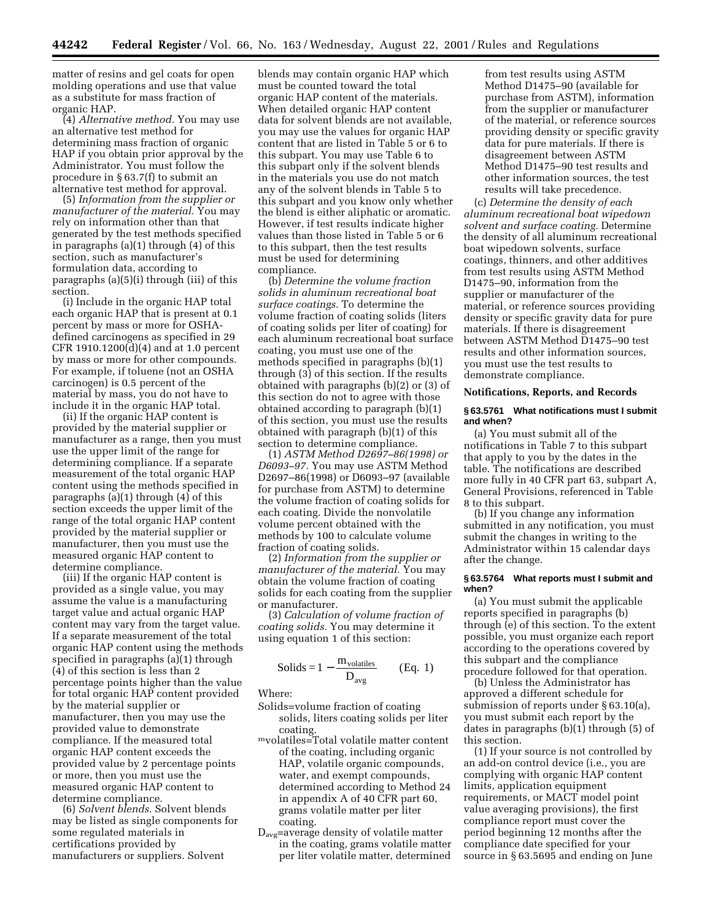matter of resins and gel coats for open molding operations and use that value as a substitute for mass fraction of organic HAP.

(4) *Alternative method.* You may use an alternative test method for determining mass fraction of organic HAP if you obtain prior approval by the Administrator. You must follow the procedure in § 63.7(f) to submit an alternative test method for approval.

(5) *Information from the supplier or manufacturer of the material.* You may rely on information other than that generated by the test methods specified in paragraphs (a)(1) through (4) of this section, such as manufacturer's formulation data, according to paragraphs (a)(5)(i) through (iii) of this section.

(i) Include in the organic HAP total each organic HAP that is present at 0.1 percent by mass or more for OSHA-defined carcinogens as specified in 29 CFR 1910.1200(d)(4) and at 1.0 percent by mass or more for other compounds. For example, if toluene (not an OSHA carcinogen) is 0.5 percent of the material by mass, you do not have to include it in the organic HAP total.

(ii) If the organic HAP content is provided by the material supplier or manufacturer as a range, then you must use the upper limit of the range for determining compliance. If a separate measurement of the total organic HAP content using the methods specified in paragraphs (a)(1) through (4) of this section exceeds the upper limit of the range of the total organic HAP content provided by the material supplier or manufacturer, then you must use the measured organic HAP content to determine compliance.

(iii) If the organic HAP content is provided as a single value, you may assume the value is a manufacturing target value and actual organic HAP content may vary from the target value. If a separate measurement of the total organic HAP content using the methods specified in paragraphs (a)(1) through (4) of this section is less than 2 percentage points higher than the value for total organic HAP content provided by the material supplier or manufacturer, then you may use the provided value to demonstrate compliance. If the measured total organic HAP content exceeds the provided value by 2 percentage points or more, then you must use the measured organic HAP content to determine compliance.

(6) *Solvent blends.* Solvent blends may be listed as single components for some regulated materials in certifications provided by manufacturers or suppliers. Solvent blends may contain organic HAP which must be counted toward the total organic HAP content of the materials. When detailed organic HAP content data for solvent blends are not available, you may use the values for organic HAP content that are listed in Table 5 or 6 to this subpart. You may use Table 6 to this subpart only if the solvent blends in the materials you use do not match any of the solvent blends in Table 5 to this subpart and you know only whether the blend is either aliphatic or aromatic. However, if test results indicate higher values than those listed in Table 5 or 6 to this subpart, then the test results must be used for determining compliance.

(b) *Determine the volume fraction solids in aluminum recreational boat surface coatings.* To determine the volume fraction of coating solids (liters of coating solids per liter of coating) for each aluminum recreational boat surface coating, you must use one of the methods specified in paragraphs (b)(1) through (3) of this section. If the results obtained with paragraphs (b)(2) or (3) of this section do not to agree with those obtained according to paragraph (b)(1) of this section, you must use the results obtained with paragraph (b)(1) of this section to determine compliance.

(1) *ASTM Method D2697–86(1998) or D6093–97.* You may use ASTM Method D2697–86(1998) or D6093–97 (available for purchase from ASTM) to determine the volume fraction of coating solids for each coating. Divide the nonvolatile volume percent obtained with the methods by 100 to calculate volume fraction of coating solids.

(2) *Information from the supplier or manufacturer of the material.* You may obtain the volume fraction of coating solids for each coating from the supplier or manufacturer.

(3) *Calculation of volume fraction of coating solids.* You may determine it using equation 1 of this section:

$$\text{Solids} = 1 - \frac{m_{\text{volatiles}}}{D_{\text{avg}}} \qquad \text{(Eq. 1)}$$

Where:

Solids=volume fraction of coating solids, liters coating solids per liter coating.

$m_{volatiles}$=Total volatile matter content of the coating, including organic HAP, volatile organic compounds, water, and exempt compounds, determined according to Method 24 in appendix A of 40 CFR part 60, grams volatile matter per liter coating.

$D_{avg}$=average density of volatile matter in the coating, grams volatile matter per liter volatile matter, determined from test results using ASTM Method D1475–90 (available for purchase from ASTM), information from the supplier or manufacturer of the material, or reference sources providing density or specific gravity data for pure materials. If there is disagreement between ASTM Method D1475–90 test results and other information sources, the test results will take precedence.

(c) *Determine the density of each aluminum recreational boat wipedown solvent and surface coating.* Determine the density of all aluminum recreational boat wipedown solvents, surface coatings, thinners, and other additives from test results using ASTM Method D1475–90, information from the supplier or manufacturer of the material, or reference sources providing density or specific gravity data for pure materials. If there is disagreement between ASTM Method D1475–90 test results and other information sources, you must use the test results to demonstrate compliance.

## Notifications, Reports, and Records

### § 63.5761 What notifications must I submit and when?

(a) You must submit all of the notifications in Table 7 to this subpart that apply to you by the dates in the table. The notifications are described more fully in 40 CFR part 63, subpart A, General Provisions, referenced in Table 8 to this subpart.

(b) If you change any information submitted in any notification, you must submit the changes in writing to the Administrator within 15 calendar days after the change.

### § 63.5764 What reports must I submit and when?

(a) You must submit the applicable reports specified in paragraphs (b) through (e) of this section. To the extent possible, you must organize each report according to the operations covered by this subpart and the compliance procedure followed for that operation.

(b) Unless the Administrator has approved a different schedule for submission of reports under § 63.10(a), you must submit each report by the dates in paragraphs (b)(1) through (5) of this section.

(1) If your source is not controlled by an add-on control device (i.e., you are complying with organic HAP content limits, application equipment requirements, or MACT model point value averaging provisions), the first compliance report must cover the period beginning 12 months after the compliance date specified for your source in § 63.5695 and ending on June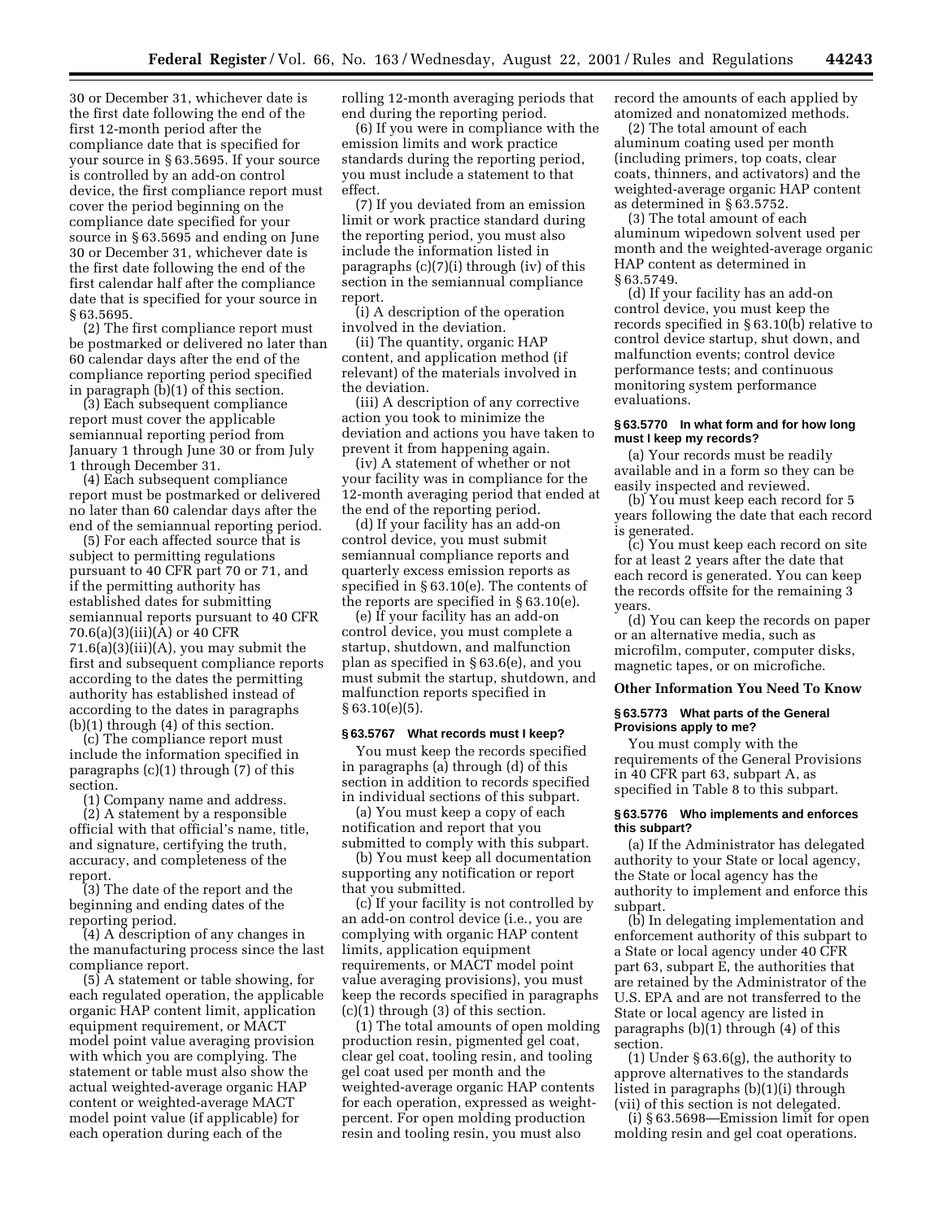30 or December 31, whichever date is the first date following the end of the first 12-month period after the compliance date that is specified for your source in § 63.5695. If your source is controlled by an add-on control device, the first compliance report must cover the period beginning on the compliance date specified for your source in § 63.5695 and ending on June 30 or December 31, whichever date is the first date following the end of the first calendar half after the compliance date that is specified for your source in § 63.5695.

(2) The first compliance report must be postmarked or delivered no later than 60 calendar days after the end of the compliance reporting period specified in paragraph (b)(1) of this section.

(3) Each subsequent compliance report must cover the applicable semiannual reporting period from January 1 through June 30 or from July 1 through December 31.

(4) Each subsequent compliance report must be postmarked or delivered no later than 60 calendar days after the end of the semiannual reporting period.

(5) For each affected source that is subject to permitting regulations pursuant to 40 CFR part 70 or 71, and if the permitting authority has established dates for submitting semiannual reports pursuant to 40 CFR 70.6(a)(3)(iii)(A) or 40 CFR 71.6(a)(3)(iii)(A), you may submit the first and subsequent compliance reports according to the dates the permitting authority has established instead of according to the dates in paragraphs (b)(1) through (4) of this section.

(c) The compliance report must include the information specified in paragraphs (c)(1) through (7) of this section.

(1) Company name and address.

(2) A statement by a responsible official with that official's name, title, and signature, certifying the truth, accuracy, and completeness of the report.

(3) The date of the report and the beginning and ending dates of the reporting period.

(4) A description of any changes in the manufacturing process since the last compliance report.

(5) A statement or table showing, for each regulated operation, the applicable organic HAP content limit, application equipment requirement, or MACT model point value averaging provision with which you are complying. The statement or table must also show the actual weighted-average organic HAP content or weighted-average MACT model point value (if applicable) for each operation during each of the rolling 12-month averaging periods that end during the reporting period.

(6) If you were in compliance with the emission limits and work practice standards during the reporting period, you must include a statement to that effect.

(7) If you deviated from an emission limit or work practice standard during the reporting period, you must also include the information listed in paragraphs (c)(7)(i) through (iv) of this section in the semiannual compliance report.

(i) A description of the operation involved in the deviation.

(ii) The quantity, organic HAP content, and application method (if relevant) of the materials involved in the deviation.

(iii) A description of any corrective action you took to minimize the deviation and actions you have taken to prevent it from happening again.

(iv) A statement of whether or not your facility was in compliance for the 12-month averaging period that ended at the end of the reporting period.

(d) If your facility has an add-on control device, you must submit semiannual compliance reports and quarterly excess emission reports as specified in § 63.10(e). The contents of the reports are specified in § 63.10(e).

(e) If your facility has an add-on control device, you must complete a startup, shutdown, and malfunction plan as specified in § 63.6(e), and you must submit the startup, shutdown, and malfunction reports specified in § 63.10(e)(5).

#### § 63.5767 What records must I keep?

You must keep the records specified in paragraphs (a) through (d) of this section in addition to records specified in individual sections of this subpart.

(a) You must keep a copy of each notification and report that you submitted to comply with this subpart.

(b) You must keep all documentation supporting any notification or report that you submitted.

(c) If your facility is not controlled by an add-on control device (i.e., you are complying with organic HAP content limits, application equipment requirements, or MACT model point value averaging provisions), you must keep the records specified in paragraphs (c)(1) through (3) of this section.

(1) The total amounts of open molding production resin, pigmented gel coat, clear gel coat, tooling resin, and tooling gel coat used per month and the weighted-average organic HAP contents for each operation, expressed as weight-percent. For open molding production resin and tooling resin, you must also record the amounts of each applied by atomized and nonatomized methods.

(2) The total amount of each aluminum coating used per month (including primers, top coats, clear coats, thinners, and activators) and the weighted-average organic HAP content as determined in § 63.5752.

(3) The total amount of each aluminum wipedown solvent used per month and the weighted-average organic HAP content as determined in § 63.5749.

(d) If your facility has an add-on control device, you must keep the records specified in § 63.10(b) relative to control device startup, shut down, and malfunction events; control device performance tests; and continuous monitoring system performance evaluations.

#### § 63.5770 In what form and for how long must I keep my records?

(a) Your records must be readily available and in a form so they can be easily inspected and reviewed.

(b) You must keep each record for 5 years following the date that each record is generated.

(c) You must keep each record on site for at least 2 years after the date that each record is generated. You can keep the records offsite for the remaining 3 years.

(d) You can keep the records on paper or an alternative media, such as microfilm, computer, computer disks, magnetic tapes, or on microfiche.

### Other Information You Need To Know

#### § 63.5773 What parts of the General Provisions apply to me?

You must comply with the requirements of the General Provisions in 40 CFR part 63, subpart A, as specified in Table 8 to this subpart.

#### § 63.5776 Who implements and enforces this subpart?

(a) If the Administrator has delegated authority to your State or local agency, the State or local agency has the authority to implement and enforce this subpart.

(b) In delegating implementation and enforcement authority of this subpart to a State or local agency under 40 CFR part 63, subpart E, the authorities that are retained by the Administrator of the U.S. EPA and are not transferred to the State or local agency are listed in paragraphs (b)(1) through (4) of this section.

(1) Under § 63.6(g), the authority to approve alternatives to the standards listed in paragraphs (b)(1)(i) through (vii) of this section is not delegated.

(i) § 63.5698—Emission limit for open molding resin and gel coat operations.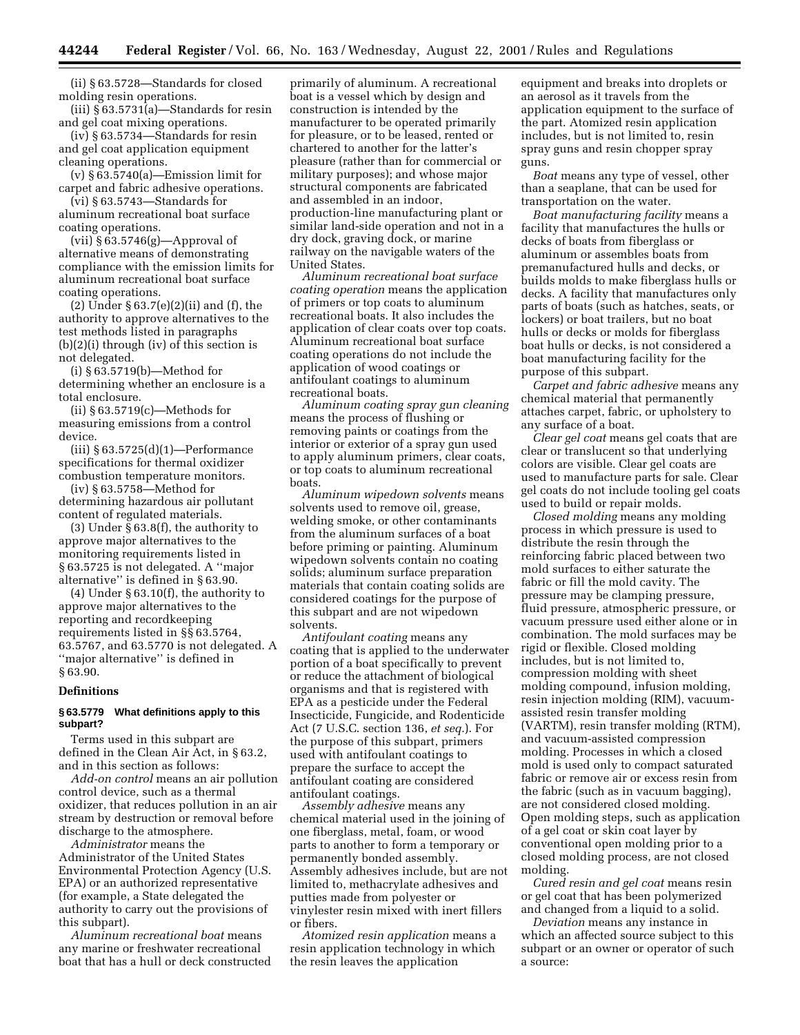(ii) § 63.5728—Standards for closed molding resin operations.

(iii) § 63.5731(a)—Standards for resin and gel coat mixing operations.

(iv) § 63.5734—Standards for resin and gel coat application equipment cleaning operations.

(v) § 63.5740(a)—Emission limit for carpet and fabric adhesive operations.

(vi) § 63.5743—Standards for aluminum recreational boat surface coating operations.

(vii) § 63.5746(g)—Approval of alternative means of demonstrating compliance with the emission limits for aluminum recreational boat surface coating operations.

(2) Under § 63.7(e)(2)(ii) and (f), the authority to approve alternatives to the test methods listed in paragraphs (b)(2)(i) through (iv) of this section is not delegated.

(i) § 63.5719(b)—Method for determining whether an enclosure is a total enclosure.

(ii) § 63.5719(c)—Methods for measuring emissions from a control device.

(iii) § 63.5725(d)(1)—Performance specifications for thermal oxidizer combustion temperature monitors.

(iv) § 63.5758—Method for determining hazardous air pollutant content of regulated materials.

(3) Under § 63.8(f), the authority to approve major alternatives to the monitoring requirements listed in § 63.5725 is not delegated. A "major alternative" is defined in § 63.90.

(4) Under § 63.10(f), the authority to approve major alternatives to the reporting and recordkeeping requirements listed in §§ 63.5764, 63.5767, and 63.5770 is not delegated. A "major alternative" is defined in § 63.90.

## Definitions

### § 63.5779 What definitions apply to this subpart?

Terms used in this subpart are defined in the Clean Air Act, in § 63.2, and in this section as follows:

*Add-on control* means an air pollution control device, such as a thermal oxidizer, that reduces pollution in an air stream by destruction or removal before discharge to the atmosphere.

*Administrator* means the Administrator of the United States Environmental Protection Agency (U.S. EPA) or an authorized representative (for example, a State delegated the authority to carry out the provisions of this subpart).

*Aluminum recreational boat* means any marine or freshwater recreational boat that has a hull or deck constructed primarily of aluminum. A recreational boat is a vessel which by design and construction is intended by the manufacturer to be operated primarily for pleasure, or to be leased, rented or chartered to another for the latter's pleasure (rather than for commercial or military purposes); and whose major structural components are fabricated and assembled in an indoor, production-line manufacturing plant or similar land-side operation and not in a dry dock, graving dock, or marine railway on the navigable waters of the United States.

*Aluminum recreational boat surface coating operation* means the application of primers or top coats to aluminum recreational boats. It also includes the application of clear coats over top coats. Aluminum recreational boat surface coating operations do not include the application of wood coatings or antifoulant coatings to aluminum recreational boats.

*Aluminum coating spray gun cleaning* means the process of flushing or removing paints or coatings from the interior or exterior of a spray gun used to apply aluminum primers, clear coats, or top coats to aluminum recreational boats.

*Aluminum wipedown solvents* means solvents used to remove oil, grease, welding smoke, or other contaminants from the aluminum surfaces of a boat before priming or painting. Aluminum wipedown solvents contain no coating solids; aluminum surface preparation materials that contain coating solids are considered coatings for the purpose of this subpart and are not wipedown solvents.

*Antifoulant coating* means any coating that is applied to the underwater portion of a boat specifically to prevent or reduce the attachment of biological organisms and that is registered with EPA as a pesticide under the Federal Insecticide, Fungicide, and Rodenticide Act (7 U.S.C. section 136, *et seq.*). For the purpose of this subpart, primers used with antifoulant coatings to prepare the surface to accept the antifoulant coating are considered antifoulant coatings.

*Assembly adhesive* means any chemical material used in the joining of one fiberglass, metal, foam, or wood parts to another to form a temporary or permanently bonded assembly. Assembly adhesives include, but are not limited to, methacrylate adhesives and putties made from polyester or vinylester resin mixed with inert fillers or fibers.

*Atomized resin application* means a resin application technology in which the resin leaves the application equipment and breaks into droplets or an aerosol as it travels from the application equipment to the surface of the part. Atomized resin application includes, but is not limited to, resin spray guns and resin chopper spray guns.

*Boat* means any type of vessel, other than a seaplane, that can be used for transportation on the water.

*Boat manufacturing facility* means a facility that manufactures the hulls or decks of boats from fiberglass or aluminum or assembles boats from premanufactured hulls and decks, or builds molds to make fiberglass hulls or decks. A facility that manufactures only parts of boats (such as hatches, seats, or lockers) or boat trailers, but no boat hulls or decks or molds for fiberglass boat hulls or decks, is not considered a boat manufacturing facility for the purpose of this subpart.

*Carpet and fabric adhesive* means any chemical material that permanently attaches carpet, fabric, or upholstery to any surface of a boat.

*Clear gel coat* means gel coats that are clear or translucent so that underlying colors are visible. Clear gel coats are used to manufacture parts for sale. Clear gel coats do not include tooling gel coats used to build or repair molds.

*Closed molding* means any molding process in which pressure is used to distribute the resin through the reinforcing fabric placed between two mold surfaces to either saturate the fabric or fill the mold cavity. The pressure may be clamping pressure, fluid pressure, atmospheric pressure, or vacuum pressure used either alone or in combination. The mold surfaces may be rigid or flexible. Closed molding includes, but is not limited to, compression molding with sheet molding compound, infusion molding, resin injection molding (RIM), vacuum-assisted resin transfer molding (VARTM), resin transfer molding (RTM), and vacuum-assisted compression molding. Processes in which a closed mold is used only to compact saturated fabric or remove air or excess resin from the fabric (such as in vacuum bagging), are not considered closed molding. Open molding steps, such as application of a gel coat or skin coat layer by conventional open molding prior to a closed molding process, are not closed molding.

*Cured resin and gel coat* means resin or gel coat that has been polymerized and changed from a liquid to a solid.

*Deviation* means any instance in which an affected source subject to this subpart or an owner or operator of such a source: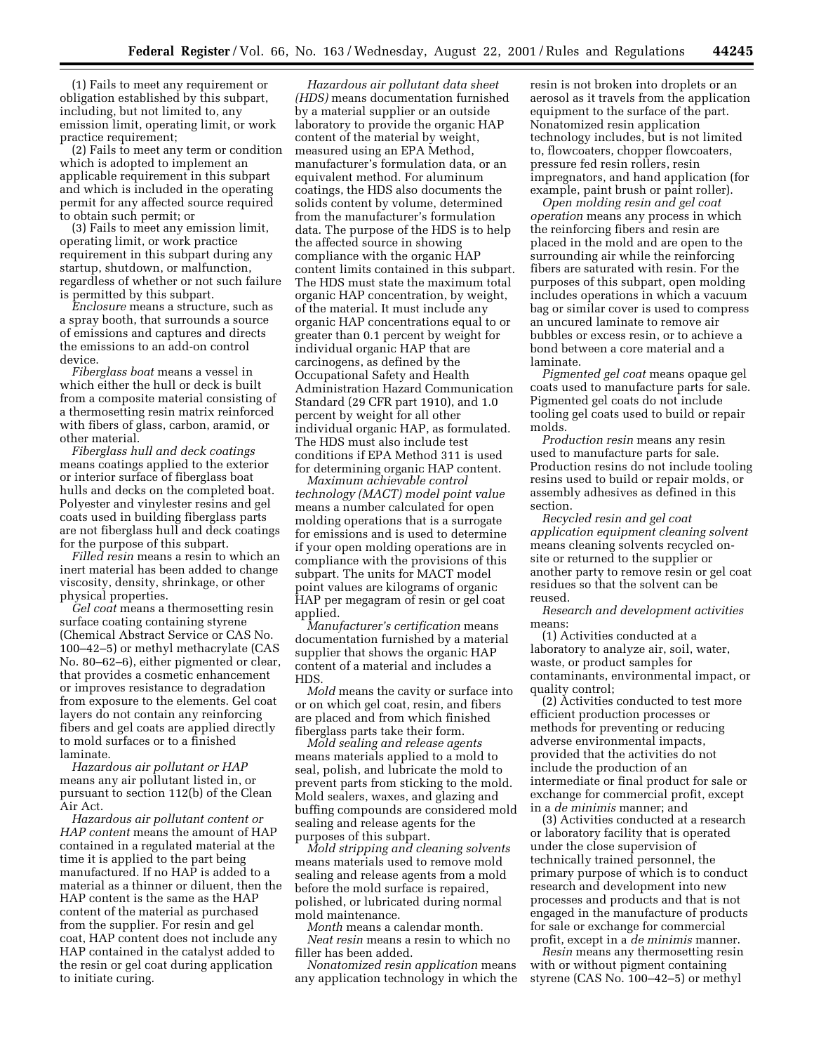(1) Fails to meet any requirement or obligation established by this subpart, including, but not limited to, any emission limit, operating limit, or work practice requirement;

(2) Fails to meet any term or condition which is adopted to implement an applicable requirement in this subpart and which is included in the operating permit for any affected source required to obtain such permit; or

(3) Fails to meet any emission limit, operating limit, or work practice requirement in this subpart during any startup, shutdown, or malfunction, regardless of whether or not such failure is permitted by this subpart.

*Enclosure* means a structure, such as a spray booth, that surrounds a source of emissions and captures and directs the emissions to an add-on control device.

*Fiberglass boat* means a vessel in which either the hull or deck is built from a composite material consisting of a thermosetting resin matrix reinforced with fibers of glass, carbon, aramid, or other material.

*Fiberglass hull and deck coatings* means coatings applied to the exterior or interior surface of fiberglass boat hulls and decks on the completed boat. Polyester and vinylester resins and gel coats used in building fiberglass parts are not fiberglass hull and deck coatings for the purpose of this subpart.

*Filled resin* means a resin to which an inert material has been added to change viscosity, density, shrinkage, or other physical properties.

*Gel coat* means a thermosetting resin surface coating containing styrene (Chemical Abstract Service or CAS No. 100–42–5) or methyl methacrylate (CAS No. 80–62–6), either pigmented or clear, that provides a cosmetic enhancement or improves resistance to degradation from exposure to the elements. Gel coat layers do not contain any reinforcing fibers and gel coats are applied directly to mold surfaces or to a finished laminate.

*Hazardous air pollutant or HAP* means any air pollutant listed in, or pursuant to section 112(b) of the Clean Air Act.

*Hazardous air pollutant content or HAP content* means the amount of HAP contained in a regulated material at the time it is applied to the part being manufactured. If no HAP is added to a material as a thinner or diluent, then the HAP content is the same as the HAP content of the material as purchased from the supplier. For resin and gel coat, HAP content does not include any HAP contained in the catalyst added to the resin or gel coat during application to initiate curing.

*Hazardous air pollutant data sheet (HDS)* means documentation furnished by a material supplier or an outside laboratory to provide the organic HAP content of the material by weight, measured using an EPA Method, manufacturer's formulation data, or an equivalent method. For aluminum coatings, the HDS also documents the solids content by volume, determined from the manufacturer's formulation data. The purpose of the HDS is to help the affected source in showing compliance with the organic HAP content limits contained in this subpart. The HDS must state the maximum total organic HAP concentration, by weight, of the material. It must include any organic HAP concentrations equal to or greater than 0.1 percent by weight for individual organic HAP that are carcinogens, as defined by the Occupational Safety and Health Administration Hazard Communication Standard (29 CFR part 1910), and 1.0 percent by weight for all other individual organic HAP, as formulated. The HDS must also include test conditions if EPA Method 311 is used for determining organic HAP content.

*Maximum achievable control technology (MACT) model point value* means a number calculated for open molding operations that is a surrogate for emissions and is used to determine if your open molding operations are in compliance with the provisions of this subpart. The units for MACT model point values are kilograms of organic HAP per megagram of resin or gel coat applied.

*Manufacturer's certification* means documentation furnished by a material supplier that shows the organic HAP content of a material and includes a HDS.

*Mold* means the cavity or surface into or on which gel coat, resin, and fibers are placed and from which finished fiberglass parts take their form.

*Mold sealing and release agents* means materials applied to a mold to seal, polish, and lubricate the mold to prevent parts from sticking to the mold. Mold sealers, waxes, and glazing and buffing compounds are considered mold sealing and release agents for the purposes of this subpart.

*Mold stripping and cleaning solvents* means materials used to remove mold sealing and release agents from a mold before the mold surface is repaired, polished, or lubricated during normal mold maintenance.

*Month* means a calendar month.

*Neat resin* means a resin to which no filler has been added.

*Nonatomized resin application* means any application technology in which the resin is not broken into droplets or an aerosol as it travels from the application equipment to the surface of the part. Nonatomized resin application technology includes, but is not limited to, flowcoaters, chopper flowcoaters, pressure fed resin rollers, resin impregnators, and hand application (for example, paint brush or paint roller).

*Open molding resin and gel coat operation* means any process in which the reinforcing fibers and resin are placed in the mold and are open to the surrounding air while the reinforcing fibers are saturated with resin. For the purposes of this subpart, open molding includes operations in which a vacuum bag or similar cover is used to compress an uncured laminate to remove air bubbles or excess resin, or to achieve a bond between a core material and a laminate.

*Pigmented gel coat* means opaque gel coats used to manufacture parts for sale. Pigmented gel coats do not include tooling gel coats used to build or repair molds.

*Production resin* means any resin used to manufacture parts for sale. Production resins do not include tooling resins used to build or repair molds, or assembly adhesives as defined in this section.

*Recycled resin and gel coat application equipment cleaning solvent* means cleaning solvents recycled on-site or returned to the supplier or another party to remove resin or gel coat residues so that the solvent can be reused.

*Research and development activities* means:

(1) Activities conducted at a laboratory to analyze air, soil, water, waste, or product samples for contaminants, environmental impact, or quality control;

(2) Activities conducted to test more efficient production processes or methods for preventing or reducing adverse environmental impacts, provided that the activities do not include the production of an intermediate or final product for sale or exchange for commercial profit, except in a *de minimis* manner; and

(3) Activities conducted at a research or laboratory facility that is operated under the close supervision of technically trained personnel, the primary purpose of which is to conduct research and development into new processes and products and that is not engaged in the manufacture of products for sale or exchange for commercial profit, except in a *de minimis* manner.

*Resin* means any thermosetting resin with or without pigment containing styrene (CAS No. 100–42–5) or methyl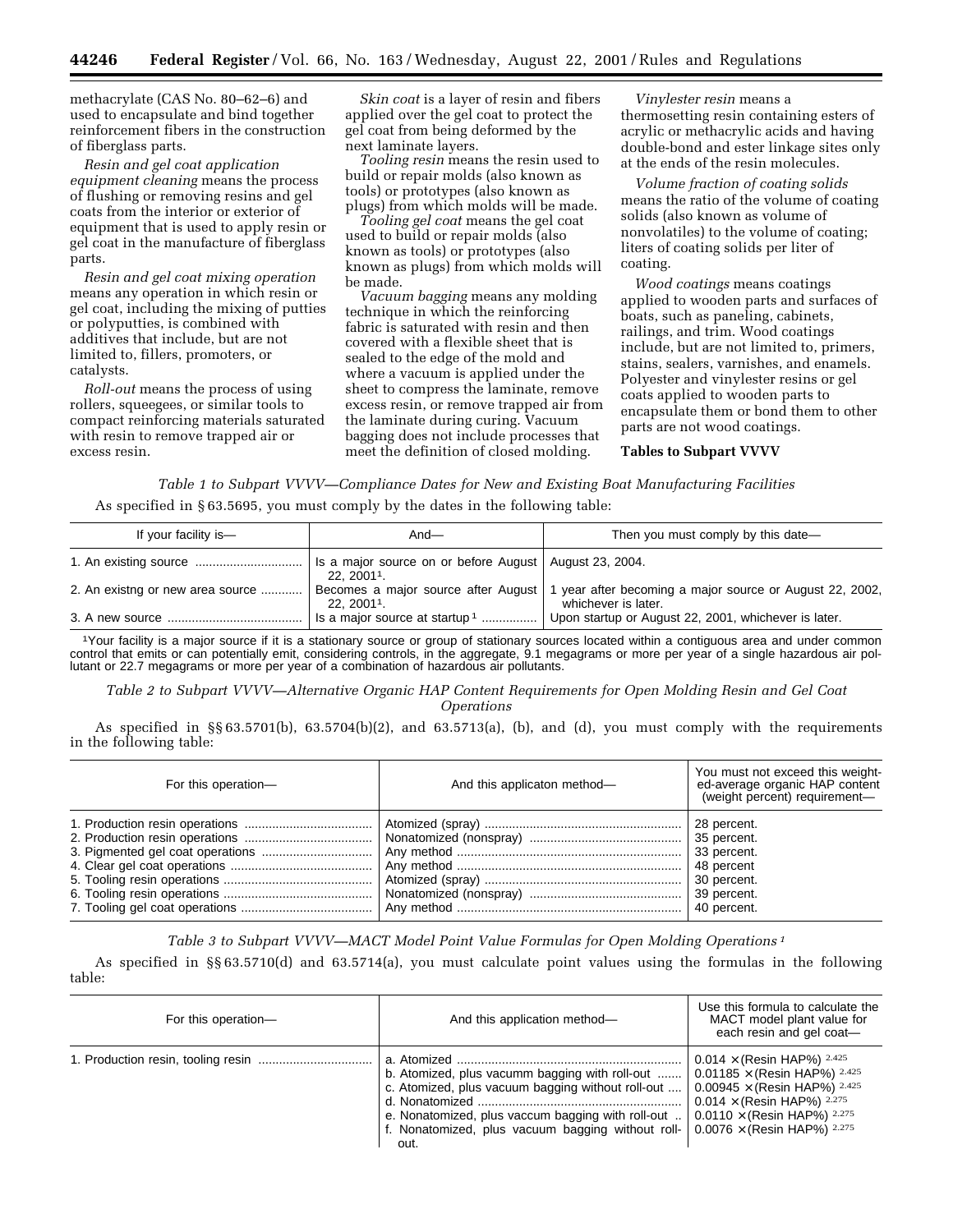methacrylate (CAS No. 80–62–6) and used to encapsulate and bind together reinforcement fibers in the construction of fiberglass parts.

*Resin and gel coat application equipment cleaning* means the process of flushing or removing resins and gel coats from the interior or exterior of equipment that is used to apply resin or gel coat in the manufacture of fiberglass parts.

*Resin and gel coat mixing operation* means any operation in which resin or gel coat, including the mixing of putties or polyputties, is combined with additives that include, but are not limited to, fillers, promoters, or catalysts.

*Roll-out* means the process of using rollers, squeegees, or similar tools to compact reinforcing materials saturated with resin to remove trapped air or excess resin.

*Skin coat* is a layer of resin and fibers applied over the gel coat to protect the gel coat from being deformed by the next laminate layers.

*Tooling resin* means the resin used to build or repair molds (also known as tools) or prototypes (also known as plugs) from which molds will be made.

*Tooling gel coat* means the gel coat used to build or repair molds (also known as tools) or prototypes (also known as plugs) from which molds will be made.

*Vacuum bagging* means any molding technique in which the reinforcing fabric is saturated with resin and then covered with a flexible sheet that is sealed to the edge of the mold and where a vacuum is applied under the sheet to compress the laminate, remove excess resin, or remove trapped air from the laminate during curing. Vacuum bagging does not include processes that meet the definition of closed molding.

*Vinylester resin* means a thermosetting resin containing esters of acrylic or methacrylic acids and having double-bond and ester linkage sites only at the ends of the resin molecules.

*Volume fraction of coating solids* means the ratio of the volume of coating solids (also known as volume of nonvolatiles) to the volume of coating; liters of coating solids per liter of coating.

*Wood coatings* means coatings applied to wooden parts and surfaces of boats, such as paneling, cabinets, railings, and trim. Wood coatings include, but are not limited to, primers, stains, sealers, varnishes, and enamels. Polyester and vinylester resins or gel coats applied to wooden parts to encapsulate them or bond them to other parts are not wood coatings.

**Tables to Subpart VVVV**

*Table 1 to Subpart VVVV—Compliance Dates for New and Existing Boat Manufacturing Facilities*

As specified in § 63.5695, you must comply by the dates in the following table:

| If your facility is— | And— | Then you must comply by this date— |
|---|---|---|
| 1. An existing source | Is a major source on or before August 22, 2001[1]. | August 23, 2004. |
| 2. An existng or new area source | Becomes a major source after August 22, 2001[1]. | 1 year after becoming a major source or August 22, 2002, whichever is later. |
| 3. A new source | Is a major source at startup [1] | Upon startup or August 22, 2001, whichever is later. |

[1]Your facility is a major source if it is a stationary source or group of stationary sources located within a contiguous area and under common control that emits or can potentially emit, considering controls, in the aggregate, 9.1 megagrams or more per year of a single hazardous air pollutant or 22.7 megagrams or more per year of a combination of hazardous air pollutants.

*Table 2 to Subpart VVVV—Alternative Organic HAP Content Requirements for Open Molding Resin and Gel Coat Operations*

As specified in §§ 63.5701(b), 63.5704(b)(2), and 63.5713(a), (b), and (d), you must comply with the requirements in the following table:

| For this operation— | And this applicaton method— | You must not exceed this weighted-average organic HAP content (weight percent) requirement— |
|---|---|---|
| 1. Production resin operations | Atomized (spray) | 28 percent. |
| 2. Production resin operations | Nonatomized (nonspray) | 35 percent. |
| 3. Pigmented gel coat operations | Any method | 33 percent. |
| 4. Clear gel coat operations | Any method | 48 percent |
| 5. Tooling resin operations | Atomized (spray) | 30 percent. |
| 6. Tooling resin operations | Nonatomized (nonspray) | 39 percent. |
| 7. Tooling gel coat operations | Any method | 40 percent. |

*Table 3 to Subpart VVVV—MACT Model Point Value Formulas for Open Molding Operations [1]*

As specified in §§ 63.5710(d) and 63.5714(a), you must calculate point values using the formulas in the following table:

| For this operation— | And this application method— | Use this formula to calculate the MACT model plant value for each resin and gel coat— |
|---|---|---|
| 1. Production resin, tooling resin | a. Atomized | $0.014 \times (\text{Resin HAP\%})^{2.425}$ |
| | b. Atomized, plus vacumm bagging with roll-out | $0.01185 \times (\text{Resin HAP\%})^{2.425}$ |
| | c. Atomized, plus vacuum bagging without roll-out | $0.00945 \times (\text{Resin HAP\%})^{2.425}$ |
| | d. Nonatomized | $0.014 \times (\text{Resin HAP\%})^{2.275}$ |
| | e. Nonatomized, plus vaccum bagging with roll-out | $0.0110 \times (\text{Resin HAP\%})^{2.275}$ |
| | f. Nonatomized, plus vacuum bagging without roll-out. | $0.0076 \times (\text{Resin HAP\%})^{2.275}$ |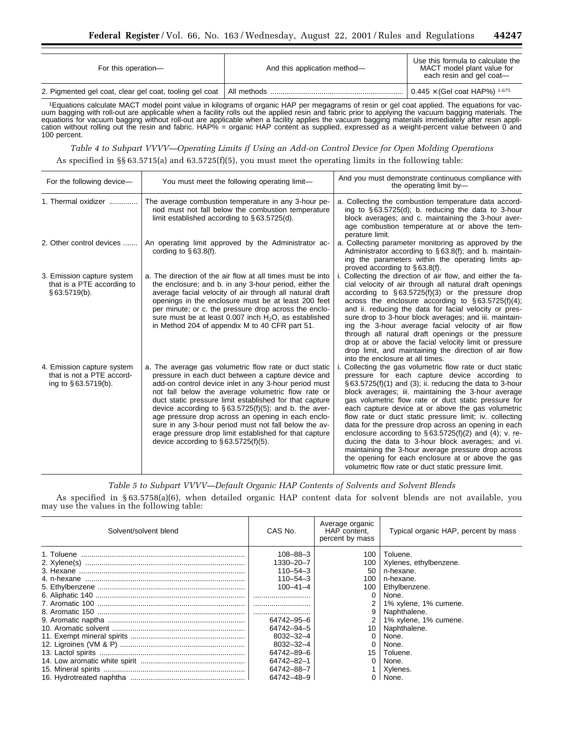| For this operation— | And this application method— | Use this formula to calculate the MACT model plant value for each resin and gel coat— |
|---|---|---|
| 2. Pigmented gel coat, clear gel coat, tooling gel coat | All methods | $0.445 \times (\text{Gel coat HAP\%})^{1.675}$ |

[1]Equations calculate MACT model point value in kilograms of organic HAP per megagrams of resin or gel coat applied. The equations for vacuum bagging with roll-out are applicable when a facility rolls out the applied resin and fabric prior to applying the vacuum bagging materials. The equations for vacuum bagging without roll-out are applicable when a facility applies the vacuum bagging materials immediately after resin application without rolling out the resin and fabric. HAP% = organic HAP content as supplied, expressed as a weight-percent value between 0 and 100 percent.

*Table 4 to Subpart VVVV—Operating Limits if Using an Add-on Control Device for Open Molding Operations*

As specified in §§ 63.5715(a) and 63.5725(f)(5), you must meet the operating limits in the following table:

| For the following device— | You must meet the following operating limit— | And you must demonstrate continuous compliance with the operating limit by— |
|---|---|---|
| 1. Thermal oxidizer | The average combustion temperature in any 3-hour period must not fall below the combustion temperature limit established according to § 63.5725(d). | a. Collecting the combustion temperature data according to § 63.5725(d); b. reducing the data to 3-hour block averages; and c. maintaining the 3-hour average combustion temperature at or above the temperature limit. |
| 2. Other control devices | An operating limit approved by the Administrator according to § 63.8(f). | a. Collecting parameter monitoring as approved by the Administrator according to § 63.8(f); and b. maintaining the parameters within the operating limits approved according to § 63.8(f). |
| 3. Emission capture system that is a PTE according to § 63.5719(b). | a. The direction of the air flow at all times must be into the enclosure; and b. in any 3-hour period, either the average facial velocity of air through all natural draft openings in the enclosure must be at least 200 feet per minute; or c. the pressure drop across the enclosure must be at least 0.007 inch $H_2O$, as established in Method 204 of appendix M to 40 CFR part 51. | i. Collecting the direction of air flow, and either the facial velocity of air through all natural draft openings according to § 63.5725(f)(3) or the pressure drop across the enclosure according to § 63.5725(f)(4); and ii. reducing the data for facial velocity or pressure drop to 3-hour block averages; and iii. maintaining the 3-hour average facial velocity of air flow through all natural draft openings or the pressure drop at or above the facial velocity limit or pressure drop limit, and maintaining the direction of air flow into the enclosure at all times. |
| 4. Emission capture system that is not a PTE according to § 63.5719(b). | a. The average gas volumetric flow rate or duct static pressure in each duct between a capture device and add-on control device inlet in any 3-hour period must not fall below the average volumetric flow rate or duct static pressure limit established for that capture device according to § 63.5725(f)(5); and b. the average pressure drop across an opening in each enclosure in any 3-hour period must not fall below the average pressure drop limit established for that capture device according to § 63.5725(f)(5). | i. Collecting the gas volumetric flow rate or duct static pressure for each capture device according to § 63.5725(f)(1) and (3); ii. reducing the data to 3-hour block averages; iii. maintaining the 3-hour average gas volumetric flow rate or duct static pressure for each capture device at or above the gas volumetric flow rate or duct static pressure limit; iv. collecting data for the pressure drop across an opening in each enclosure according to § 63.5725(f)(2) and (4); v. reducing the data to 3-hour block averages; and vi. maintaining the 3-hour average pressure drop across the opening for each enclosure at or above the gas volumetric flow rate or duct static pressure limit. |

*Table 5 to Subpart VVVV—Default Organic HAP Contents of Solvents and Solvent Blends*

As specified in § 63.5758(a)(6), when detailed organic HAP content data for solvent blends are not available, you may use the values in the following table:

| Solvent/solvent blend | CAS No. | Average organic HAP content, percent by mass | Typical organic HAP, percent by mass |
|---|---|---|---|
| 1. Toluene | 108–88–3 | 100 | Toluene. |
| 2. Xylene(s) | 1330–20–7 | 100 | Xylenes, ethylbenzene. |
| 3. Hexane | 110–54–3 | 50 | n-hexane. |
| 4. n-hexane | 110–54–3 | 100 | n-hexane. |
| 5. Ethylbenzene | 100–41–4 | 100 | Ethylbenzene. |
| 6. Aliphatic 140 | | 0 | None. |
| 7. Aromatic 100 | | 2 | 1% xylene, 1% cumene. |
| 8. Aromatic 150 | | 9 | Naphthalene. |
| 9. Aromatic naptha | 64742–95–6 | 2 | 1% xylene, 1% cumene. |
| 10. Aromatic solvent | 64742–94–5 | 10 | Naphthalene. |
| 11. Exempt mineral spirits | 8032–32–4 | 0 | None. |
| 12. Ligroines (VM & P) | 8032–32–4 | 0 | None. |
| 13. Lactol spirits | 64742–89–6 | 15 | Toluene. |
| 14. Low aromatic white spirit | 64742–82–1 | 0 | None. |
| 15. Mineral spirits | 64742–88–7 | 1 | Xylenes. |
| 16. Hydrotreated naphtha | 64742–48–9 | 0 | None. |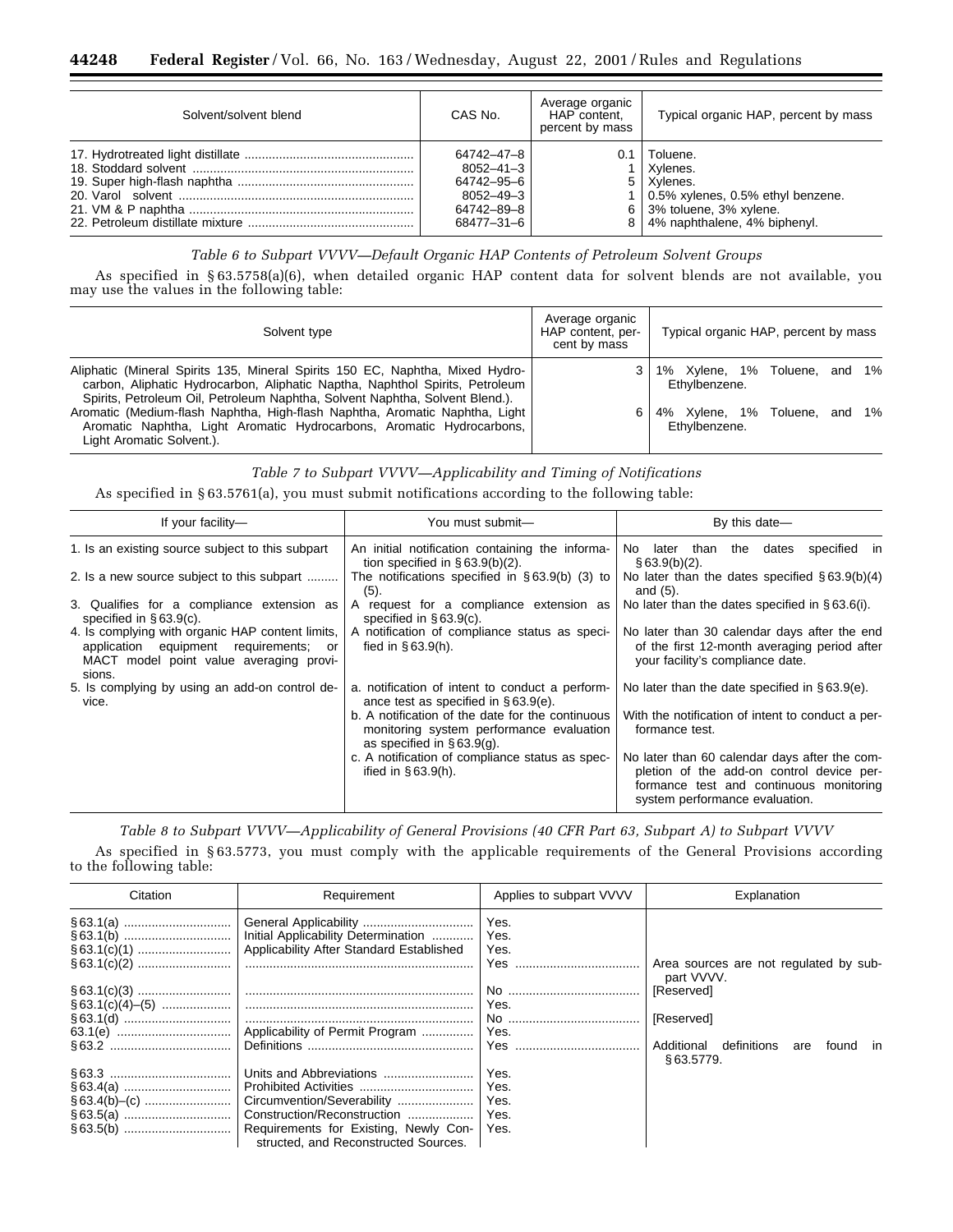| Solvent/solvent blend | CAS No. | Average organic HAP content, percent by mass | Typical organic HAP, percent by mass |
|---|---|---|---|
| 17. Hydrotreated light distillate | 64742–47–8 | 0.1 | Toluene. |
| 18. Stoddard solvent | 8052–41–3 | 1 | Xylenes. |
| 19. Super high-flash naphtha | 64742–95–6 | 5 | Xylenes. |
| 20. Varol solvent | 8052–49–3 | 1 | 0.5% xylenes, 0.5% ethyl benzene. |
| 21. VM & P naphtha | 64742–89–8 | 6 | 3% toluene, 3% xylene. |
| 22. Petroleum distillate mixture | 68477–31–6 | 8 | 4% naphthalene, 4% biphenyl. |

*Table 6 to Subpart VVVV—Default Organic HAP Contents of Petroleum Solvent Groups*

As specified in § 63.5758(a)(6), when detailed organic HAP content data for solvent blends are not available, you may use the values in the following table:

| Solvent type | Average organic HAP content, percent by mass | Typical organic HAP, percent by mass |
|---|---|---|
| Aliphatic (Mineral Spirits 135, Mineral Spirits 150 EC, Naphtha, Mixed Hydrocarbon, Aliphatic Hydrocarbon, Aliphatic Naptha, Naphthol Spirits, Petroleum Spirits, Petroleum Oil, Petroleum Naphtha, Solvent Naphtha, Solvent Blend.). | 3 | 1% Xylene, 1% Toluene, and 1% Ethylbenzene. |
| Aromatic (Medium-flash Naphtha, High-flash Naphtha, Aromatic Naphtha, Light Aromatic Naphtha, Light Aromatic Hydrocarbons, Aromatic Hydrocarbons, Light Aromatic Solvent.). | 6 | 4% Xylene, 1% Toluene, and 1% Ethylbenzene. |

*Table 7 to Subpart VVVV—Applicability and Timing of Notifications*

As specified in § 63.5761(a), you must submit notifications according to the following table:

| If your facility— | You must submit— | By this date— |
|---|---|---|
| 1. Is an existing source subject to this subpart | An initial notification containing the information specified in § 63.9(b)(2). | No later than the dates specified in § 63.9(b)(2). |
| 2. Is a new source subject to this subpart | The notifications specified in § 63.9(b) (3) to (5). | No later than the dates specified § 63.9(b)(4) and (5). |
| 3. Qualifies for a compliance extension as specified in § 63.9(c). | A request for a compliance extension as specified in § 63.9(c). | No later than the dates specified in § 63.6(i). |
| 4. Is complying with organic HAP content limits, application equipment requirements; or MACT model point value averaging provisions. | A notification of compliance status as specified in § 63.9(h). | No later than 30 calendar days after the end of the first 12-month averaging period after your facility's compliance date. |
| 5. Is complying by using an add-on control device. | a. notification of intent to conduct a performance test as specified in § 63.9(e). | No later than the date specified in § 63.9(e). |
| | b. A notification of the date for the continuous monitoring system performance evaluation as specified in § 63.9(g). | With the notification of intent to conduct a performance test. |
| | c. A notification of compliance status as specified in § 63.9(h). | No later than 60 calendar days after the completion of the add-on control device performance test and continuous monitoring system performance evaluation. |

*Table 8 to Subpart VVVV—Applicability of General Provisions (40 CFR Part 63, Subpart A) to Subpart VVVV*

As specified in § 63.5773, you must comply with the applicable requirements of the General Provisions according to the following table:

| Citation | Requirement | Applies to subpart VVVV | Explanation |
|---|---|---|---|
| § 63.1(a) | General Applicability | Yes. | |
| § 63.1(b) | Initial Applicability Determination | Yes. | |
| § 63.1(c)(1) | Applicability After Standard Established | Yes. | |
| § 63.1(c)(2) | | Yes | Area sources are not regulated by subpart VVVV. |
| § 63.1(c)(3) | | No | [Reserved] |
| § 63.1(c)(4)–(5) | | Yes. | |
| § 63.1(d) | | No | [Reserved] |
| 63.1(e) | Applicability of Permit Program | Yes. | |
| § 63.2 | Definitions | Yes | Additional definitions are found in § 63.5779. |
| § 63.3 | Units and Abbreviations | Yes. | |
| § 63.4(a) | Prohibited Activities | Yes. | |
| § 63.4(b)–(c) | Circumvention/Severability | Yes. | |
| § 63.5(a) | Construction/Reconstruction | Yes. | |
| § 63.5(b) | Requirements for Existing, Newly Constructed, and Reconstructed Sources. | Yes. | |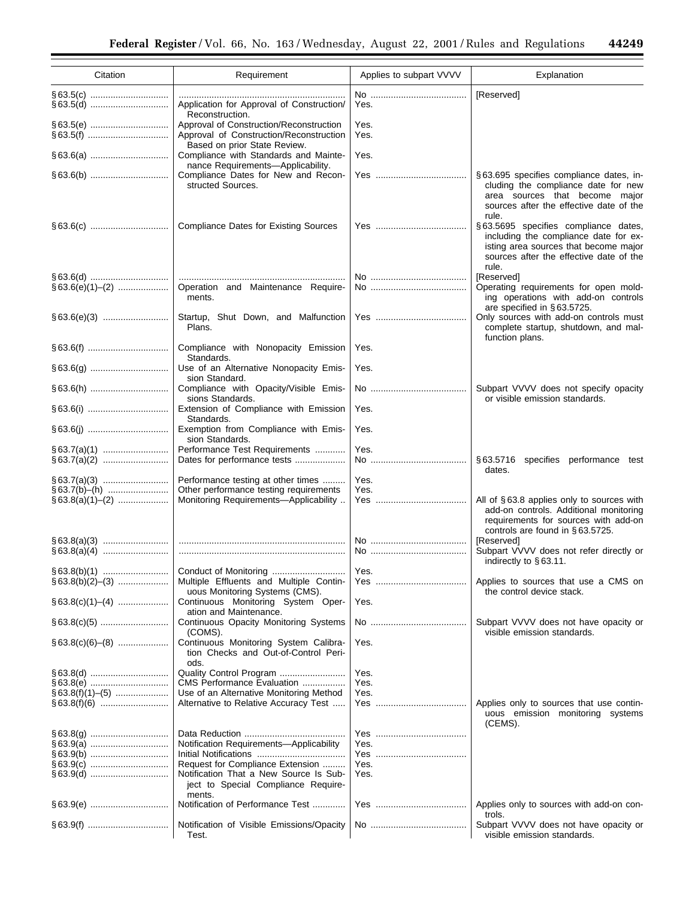| Citation | Requirement | Applies to subpart VVVV | Explanation |
| --- | --- | --- | --- |
| §63.5(c) | | No | [Reserved] |
| §63.5(d) | Application for Approval of Construction/ Reconstruction. | Yes. | |
| §63.5(e) | Approval of Construction/Reconstruction | Yes. | |
| §63.5(f) | Approval of Construction/Reconstruction Based on prior State Review. | Yes. | |
| §63.6(a) | Compliance with Standards and Maintenance Requirements—Applicability. | Yes. | |
| §63.6(b) | Compliance Dates for New and Reconstructed Sources. | Yes | §63.695 specifies compliance dates, including the compliance date for new area sources that become major sources after the effective date of the rule. |
| §63.6(c) | Compliance Dates for Existing Sources | Yes | §63.5695 specifies compliance dates, including the compliance date for existing area sources that become major sources after the effective date of the rule. |
| §63.6(d) | | No | [Reserved] |
| §63.6(e)(1)–(2) | Operation and Maintenance Requirements. | No | Operating requirements for open molding operations with add-on controls are specified in §63.5725. |
| §63.6(e)(3) | Startup, Shut Down, and Malfunction Plans. | Yes | Only sources with add-on controls must complete startup, shutdown, and malfunction plans. |
| §63.6(f) | Compliance with Nonopacity Emission Standards. | Yes. | |
| §63.6(g) | Use of an Alternative Nonopacity Emission Standard. | Yes. | |
| §63.6(h) | Compliance with Opacity/Visible Emissions Standards. | No | Subpart VVVV does not specify opacity or visible emission standards. |
| §63.6(i) | Extension of Compliance with Emission Standards. | Yes. | |
| §63.6(j) | Exemption from Compliance with Emission Standards. | Yes. | |
| §63.7(a)(1) | Performance Test Requirements | Yes. | |
| §63.7(a)(2) | Dates for performance tests | No | §63.5716 specifies performance test dates. |
| §63.7(a)(3) | Performance testing at other times | Yes. | |
| §63.7(b)–(h) | Other performance testing requirements | Yes. | |
| §63.8(a)(1)–(2) | Monitoring Requirements—Applicability | Yes | All of §63.8 applies only to sources with add-on controls. Additional monitoring requirements for sources with add-on controls are found in §63.5725. |
| §63.8(a)(3) | | No | [Reserved] |
| §63.8(a)(4) | | No | Subpart VVVV does not refer directly or indirectly to §63.11. |
| §63.8(b)(1) | Conduct of Monitoring | Yes. | |
| §63.8(b)(2)–(3) | Multiple Effluents and Multiple Continuous Monitoring Systems (CMS). | Yes | Applies to sources that use a CMS on the control device stack. |
| §63.8(c)(1)–(4) | Continuous Monitoring System Operation and Maintenance. | Yes. | |
| §63.8(c)(5) | Continuous Opacity Monitoring Systems (COMS). | No | Subpart VVVV does not have opacity or visible emission standards. |
| §63.8(c)(6)–(8) | Continuous Monitoring System Calibration Checks and Out-of-Control Periods. | Yes. | |
| §63.8(d) | Quality Control Program | Yes. | |
| §63.8(e) | CMS Performance Evaluation | Yes. | |
| §63.8(f)(1)–(5) | Use of an Alternative Monitoring Method | Yes. | |
| §63.8(f)(6) | Alternative to Relative Accuracy Test | Yes | Applies only to sources that use continuous emission monitoring systems (CEMS). |
| §63.8(g) | Data Reduction | Yes | |
| §63.9(a) | Notification Requirements—Applicability | Yes. | |
| §63.9(b) | Initial Notifications | Yes | |
| §63.9(c) | Request for Compliance Extension | Yes. | |
| §63.9(d) | Notification That a New Source Is Subject to Special Compliance Requirements. | Yes. | |
| §63.9(e) | Notification of Performance Test | Yes | Applies only to sources with add-on controls. |
| §63.9(f) | Notification of Visible Emissions/Opacity Test. | No | Subpart VVVV does not have opacity or visible emission standards. |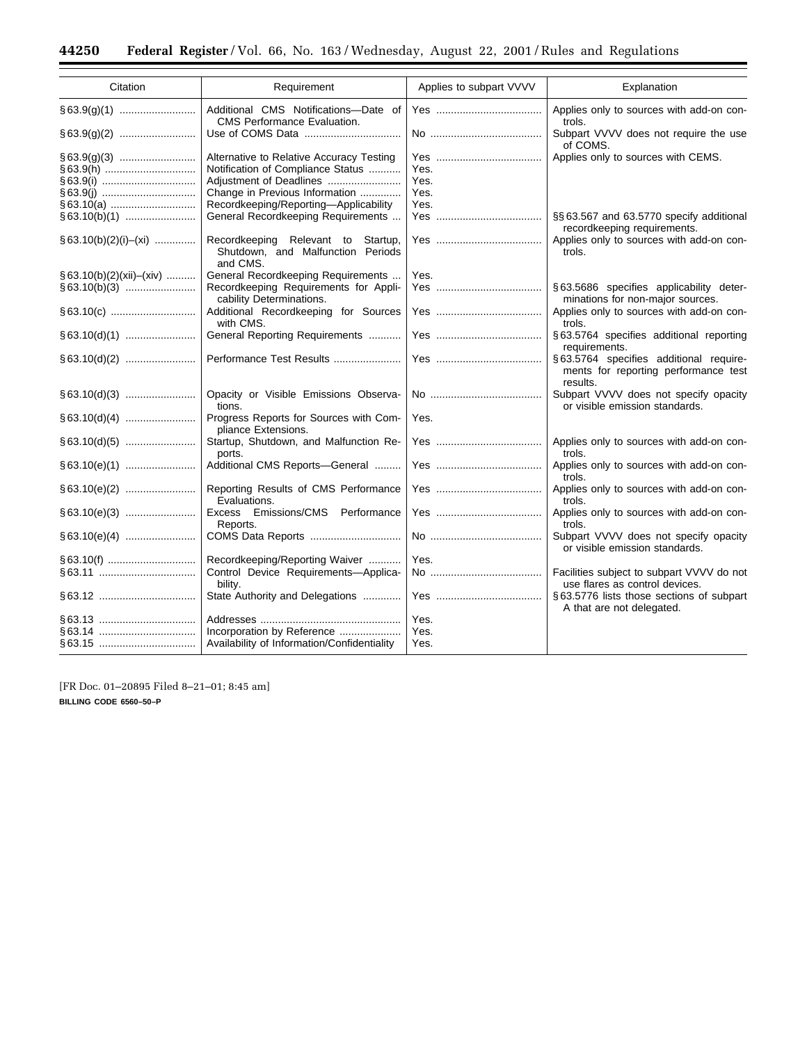| Citation | Requirement | Applies to subpart VVVV | Explanation |
|---|---|---|---|
| § 63.9(g)(1) | Additional CMS Notifications—Date of CMS Performance Evaluation. | Yes | Applies only to sources with add-on controls. |
| § 63.9(g)(2) | Use of COMS Data | No | Subpart VVVV does not require the use of COMS. |
| § 63.9(g)(3) | Alternative to Relative Accuracy Testing | Yes | Applies only to sources with CEMS. |
| § 63.9(h) | Notification of Compliance Status | Yes. | |
| § 63.9(i) | Adjustment of Deadlines | Yes. | |
| § 63.9(j) | Change in Previous Information | Yes. | |
| § 63.10(a) | Recordkeeping/Reporting—Applicability | Yes. | |
| § 63.10(b)(1) | General Recordkeeping Requirements | Yes | §§ 63.567 and 63.5770 specify additional recordkeeping requirements. |
| § 63.10(b)(2)(i)–(xi) | Recordkeeping Relevant to Startup, Shutdown, and Malfunction Periods and CMS. | Yes | Applies only to sources with add-on controls. |
| § 63.10(b)(2)(xii)–(xiv) | General Recordkeeping Requirements | Yes. | |
| § 63.10(b)(3) | Recordkeeping Requirements for Applicability Determinations. | Yes | § 63.5686 specifies applicability determinations for non-major sources. |
| § 63.10(c) | Additional Recordkeeping for Sources with CMS. | Yes | Applies only to sources with add-on controls. |
| § 63.10(d)(1) | General Reporting Requirements | Yes | § 63.5764 specifies additional reporting requirements. |
| § 63.10(d)(2) | Performance Test Results | Yes | § 63.5764 specifies additional requirements for reporting performance test results. |
| § 63.10(d)(3) | Opacity or Visible Emissions Observations. | No | Subpart VVVV does not specify opacity or visible emission standards. |
| § 63.10(d)(4) | Progress Reports for Sources with Compliance Extensions. | Yes. | |
| § 63.10(d)(5) | Startup, Shutdown, and Malfunction Reports. | Yes | Applies only to sources with add-on controls. |
| § 63.10(e)(1) | Additional CMS Reports—General | Yes | Applies only to sources with add-on controls. |
| § 63.10(e)(2) | Reporting Results of CMS Performance Evaluations. | Yes | Applies only to sources with add-on controls. |
| § 63.10(e)(3) | Excess Emissions/CMS Performance Reports. | Yes | Applies only to sources with add-on controls. |
| § 63.10(e)(4) | COMS Data Reports | No | Subpart VVVV does not specify opacity or visible emission standards. |
| § 63.10(f) | Recordkeeping/Reporting Waiver | Yes. | |
| § 63.11 | Control Device Requirements—Applicability. | No | Facilities subject to subpart VVVV do not use flares as control devices. |
| § 63.12 | State Authority and Delegations | Yes | § 63.5776 lists those sections of subpart A that are not delegated. |
| § 63.13 | Addresses | Yes. | |
| § 63.14 | Incorporation by Reference | Yes. | |
| § 63.15 | Availability of Information/Confidentiality | Yes. | |

[FR Doc. 01–20895 Filed 8–21–01; 8:45 am]

**BILLING CODE 6560–50–P**